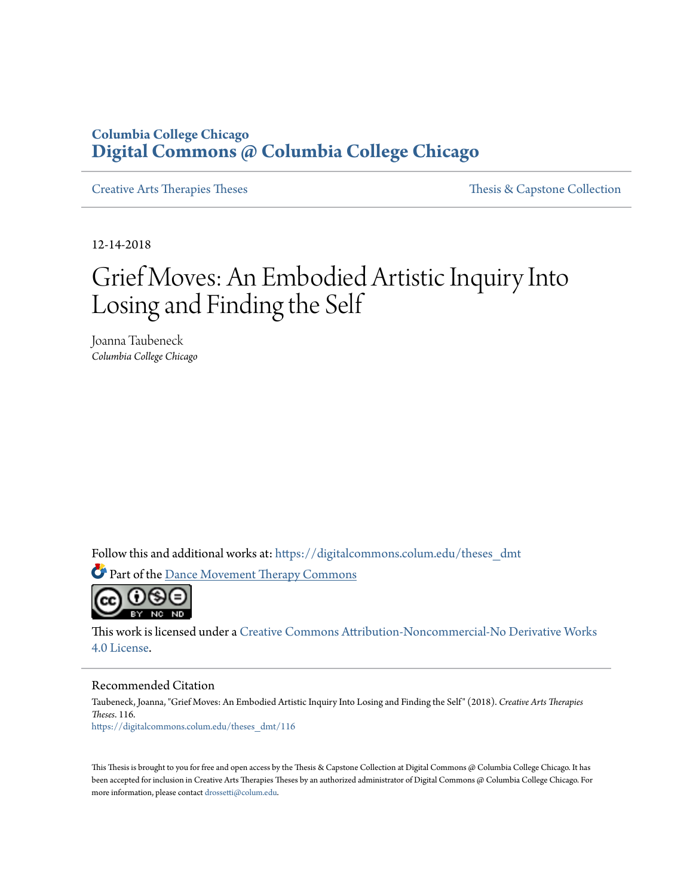Columbia College Chicago

# Digital Commons @ Columbia College Chicago

Creative Arts Therapies Theses | Thesis & Capstone Collection

12-14-2018

# Grief Moves: An Embodied Artistic Inquiry Into Losing and Finding the Self

Joanna Taubeneck
*Columbia College Chicago*

Follow this and additional works at: https://digitalcommons.colum.edu/theses_dmt

Part of the Dance Movement Therapy Commons

This work is licensed under a Creative Commons Attribution-Noncommercial-No Derivative Works 4.0 License.

## Recommended Citation

Taubeneck, Joanna, "Grief Moves: An Embodied Artistic Inquiry Into Losing and Finding the Self" (2018). *Creative Arts Therapies Theses*. 116.
https://digitalcommons.colum.edu/theses_dmt/116

This Thesis is brought to you for free and open access by the Thesis & Capstone Collection at Digital Commons @ Columbia College Chicago. It has been accepted for inclusion in Creative Arts Therapies Theses by an authorized administrator of Digital Commons @ Columbia College Chicago. For more information, please contact drossetti@colum.edu.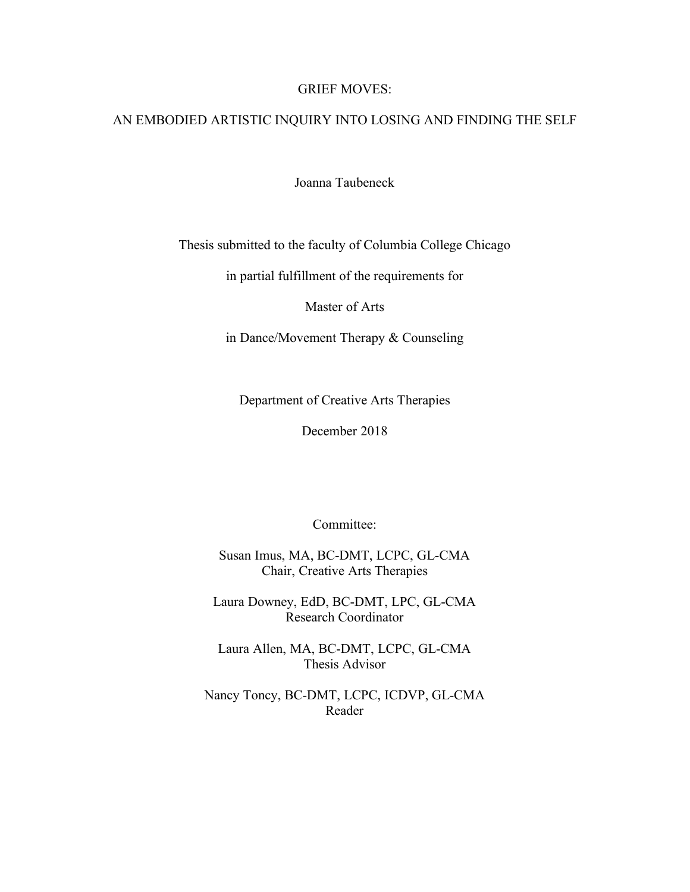# GRIEF MOVES:

# AN EMBODIED ARTISTIC INQUIRY INTO LOSING AND FINDING THE SELF

Joanna Taubeneck

Thesis submitted to the faculty of Columbia College Chicago

in partial fulfillment of the requirements for

Master of Arts

in Dance/Movement Therapy & Counseling

Department of Creative Arts Therapies

December 2018

Committee:

Susan Imus, MA, BC-DMT, LCPC, GL-CMA
Chair, Creative Arts Therapies

Laura Downey, EdD, BC-DMT, LPC, GL-CMA
Research Coordinator

Laura Allen, MA, BC-DMT, LCPC, GL-CMA
Thesis Advisor

Nancy Toncy, BC-DMT, LCPC, ICDVP, GL-CMA
Reader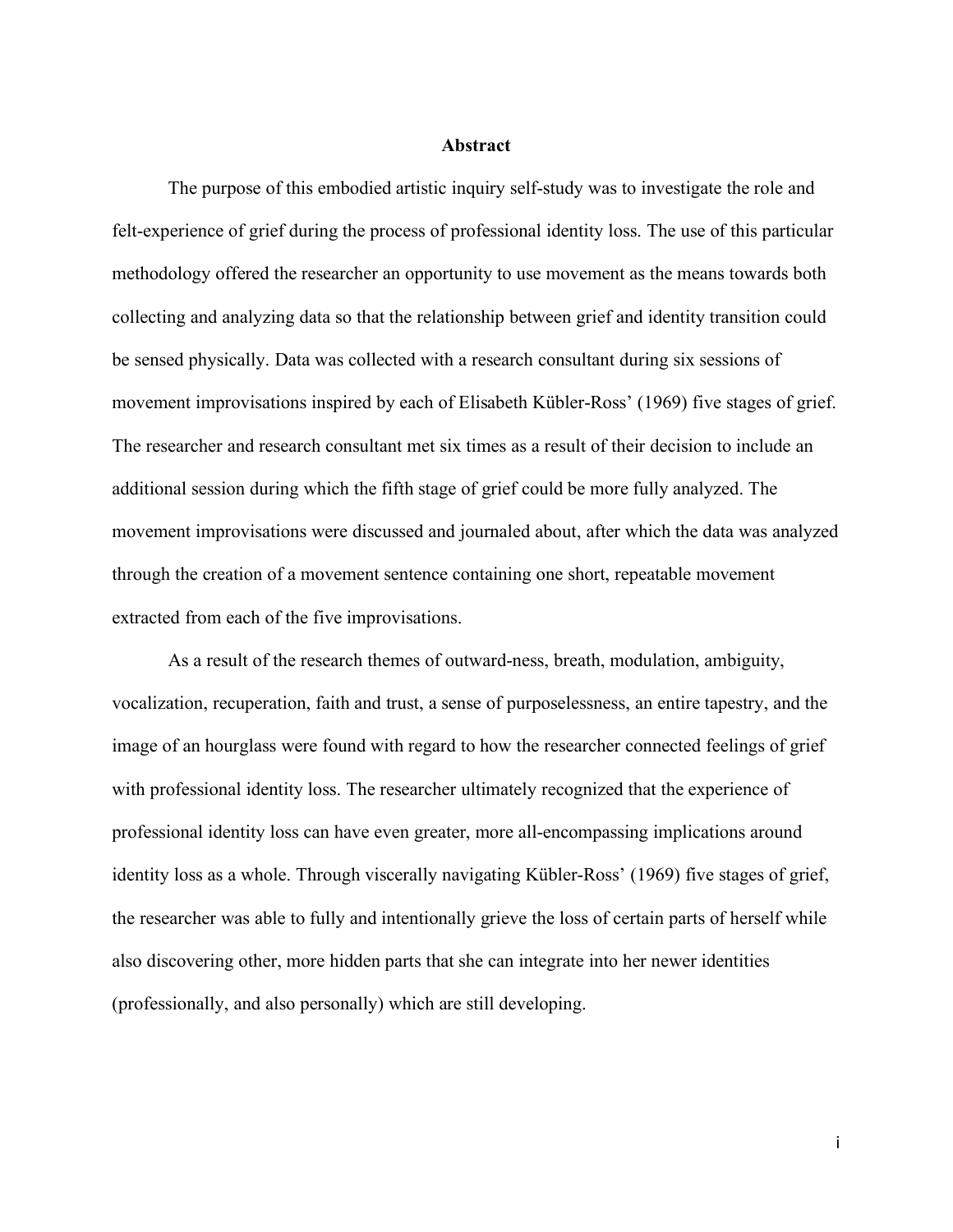# Abstract

The purpose of this embodied artistic inquiry self-study was to investigate the role and felt-experience of grief during the process of professional identity loss. The use of this particular methodology offered the researcher an opportunity to use movement as the means towards both collecting and analyzing data so that the relationship between grief and identity transition could be sensed physically. Data was collected with a research consultant during six sessions of movement improvisations inspired by each of Elisabeth Kübler-Ross' (1969) five stages of grief. The researcher and research consultant met six times as a result of their decision to include an additional session during which the fifth stage of grief could be more fully analyzed. The movement improvisations were discussed and journaled about, after which the data was analyzed through the creation of a movement sentence containing one short, repeatable movement extracted from each of the five improvisations.

As a result of the research themes of outward-ness, breath, modulation, ambiguity, vocalization, recuperation, faith and trust, a sense of purposelessness, an entire tapestry, and the image of an hourglass were found with regard to how the researcher connected feelings of grief with professional identity loss. The researcher ultimately recognized that the experience of professional identity loss can have even greater, more all-encompassing implications around identity loss as a whole. Through viscerally navigating Kübler-Ross' (1969) five stages of grief, the researcher was able to fully and intentionally grieve the loss of certain parts of herself while also discovering other, more hidden parts that she can integrate into her newer identities (professionally, and also personally) which are still developing.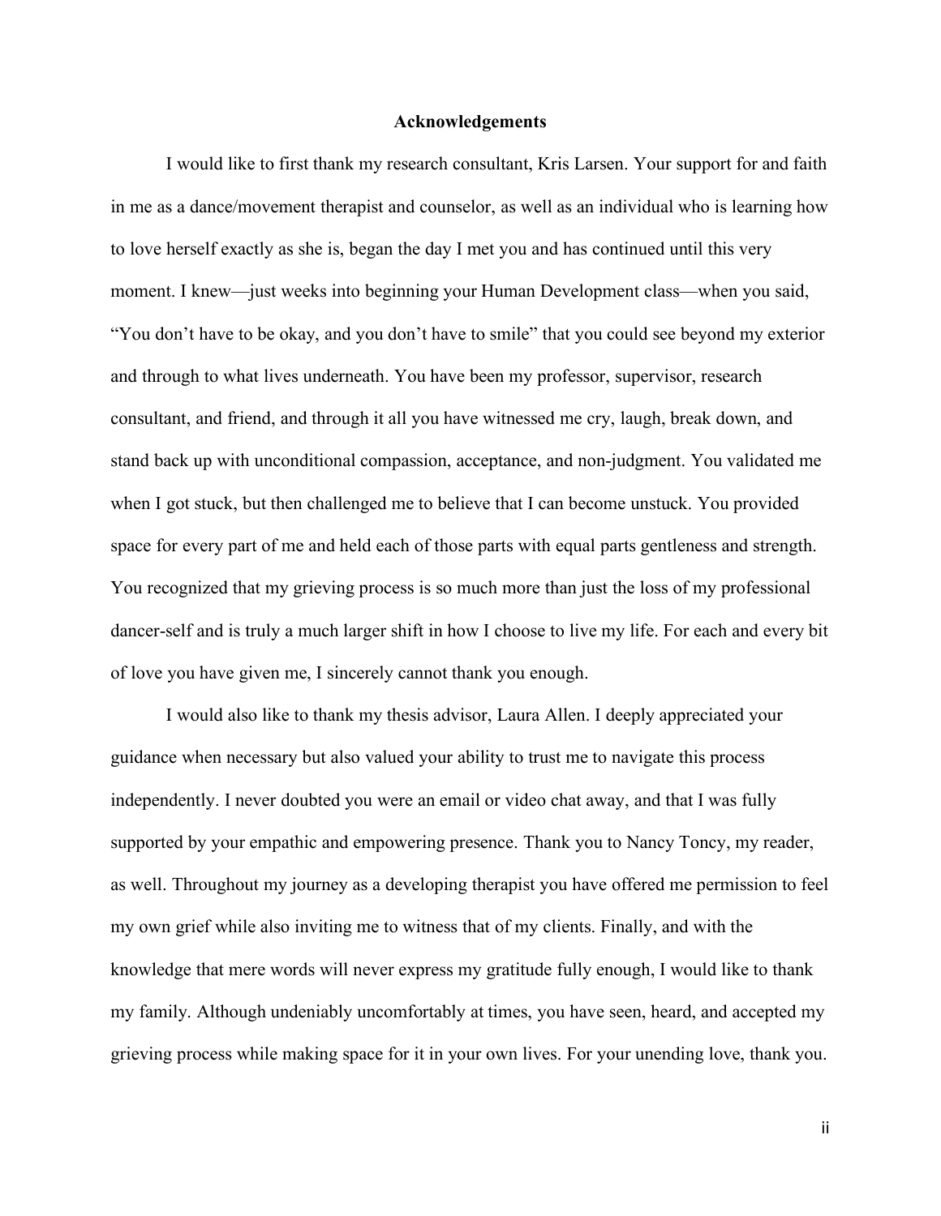# Acknowledgements

I would like to first thank my research consultant, Kris Larsen. Your support for and faith in me as a dance/movement therapist and counselor, as well as an individual who is learning how to love herself exactly as she is, began the day I met you and has continued until this very moment. I knew—just weeks into beginning your Human Development class—when you said, "You don't have to be okay, and you don't have to smile" that you could see beyond my exterior and through to what lives underneath. You have been my professor, supervisor, research consultant, and friend, and through it all you have witnessed me cry, laugh, break down, and stand back up with unconditional compassion, acceptance, and non-judgment. You validated me when I got stuck, but then challenged me to believe that I can become unstuck. You provided space for every part of me and held each of those parts with equal parts gentleness and strength. You recognized that my grieving process is so much more than just the loss of my professional dancer-self and is truly a much larger shift in how I choose to live my life. For each and every bit of love you have given me, I sincerely cannot thank you enough.

I would also like to thank my thesis advisor, Laura Allen. I deeply appreciated your guidance when necessary but also valued your ability to trust me to navigate this process independently. I never doubted you were an email or video chat away, and that I was fully supported by your empathic and empowering presence. Thank you to Nancy Toncy, my reader, as well. Throughout my journey as a developing therapist you have offered me permission to feel my own grief while also inviting me to witness that of my clients. Finally, and with the knowledge that mere words will never express my gratitude fully enough, I would like to thank my family. Although undeniably uncomfortably at times, you have seen, heard, and accepted my grieving process while making space for it in your own lives. For your unending love, thank you.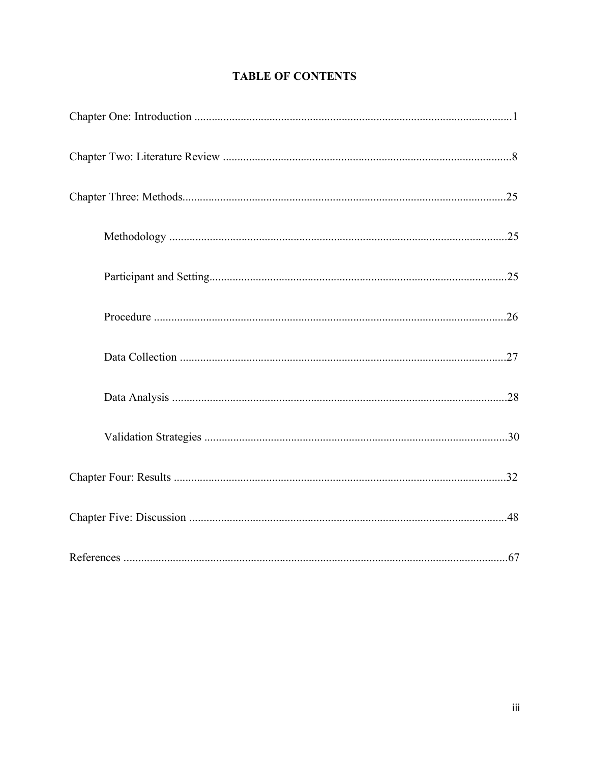# TABLE OF CONTENTS

Chapter One: Introduction ..............................................................................................................1

Chapter Two: Literature Review ....................................................................................................8

Chapter Three: Methods................................................................................................................25

Methodology .....................................................................................................................25

Participant and Setting.......................................................................................................25

Procedure ..........................................................................................................................26

Data Collection .................................................................................................................27

Data Analysis ....................................................................................................................28

Validation Strategies .........................................................................................................30

Chapter Four: Results ...................................................................................................................32

Chapter Five: Discussion ..............................................................................................................48

References .....................................................................................................................................67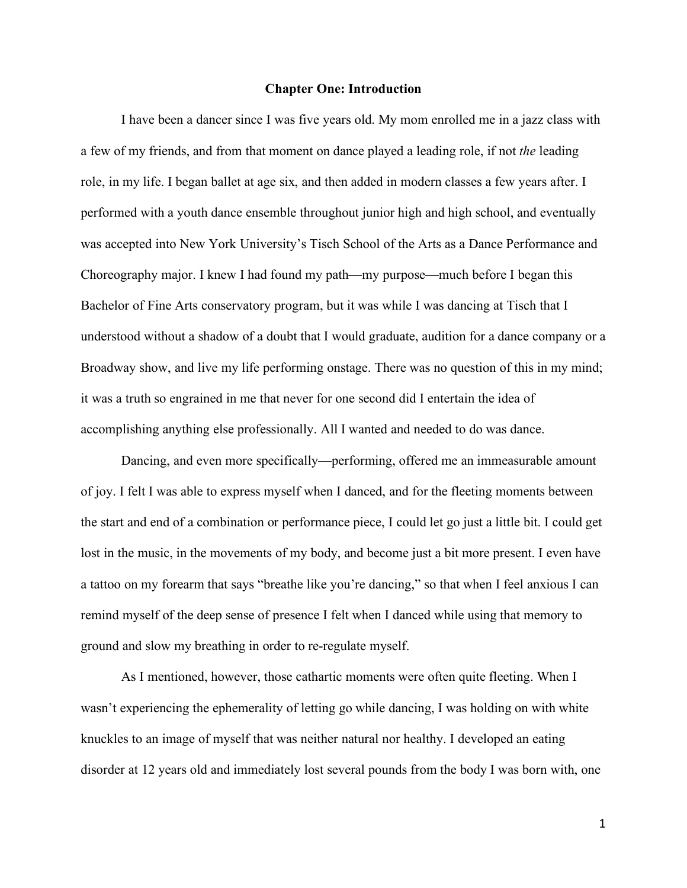## Chapter One: Introduction

I have been a dancer since I was five years old. My mom enrolled me in a jazz class with a few of my friends, and from that moment on dance played a leading role, if not *the* leading role, in my life. I began ballet at age six, and then added in modern classes a few years after. I performed with a youth dance ensemble throughout junior high and high school, and eventually was accepted into New York University's Tisch School of the Arts as a Dance Performance and Choreography major. I knew I had found my path—my purpose—much before I began this Bachelor of Fine Arts conservatory program, but it was while I was dancing at Tisch that I understood without a shadow of a doubt that I would graduate, audition for a dance company or a Broadway show, and live my life performing onstage. There was no question of this in my mind; it was a truth so engrained in me that never for one second did I entertain the idea of accomplishing anything else professionally. All I wanted and needed to do was dance.

Dancing, and even more specifically—performing, offered me an immeasurable amount of joy. I felt I was able to express myself when I danced, and for the fleeting moments between the start and end of a combination or performance piece, I could let go just a little bit. I could get lost in the music, in the movements of my body, and become just a bit more present. I even have a tattoo on my forearm that says "breathe like you're dancing," so that when I feel anxious I can remind myself of the deep sense of presence I felt when I danced while using that memory to ground and slow my breathing in order to re-regulate myself.

As I mentioned, however, those cathartic moments were often quite fleeting. When I wasn't experiencing the ephemerality of letting go while dancing, I was holding on with white knuckles to an image of myself that was neither natural nor healthy. I developed an eating disorder at 12 years old and immediately lost several pounds from the body I was born with, one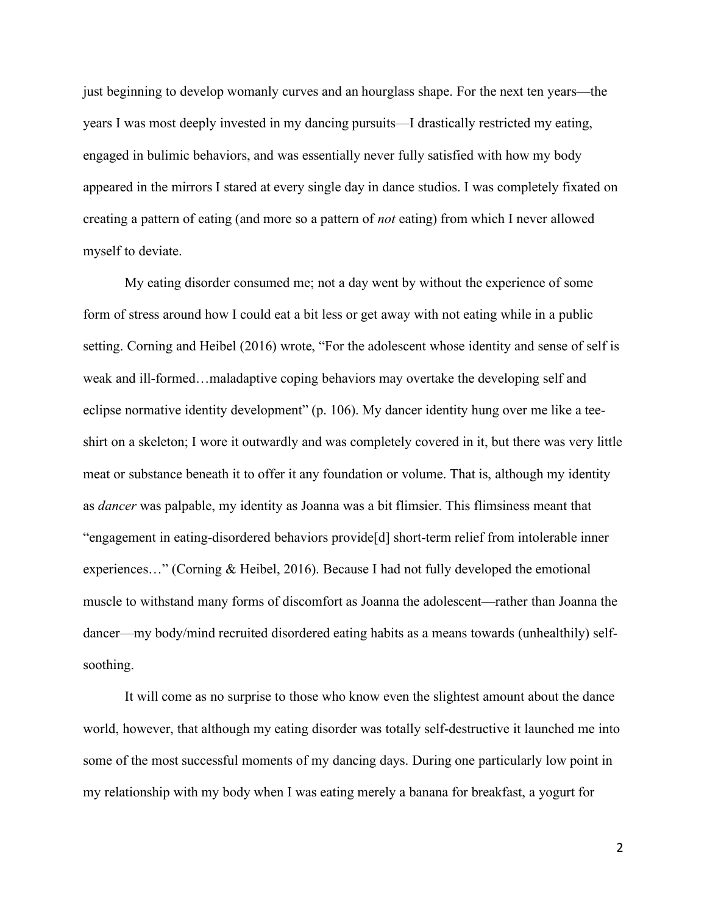just beginning to develop womanly curves and an hourglass shape. For the next ten years—the years I was most deeply invested in my dancing pursuits—I drastically restricted my eating, engaged in bulimic behaviors, and was essentially never fully satisfied with how my body appeared in the mirrors I stared at every single day in dance studios. I was completely fixated on creating a pattern of eating (and more so a pattern of *not* eating) from which I never allowed myself to deviate.

My eating disorder consumed me; not a day went by without the experience of some form of stress around how I could eat a bit less or get away with not eating while in a public setting. Corning and Heibel (2016) wrote, "For the adolescent whose identity and sense of self is weak and ill-formed…maladaptive coping behaviors may overtake the developing self and eclipse normative identity development" (p. 106). My dancer identity hung over me like a tee-shirt on a skeleton; I wore it outwardly and was completely covered in it, but there was very little meat or substance beneath it to offer it any foundation or volume. That is, although my identity as *dancer* was palpable, my identity as Joanna was a bit flimsier. This flimsiness meant that "engagement in eating-disordered behaviors provide[d] short-term relief from intolerable inner experiences…" (Corning & Heibel, 2016). Because I had not fully developed the emotional muscle to withstand many forms of discomfort as Joanna the adolescent—rather than Joanna the dancer—my body/mind recruited disordered eating habits as a means towards (unhealthily) self-soothing.

It will come as no surprise to those who know even the slightest amount about the dance world, however, that although my eating disorder was totally self-destructive it launched me into some of the most successful moments of my dancing days. During one particularly low point in my relationship with my body when I was eating merely a banana for breakfast, a yogurt for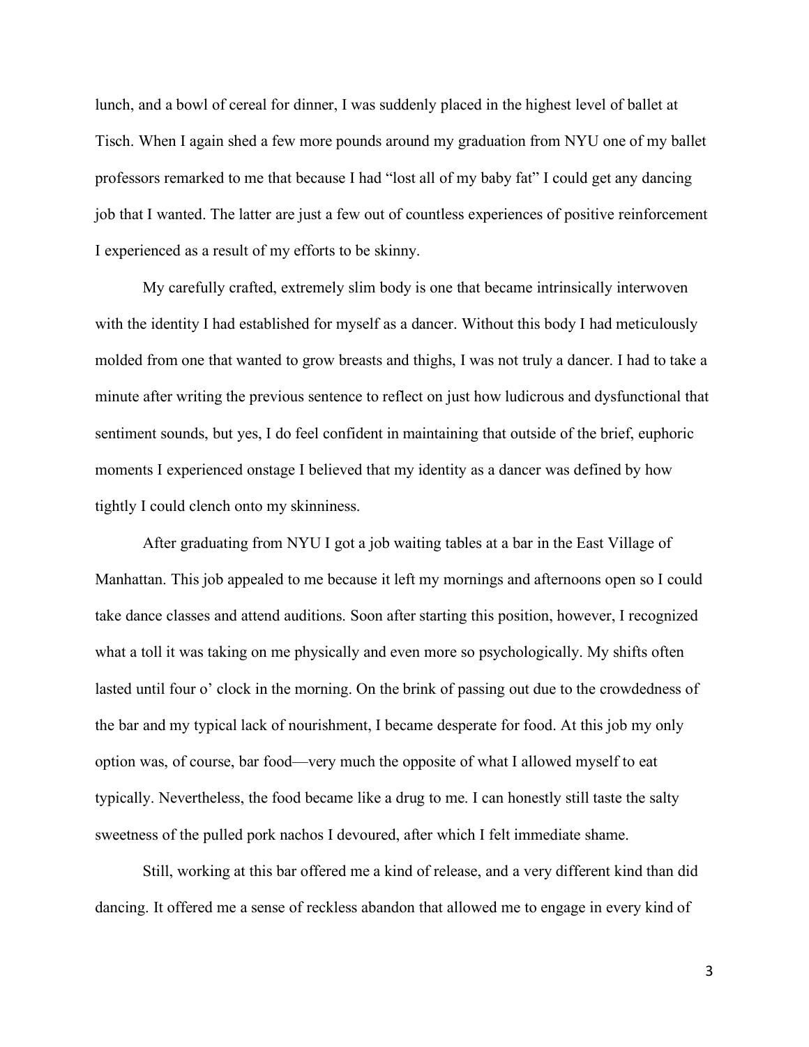lunch, and a bowl of cereal for dinner, I was suddenly placed in the highest level of ballet at Tisch. When I again shed a few more pounds around my graduation from NYU one of my ballet professors remarked to me that because I had "lost all of my baby fat" I could get any dancing job that I wanted. The latter are just a few out of countless experiences of positive reinforcement I experienced as a result of my efforts to be skinny.

My carefully crafted, extremely slim body is one that became intrinsically interwoven with the identity I had established for myself as a dancer. Without this body I had meticulously molded from one that wanted to grow breasts and thighs, I was not truly a dancer. I had to take a minute after writing the previous sentence to reflect on just how ludicrous and dysfunctional that sentiment sounds, but yes, I do feel confident in maintaining that outside of the brief, euphoric moments I experienced onstage I believed that my identity as a dancer was defined by how tightly I could clench onto my skinniness.

After graduating from NYU I got a job waiting tables at a bar in the East Village of Manhattan. This job appealed to me because it left my mornings and afternoons open so I could take dance classes and attend auditions. Soon after starting this position, however, I recognized what a toll it was taking on me physically and even more so psychologically. My shifts often lasted until four o' clock in the morning. On the brink of passing out due to the crowdedness of the bar and my typical lack of nourishment, I became desperate for food. At this job my only option was, of course, bar food—very much the opposite of what I allowed myself to eat typically. Nevertheless, the food became like a drug to me. I can honestly still taste the salty sweetness of the pulled pork nachos I devoured, after which I felt immediate shame.

Still, working at this bar offered me a kind of release, and a very different kind than did dancing. It offered me a sense of reckless abandon that allowed me to engage in every kind of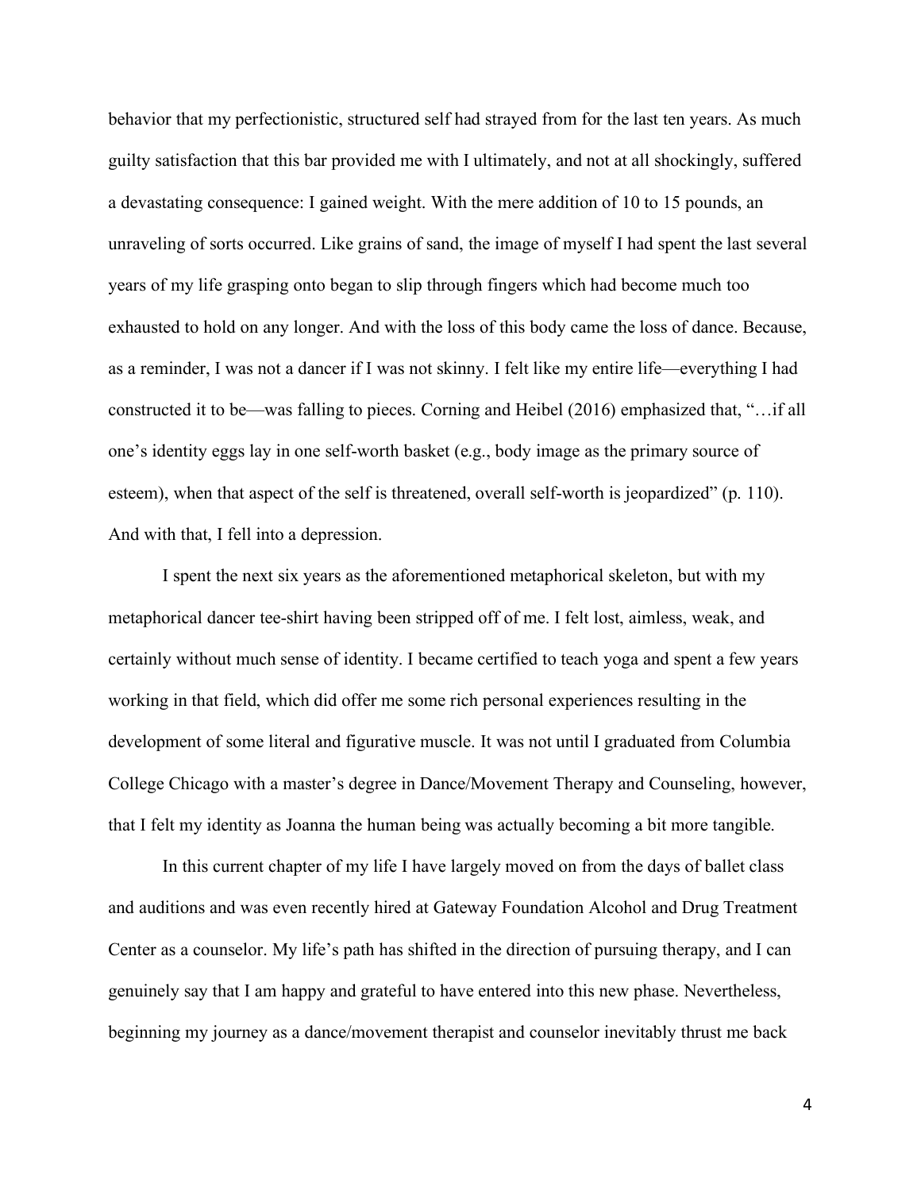behavior that my perfectionistic, structured self had strayed from for the last ten years. As much guilty satisfaction that this bar provided me with I ultimately, and not at all shockingly, suffered a devastating consequence: I gained weight. With the mere addition of 10 to 15 pounds, an unraveling of sorts occurred. Like grains of sand, the image of myself I had spent the last several years of my life grasping onto began to slip through fingers which had become much too exhausted to hold on any longer. And with the loss of this body came the loss of dance. Because, as a reminder, I was not a dancer if I was not skinny. I felt like my entire life—everything I had constructed it to be—was falling to pieces. Corning and Heibel (2016) emphasized that, "…if all one's identity eggs lay in one self-worth basket (e.g., body image as the primary source of esteem), when that aspect of the self is threatened, overall self-worth is jeopardized" (p. 110). And with that, I fell into a depression.

I spent the next six years as the aforementioned metaphorical skeleton, but with my metaphorical dancer tee-shirt having been stripped off of me. I felt lost, aimless, weak, and certainly without much sense of identity. I became certified to teach yoga and spent a few years working in that field, which did offer me some rich personal experiences resulting in the development of some literal and figurative muscle. It was not until I graduated from Columbia College Chicago with a master's degree in Dance/Movement Therapy and Counseling, however, that I felt my identity as Joanna the human being was actually becoming a bit more tangible.

In this current chapter of my life I have largely moved on from the days of ballet class and auditions and was even recently hired at Gateway Foundation Alcohol and Drug Treatment Center as a counselor. My life's path has shifted in the direction of pursuing therapy, and I can genuinely say that I am happy and grateful to have entered into this new phase. Nevertheless, beginning my journey as a dance/movement therapist and counselor inevitably thrust me back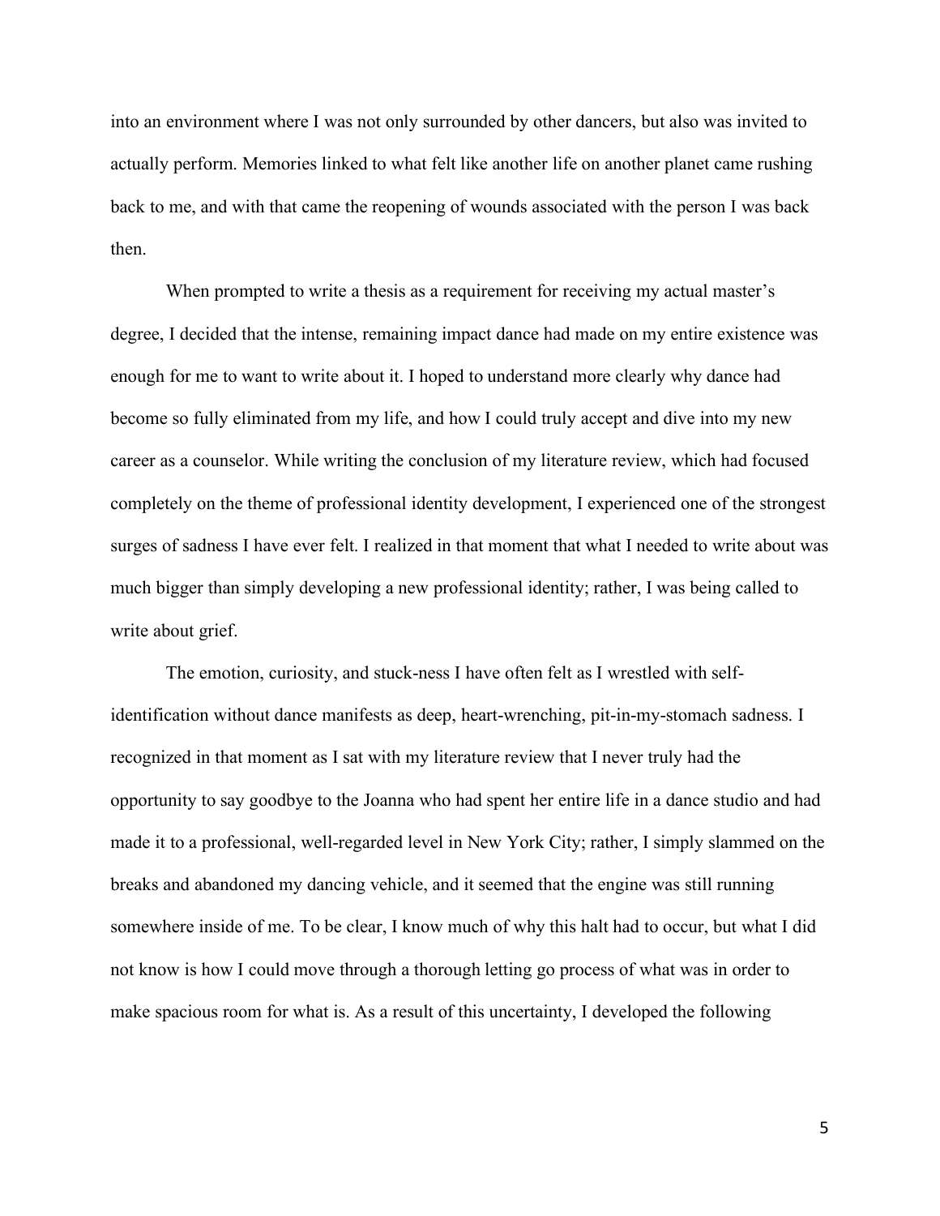into an environment where I was not only surrounded by other dancers, but also was invited to actually perform. Memories linked to what felt like another life on another planet came rushing back to me, and with that came the reopening of wounds associated with the person I was back then.

When prompted to write a thesis as a requirement for receiving my actual master's degree, I decided that the intense, remaining impact dance had made on my entire existence was enough for me to want to write about it. I hoped to understand more clearly why dance had become so fully eliminated from my life, and how I could truly accept and dive into my new career as a counselor. While writing the conclusion of my literature review, which had focused completely on the theme of professional identity development, I experienced one of the strongest surges of sadness I have ever felt. I realized in that moment that what I needed to write about was much bigger than simply developing a new professional identity; rather, I was being called to write about grief.

The emotion, curiosity, and stuck-ness I have often felt as I wrestled with self-identification without dance manifests as deep, heart-wrenching, pit-in-my-stomach sadness. I recognized in that moment as I sat with my literature review that I never truly had the opportunity to say goodbye to the Joanna who had spent her entire life in a dance studio and had made it to a professional, well-regarded level in New York City; rather, I simply slammed on the breaks and abandoned my dancing vehicle, and it seemed that the engine was still running somewhere inside of me. To be clear, I know much of why this halt had to occur, but what I did not know is how I could move through a thorough letting go process of what was in order to make spacious room for what is. As a result of this uncertainty, I developed the following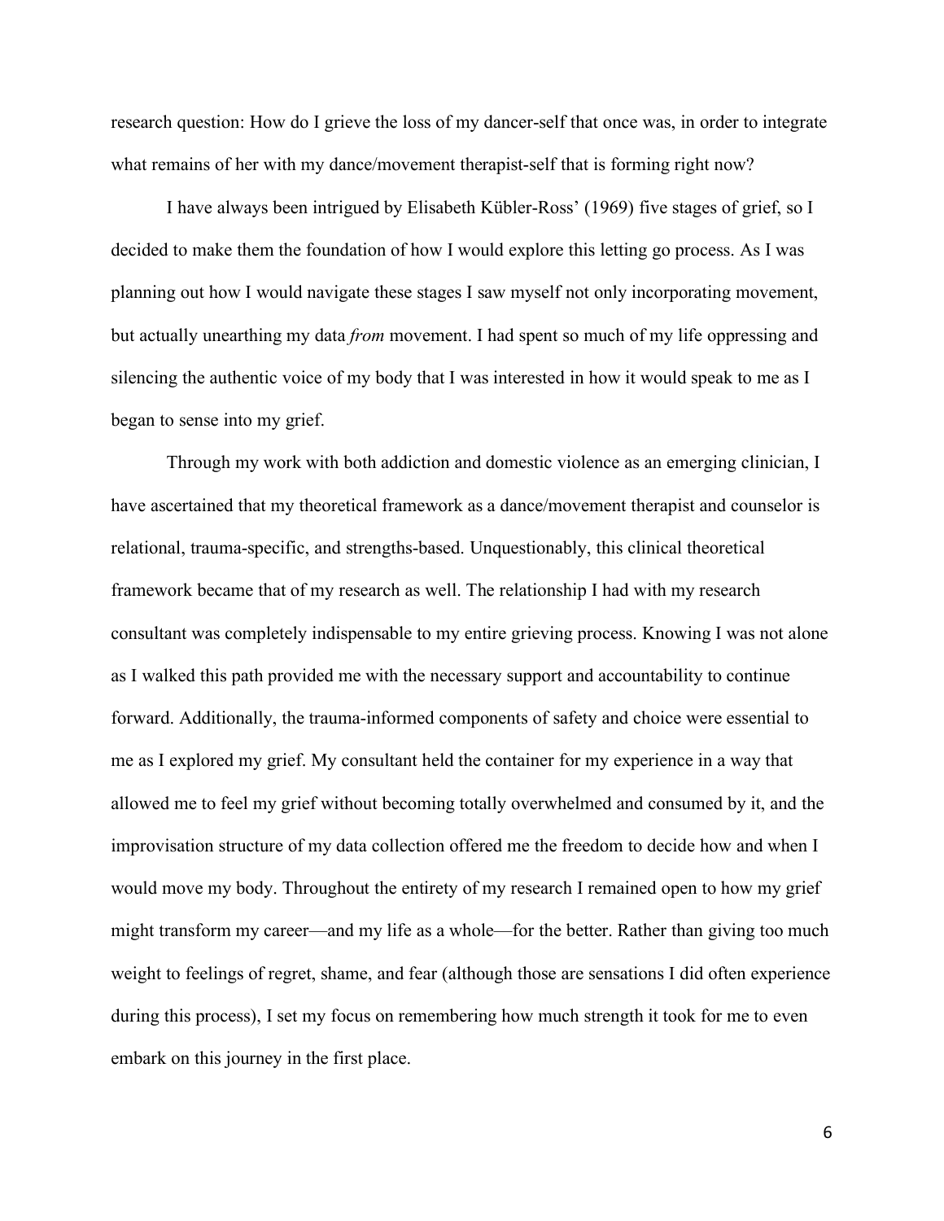research question: How do I grieve the loss of my dancer-self that once was, in order to integrate what remains of her with my dance/movement therapist-self that is forming right now?

I have always been intrigued by Elisabeth Kübler-Ross' (1969) five stages of grief, so I decided to make them the foundation of how I would explore this letting go process. As I was planning out how I would navigate these stages I saw myself not only incorporating movement, but actually unearthing my data *from* movement. I had spent so much of my life oppressing and silencing the authentic voice of my body that I was interested in how it would speak to me as I began to sense into my grief.

Through my work with both addiction and domestic violence as an emerging clinician, I have ascertained that my theoretical framework as a dance/movement therapist and counselor is relational, trauma-specific, and strengths-based. Unquestionably, this clinical theoretical framework became that of my research as well. The relationship I had with my research consultant was completely indispensable to my entire grieving process. Knowing I was not alone as I walked this path provided me with the necessary support and accountability to continue forward. Additionally, the trauma-informed components of safety and choice were essential to me as I explored my grief. My consultant held the container for my experience in a way that allowed me to feel my grief without becoming totally overwhelmed and consumed by it, and the improvisation structure of my data collection offered me the freedom to decide how and when I would move my body. Throughout the entirety of my research I remained open to how my grief might transform my career—and my life as a whole—for the better. Rather than giving too much weight to feelings of regret, shame, and fear (although those are sensations I did often experience during this process), I set my focus on remembering how much strength it took for me to even embark on this journey in the first place.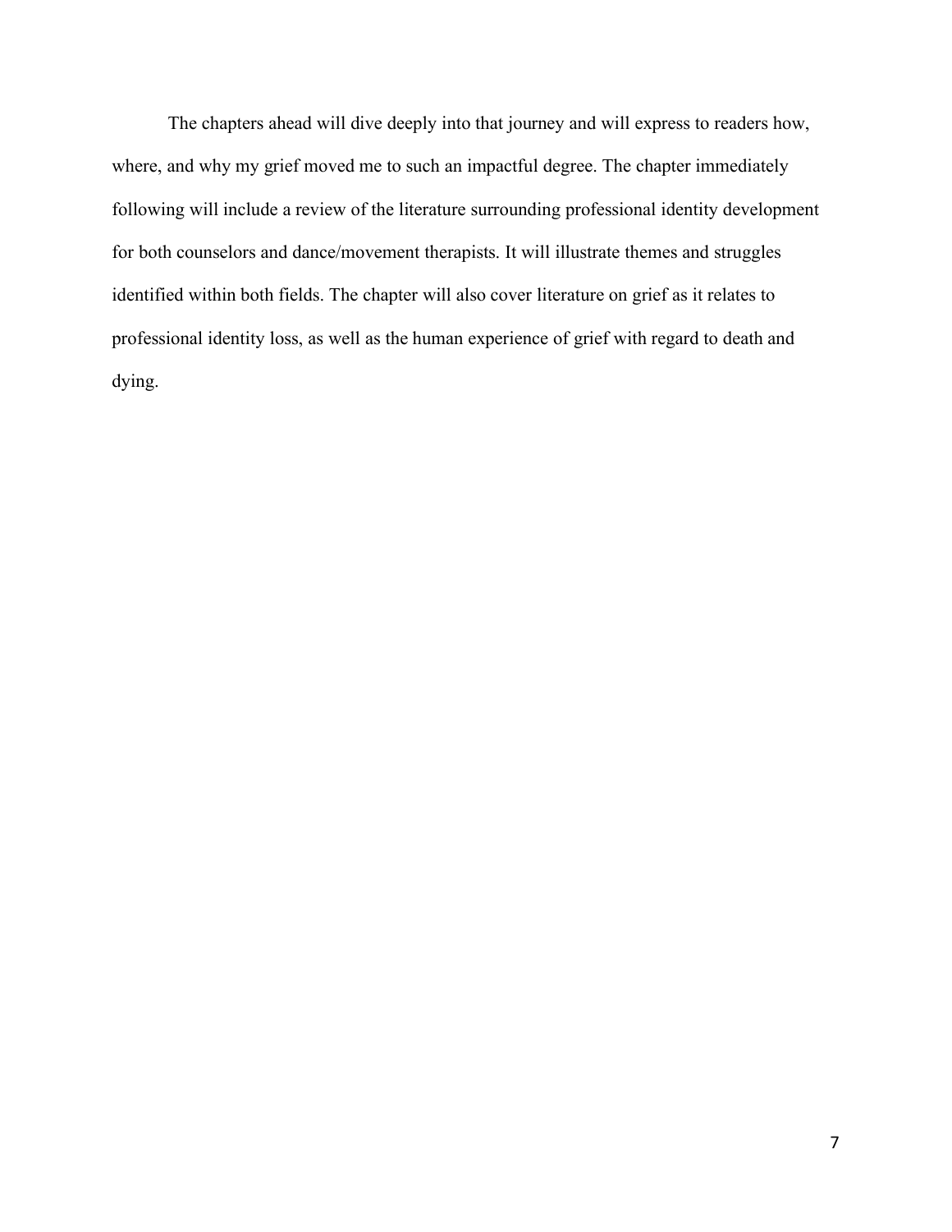The chapters ahead will dive deeply into that journey and will express to readers how, where, and why my grief moved me to such an impactful degree. The chapter immediately following will include a review of the literature surrounding professional identity development for both counselors and dance/movement therapists. It will illustrate themes and struggles identified within both fields. The chapter will also cover literature on grief as it relates to professional identity loss, as well as the human experience of grief with regard to death and dying.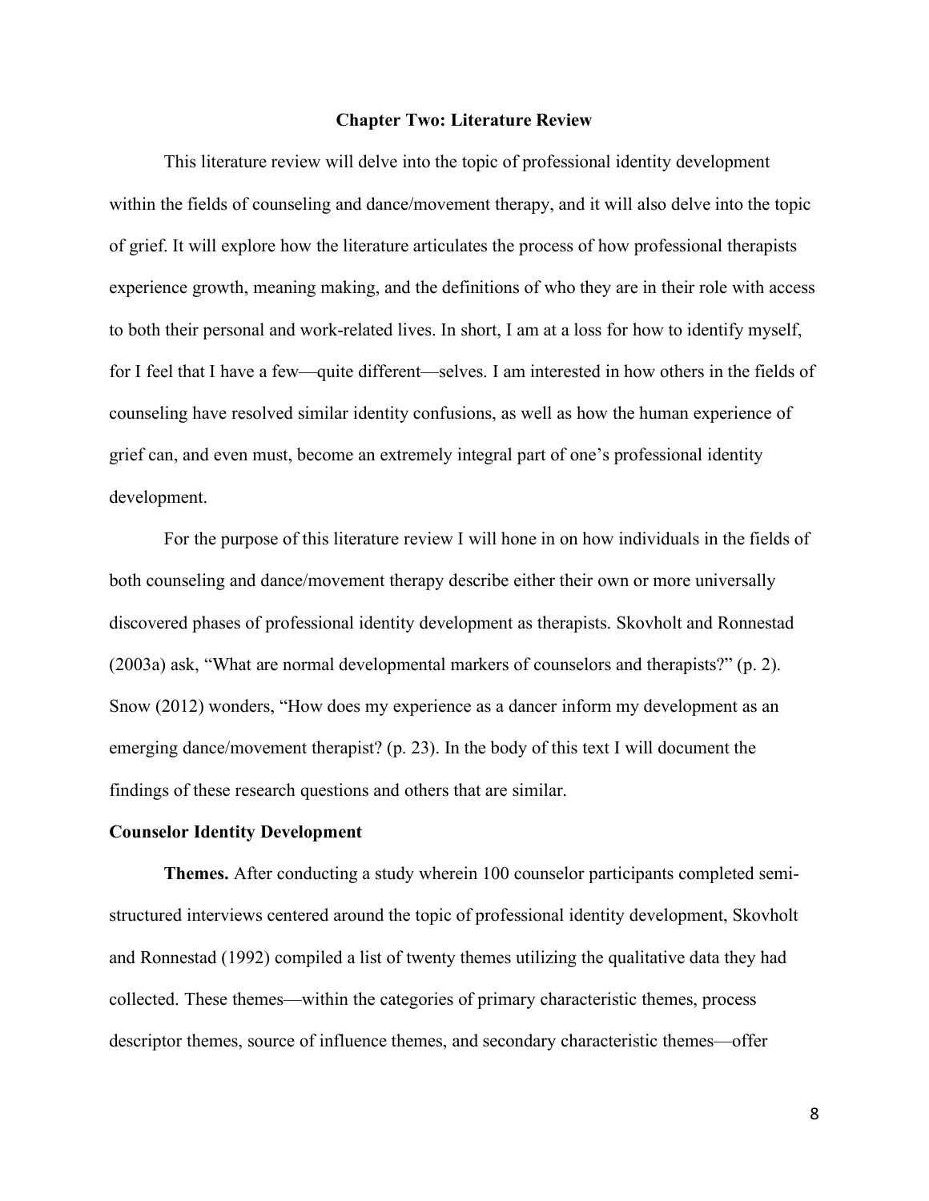# Chapter Two: Literature Review

This literature review will delve into the topic of professional identity development within the fields of counseling and dance/movement therapy, and it will also delve into the topic of grief. It will explore how the literature articulates the process of how professional therapists experience growth, meaning making, and the definitions of who they are in their role with access to both their personal and work-related lives. In short, I am at a loss for how to identify myself, for I feel that I have a few—quite different—selves. I am interested in how others in the fields of counseling have resolved similar identity confusions, as well as how the human experience of grief can, and even must, become an extremely integral part of one's professional identity development.

For the purpose of this literature review I will hone in on how individuals in the fields of both counseling and dance/movement therapy describe either their own or more universally discovered phases of professional identity development as therapists. Skovholt and Ronnestad (2003a) ask, "What are normal developmental markers of counselors and therapists?" (p. 2). Snow (2012) wonders, "How does my experience as a dancer inform my development as an emerging dance/movement therapist? (p. 23). In the body of this text I will document the findings of these research questions and others that are similar.

## Counselor Identity Development

**Themes.** After conducting a study wherein 100 counselor participants completed semi-structured interviews centered around the topic of professional identity development, Skovholt and Ronnestad (1992) compiled a list of twenty themes utilizing the qualitative data they had collected. These themes—within the categories of primary characteristic themes, process descriptor themes, source of influence themes, and secondary characteristic themes—offer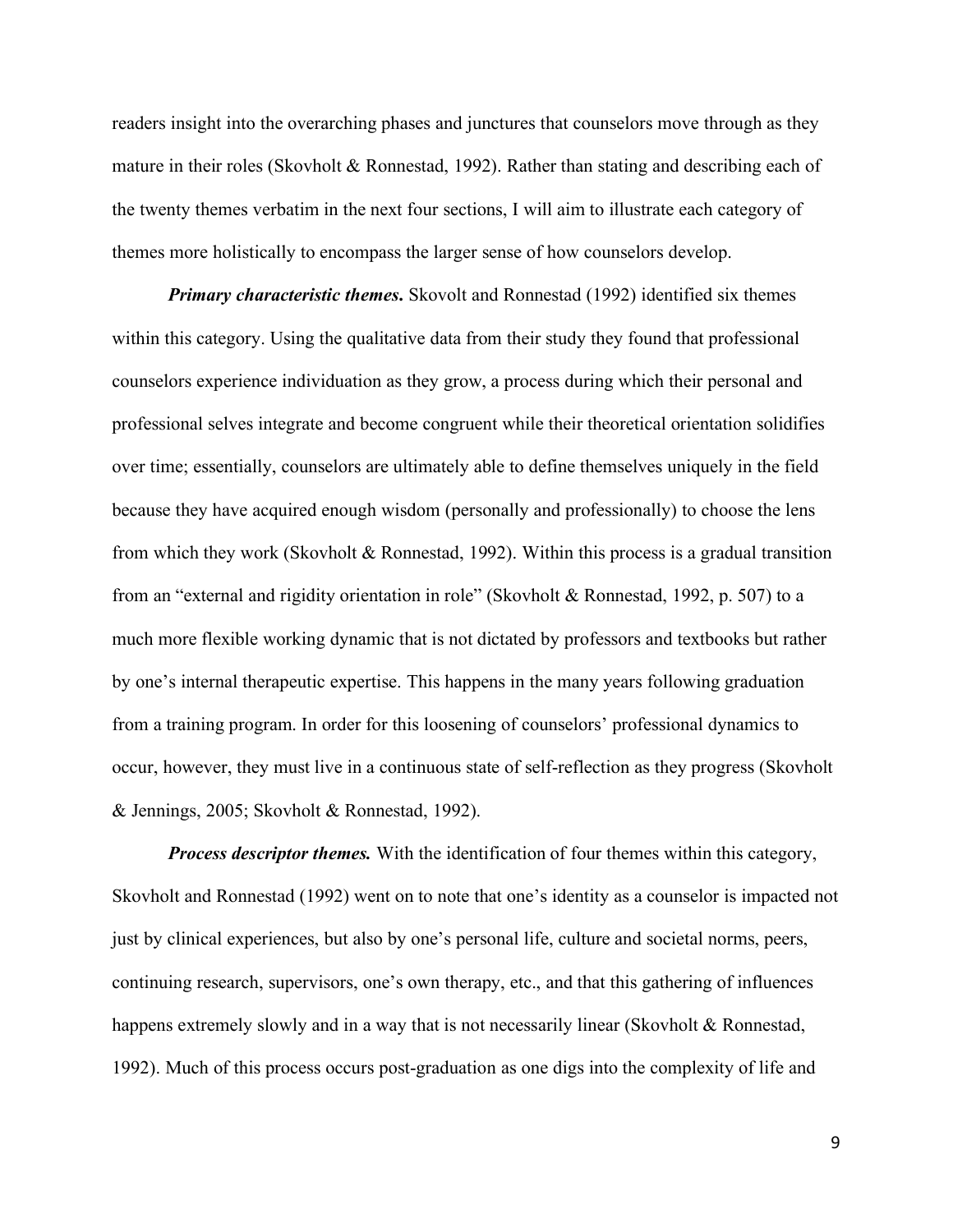readers insight into the overarching phases and junctures that counselors move through as they mature in their roles (Skovholt & Ronnestad, 1992). Rather than stating and describing each of the twenty themes verbatim in the next four sections, I will aim to illustrate each category of themes more holistically to encompass the larger sense of how counselors develop.

***Primary characteristic themes.*** Skovolt and Ronnestad (1992) identified six themes within this category. Using the qualitative data from their study they found that professional counselors experience individuation as they grow, a process during which their personal and professional selves integrate and become congruent while their theoretical orientation solidifies over time; essentially, counselors are ultimately able to define themselves uniquely in the field because they have acquired enough wisdom (personally and professionally) to choose the lens from which they work (Skovholt & Ronnestad, 1992). Within this process is a gradual transition from an "external and rigidity orientation in role" (Skovholt & Ronnestad, 1992, p. 507) to a much more flexible working dynamic that is not dictated by professors and textbooks but rather by one's internal therapeutic expertise. This happens in the many years following graduation from a training program. In order for this loosening of counselors' professional dynamics to occur, however, they must live in a continuous state of self-reflection as they progress (Skovholt & Jennings, 2005; Skovholt & Ronnestad, 1992).

***Process descriptor themes.*** With the identification of four themes within this category, Skovholt and Ronnestad (1992) went on to note that one's identity as a counselor is impacted not just by clinical experiences, but also by one's personal life, culture and societal norms, peers, continuing research, supervisors, one's own therapy, etc., and that this gathering of influences happens extremely slowly and in a way that is not necessarily linear (Skovholt & Ronnestad, 1992). Much of this process occurs post-graduation as one digs into the complexity of life and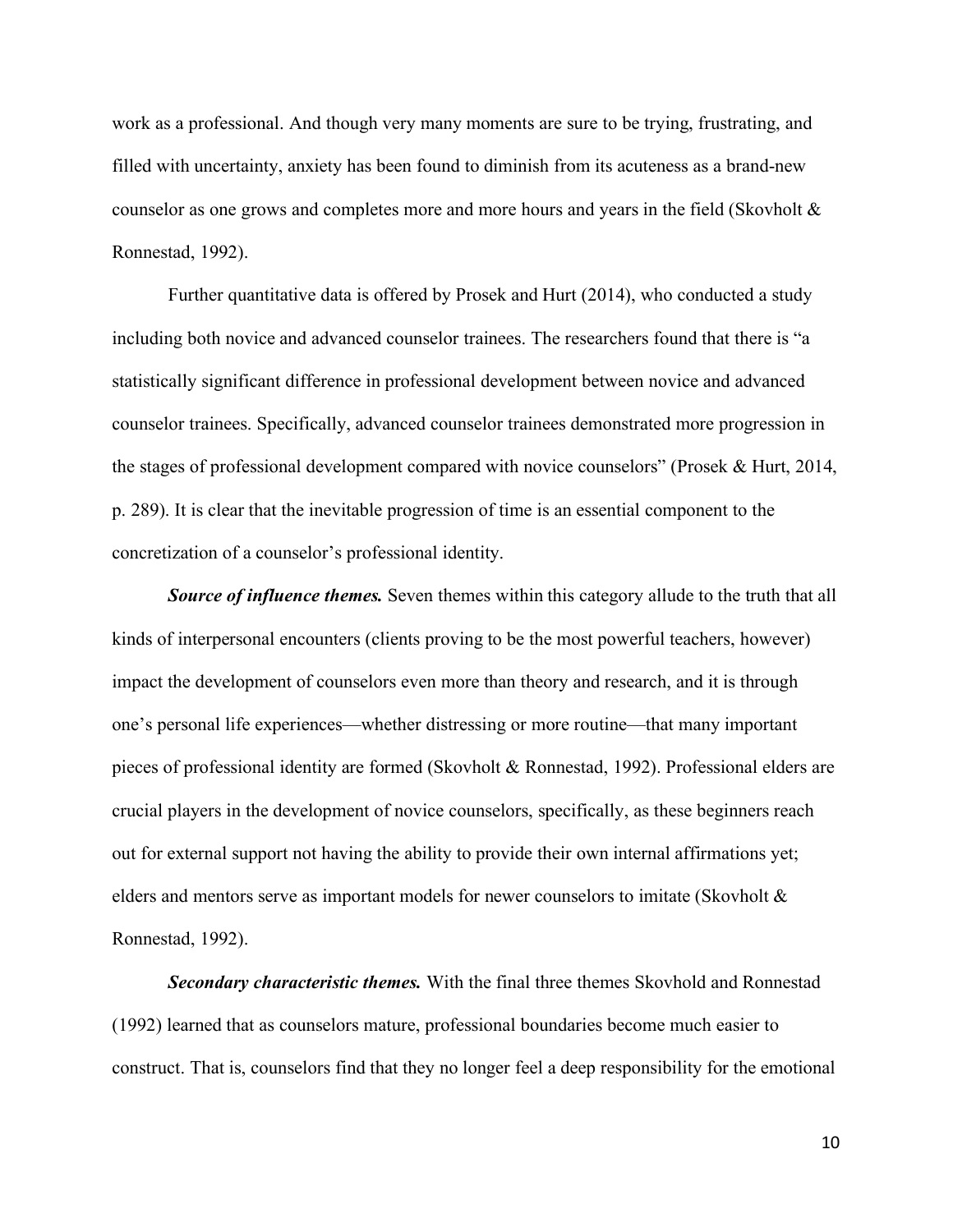work as a professional. And though very many moments are sure to be trying, frustrating, and filled with uncertainty, anxiety has been found to diminish from its acuteness as a brand-new counselor as one grows and completes more and more hours and years in the field (Skovholt & Ronnestad, 1992).

Further quantitative data is offered by Prosek and Hurt (2014), who conducted a study including both novice and advanced counselor trainees. The researchers found that there is "a statistically significant difference in professional development between novice and advanced counselor trainees. Specifically, advanced counselor trainees demonstrated more progression in the stages of professional development compared with novice counselors" (Prosek & Hurt, 2014, p. 289). It is clear that the inevitable progression of time is an essential component to the concretization of a counselor's professional identity.

***Source of influence themes.*** Seven themes within this category allude to the truth that all kinds of interpersonal encounters (clients proving to be the most powerful teachers, however) impact the development of counselors even more than theory and research, and it is through one's personal life experiences—whether distressing or more routine—that many important pieces of professional identity are formed (Skovholt & Ronnestad, 1992). Professional elders are crucial players in the development of novice counselors, specifically, as these beginners reach out for external support not having the ability to provide their own internal affirmations yet; elders and mentors serve as important models for newer counselors to imitate (Skovholt & Ronnestad, 1992).

***Secondary characteristic themes.*** With the final three themes Skovhold and Ronnestad (1992) learned that as counselors mature, professional boundaries become much easier to construct. That is, counselors find that they no longer feel a deep responsibility for the emotional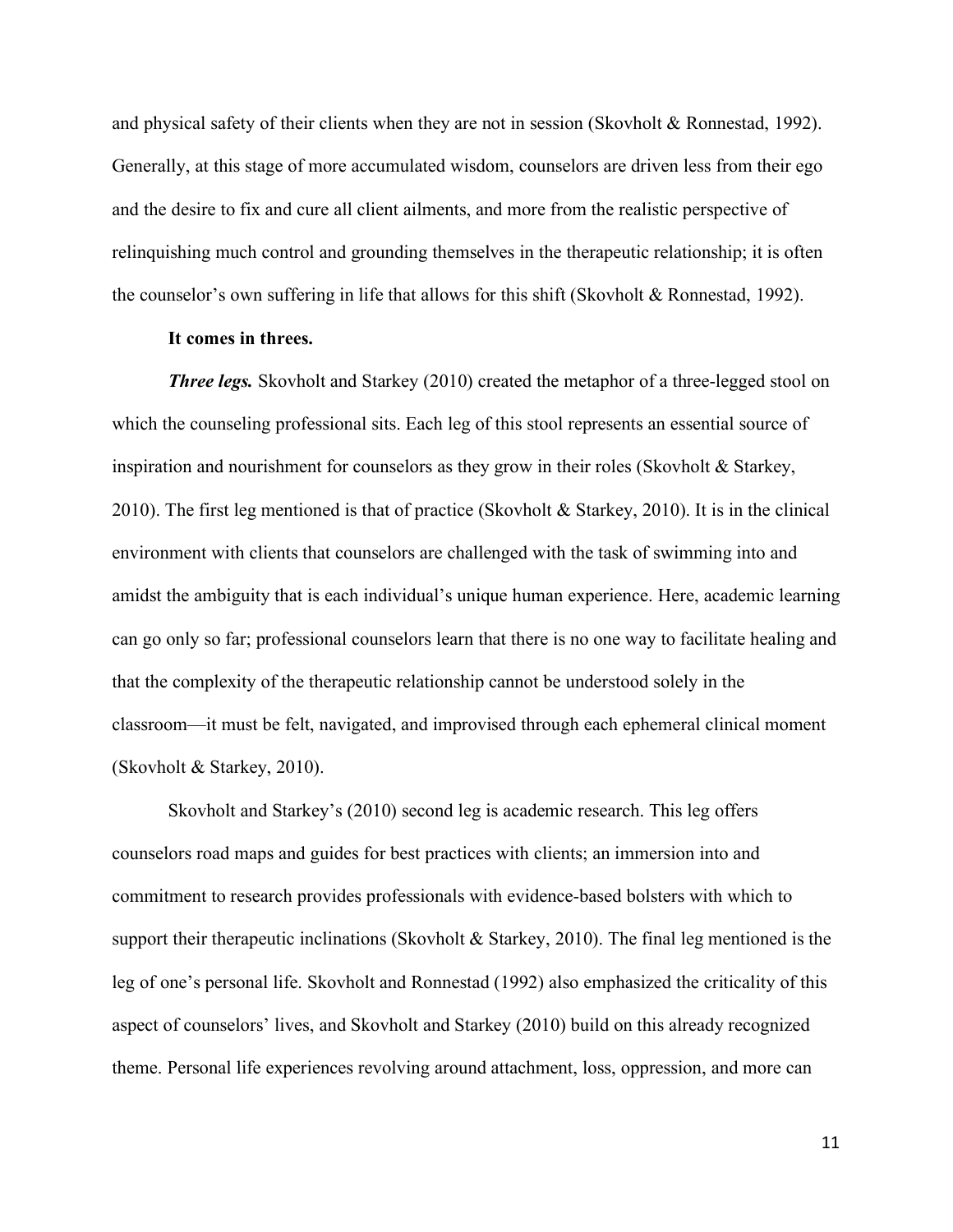and physical safety of their clients when they are not in session (Skovholt & Ronnestad, 1992). Generally, at this stage of more accumulated wisdom, counselors are driven less from their ego and the desire to fix and cure all client ailments, and more from the realistic perspective of relinquishing much control and grounding themselves in the therapeutic relationship; it is often the counselor's own suffering in life that allows for this shift (Skovholt & Ronnestad, 1992).

**It comes in threes.**

***Three legs.*** Skovholt and Starkey (2010) created the metaphor of a three-legged stool on which the counseling professional sits. Each leg of this stool represents an essential source of inspiration and nourishment for counselors as they grow in their roles (Skovholt & Starkey, 2010). The first leg mentioned is that of practice (Skovholt & Starkey, 2010). It is in the clinical environment with clients that counselors are challenged with the task of swimming into and amidst the ambiguity that is each individual's unique human experience. Here, academic learning can go only so far; professional counselors learn that there is no one way to facilitate healing and that the complexity of the therapeutic relationship cannot be understood solely in the classroom—it must be felt, navigated, and improvised through each ephemeral clinical moment (Skovholt & Starkey, 2010).

Skovholt and Starkey's (2010) second leg is academic research. This leg offers counselors road maps and guides for best practices with clients; an immersion into and commitment to research provides professionals with evidence-based bolsters with which to support their therapeutic inclinations (Skovholt & Starkey, 2010). The final leg mentioned is the leg of one's personal life. Skovholt and Ronnestad (1992) also emphasized the criticality of this aspect of counselors' lives, and Skovholt and Starkey (2010) build on this already recognized theme. Personal life experiences revolving around attachment, loss, oppression, and more can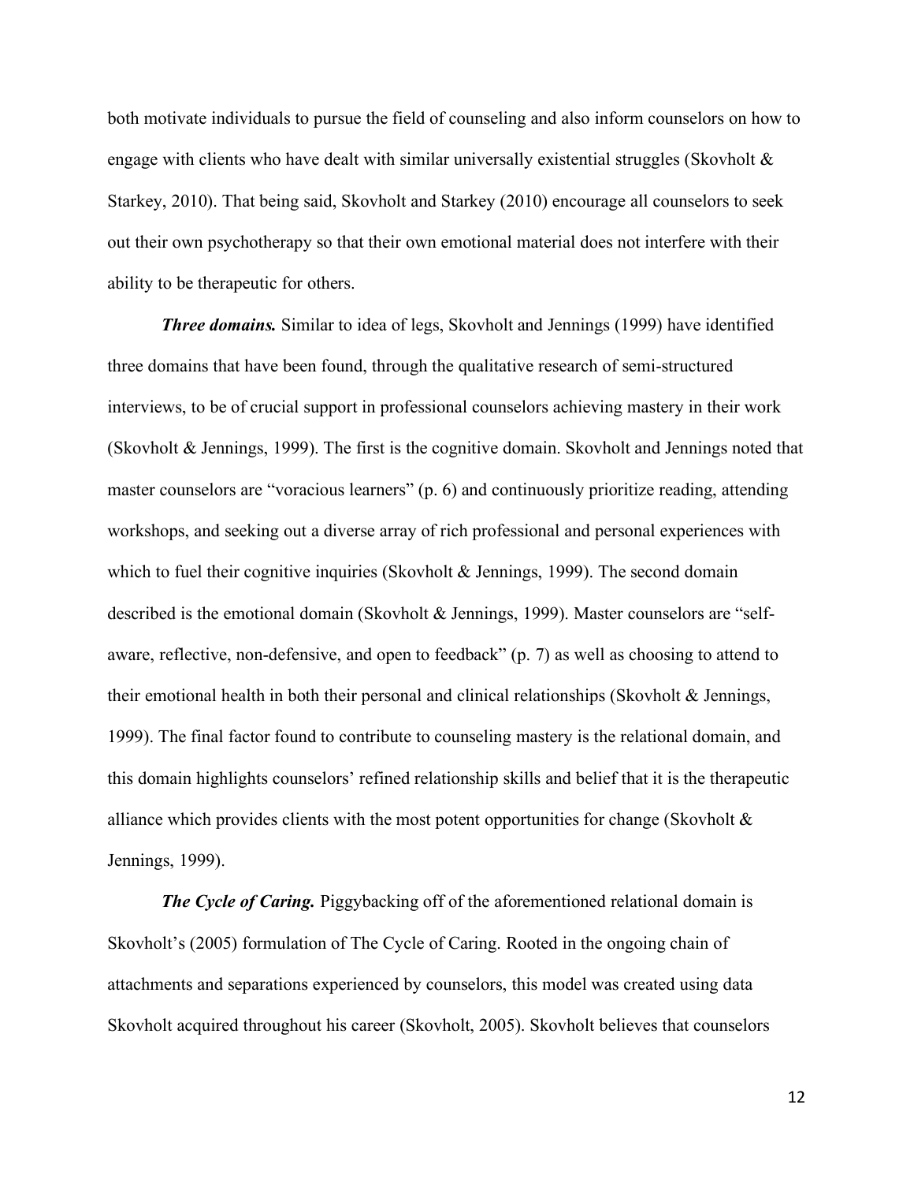both motivate individuals to pursue the field of counseling and also inform counselors on how to engage with clients who have dealt with similar universally existential struggles (Skovholt & Starkey, 2010). That being said, Skovholt and Starkey (2010) encourage all counselors to seek out their own psychotherapy so that their own emotional material does not interfere with their ability to be therapeutic for others.

***Three domains.*** Similar to idea of legs, Skovholt and Jennings (1999) have identified three domains that have been found, through the qualitative research of semi-structured interviews, to be of crucial support in professional counselors achieving mastery in their work (Skovholt & Jennings, 1999). The first is the cognitive domain. Skovholt and Jennings noted that master counselors are "voracious learners" (p. 6) and continuously prioritize reading, attending workshops, and seeking out a diverse array of rich professional and personal experiences with which to fuel their cognitive inquiries (Skovholt & Jennings, 1999). The second domain described is the emotional domain (Skovholt & Jennings, 1999). Master counselors are "self-aware, reflective, non-defensive, and open to feedback" (p. 7) as well as choosing to attend to their emotional health in both their personal and clinical relationships (Skovholt & Jennings, 1999). The final factor found to contribute to counseling mastery is the relational domain, and this domain highlights counselors' refined relationship skills and belief that it is the therapeutic alliance which provides clients with the most potent opportunities for change (Skovholt & Jennings, 1999).

***The Cycle of Caring.*** Piggybacking off of the aforementioned relational domain is Skovholt's (2005) formulation of The Cycle of Caring. Rooted in the ongoing chain of attachments and separations experienced by counselors, this model was created using data Skovholt acquired throughout his career (Skovholt, 2005). Skovholt believes that counselors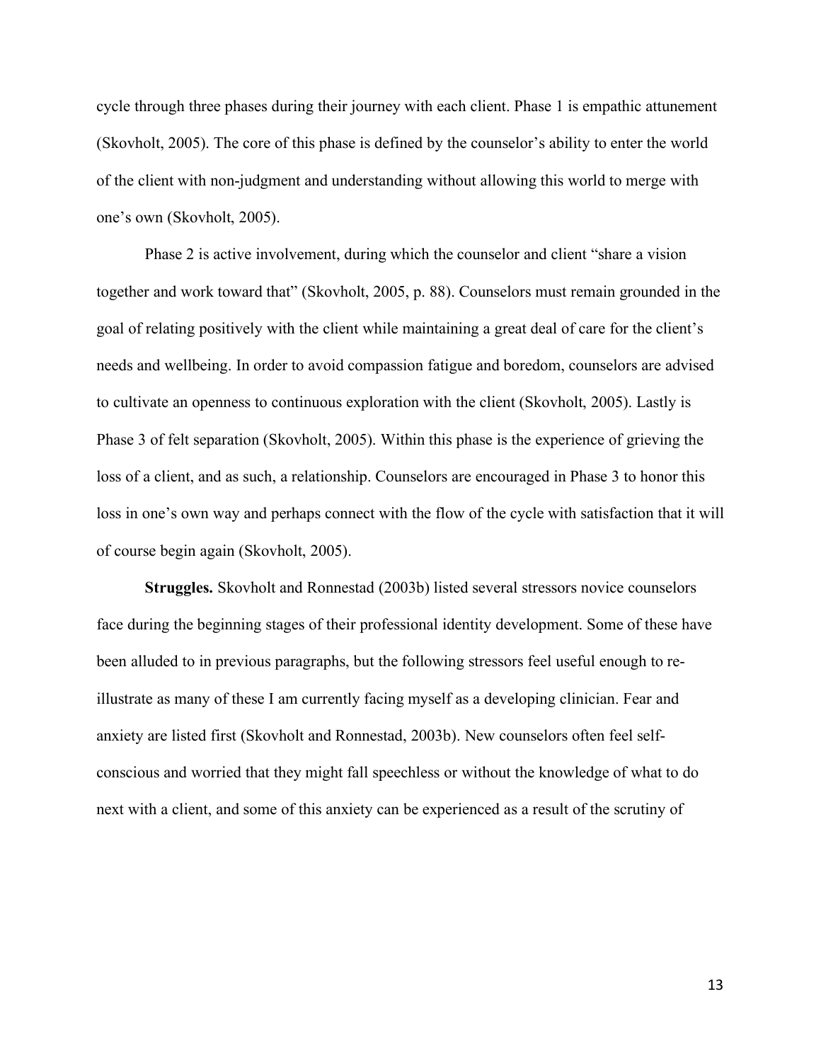cycle through three phases during their journey with each client. Phase 1 is empathic attunement (Skovholt, 2005). The core of this phase is defined by the counselor's ability to enter the world of the client with non-judgment and understanding without allowing this world to merge with one's own (Skovholt, 2005).

Phase 2 is active involvement, during which the counselor and client "share a vision together and work toward that" (Skovholt, 2005, p. 88). Counselors must remain grounded in the goal of relating positively with the client while maintaining a great deal of care for the client's needs and wellbeing. In order to avoid compassion fatigue and boredom, counselors are advised to cultivate an openness to continuous exploration with the client (Skovholt, 2005). Lastly is Phase 3 of felt separation (Skovholt, 2005). Within this phase is the experience of grieving the loss of a client, and as such, a relationship. Counselors are encouraged in Phase 3 to honor this loss in one's own way and perhaps connect with the flow of the cycle with satisfaction that it will of course begin again (Skovholt, 2005).

**Struggles.** Skovholt and Ronnestad (2003b) listed several stressors novice counselors face during the beginning stages of their professional identity development. Some of these have been alluded to in previous paragraphs, but the following stressors feel useful enough to re-illustrate as many of these I am currently facing myself as a developing clinician. Fear and anxiety are listed first (Skovholt and Ronnestad, 2003b). New counselors often feel self-conscious and worried that they might fall speechless or without the knowledge of what to do next with a client, and some of this anxiety can be experienced as a result of the scrutiny of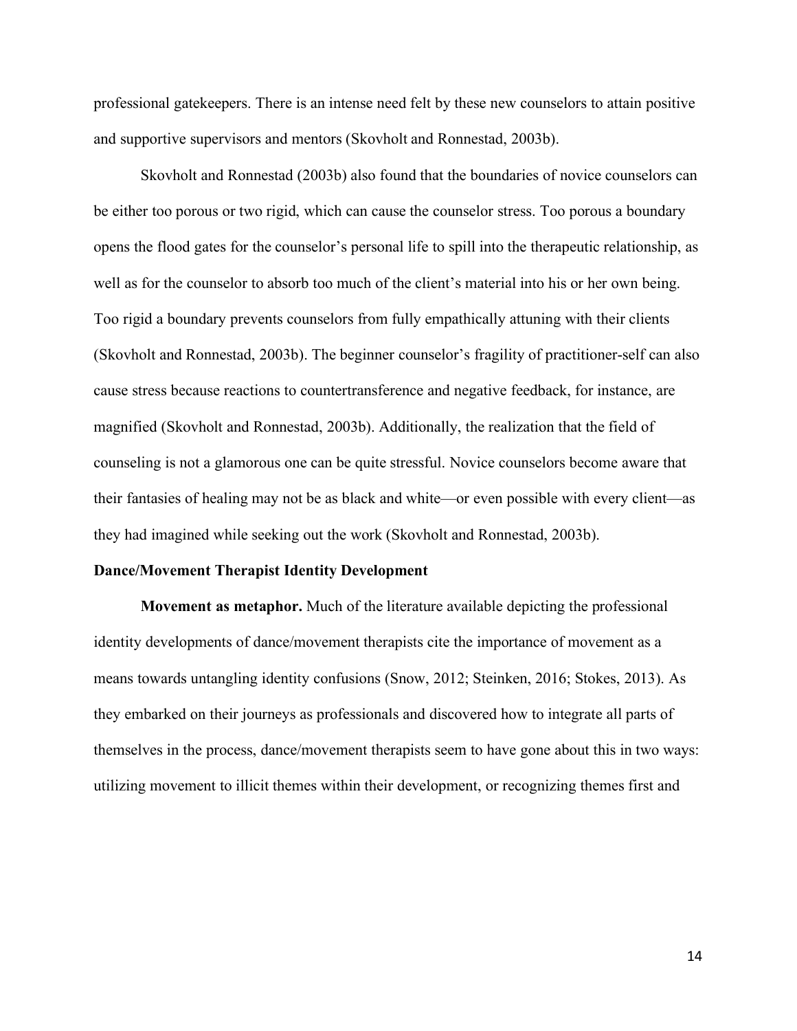professional gatekeepers. There is an intense need felt by these new counselors to attain positive and supportive supervisors and mentors (Skovholt and Ronnestad, 2003b).

Skovholt and Ronnestad (2003b) also found that the boundaries of novice counselors can be either too porous or two rigid, which can cause the counselor stress. Too porous a boundary opens the flood gates for the counselor's personal life to spill into the therapeutic relationship, as well as for the counselor to absorb too much of the client's material into his or her own being. Too rigid a boundary prevents counselors from fully empathically attuning with their clients (Skovholt and Ronnestad, 2003b). The beginner counselor's fragility of practitioner-self can also cause stress because reactions to countertransference and negative feedback, for instance, are magnified (Skovholt and Ronnestad, 2003b). Additionally, the realization that the field of counseling is not a glamorous one can be quite stressful. Novice counselors become aware that their fantasies of healing may not be as black and white—or even possible with every client—as they had imagined while seeking out the work (Skovholt and Ronnestad, 2003b).

**Dance/Movement Therapist Identity Development**

**Movement as metaphor.** Much of the literature available depicting the professional identity developments of dance/movement therapists cite the importance of movement as a means towards untangling identity confusions (Snow, 2012; Steinken, 2016; Stokes, 2013). As they embarked on their journeys as professionals and discovered how to integrate all parts of themselves in the process, dance/movement therapists seem to have gone about this in two ways: utilizing movement to illicit themes within their development, or recognizing themes first and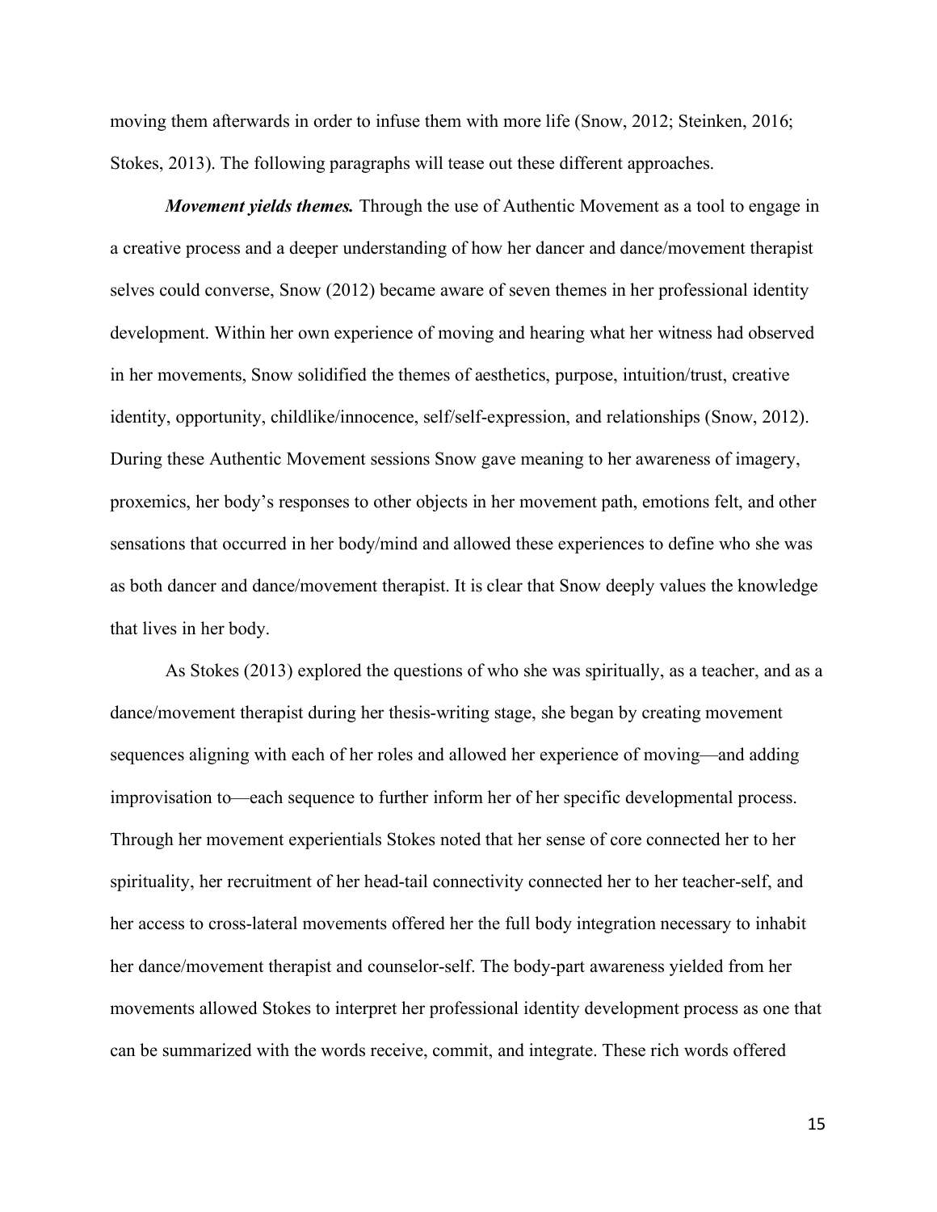moving them afterwards in order to infuse them with more life (Snow, 2012; Steinken, 2016; Stokes, 2013). The following paragraphs will tease out these different approaches.

***Movement yields themes.*** Through the use of Authentic Movement as a tool to engage in a creative process and a deeper understanding of how her dancer and dance/movement therapist selves could converse, Snow (2012) became aware of seven themes in her professional identity development. Within her own experience of moving and hearing what her witness had observed in her movements, Snow solidified the themes of aesthetics, purpose, intuition/trust, creative identity, opportunity, childlike/innocence, self/self-expression, and relationships (Snow, 2012). During these Authentic Movement sessions Snow gave meaning to her awareness of imagery, proxemics, her body's responses to other objects in her movement path, emotions felt, and other sensations that occurred in her body/mind and allowed these experiences to define who she was as both dancer and dance/movement therapist. It is clear that Snow deeply values the knowledge that lives in her body.

As Stokes (2013) explored the questions of who she was spiritually, as a teacher, and as a dance/movement therapist during her thesis-writing stage, she began by creating movement sequences aligning with each of her roles and allowed her experience of moving—and adding improvisation to—each sequence to further inform her of her specific developmental process. Through her movement experientials Stokes noted that her sense of core connected her to her spirituality, her recruitment of her head-tail connectivity connected her to her teacher-self, and her access to cross-lateral movements offered her the full body integration necessary to inhabit her dance/movement therapist and counselor-self. The body-part awareness yielded from her movements allowed Stokes to interpret her professional identity development process as one that can be summarized with the words receive, commit, and integrate. These rich words offered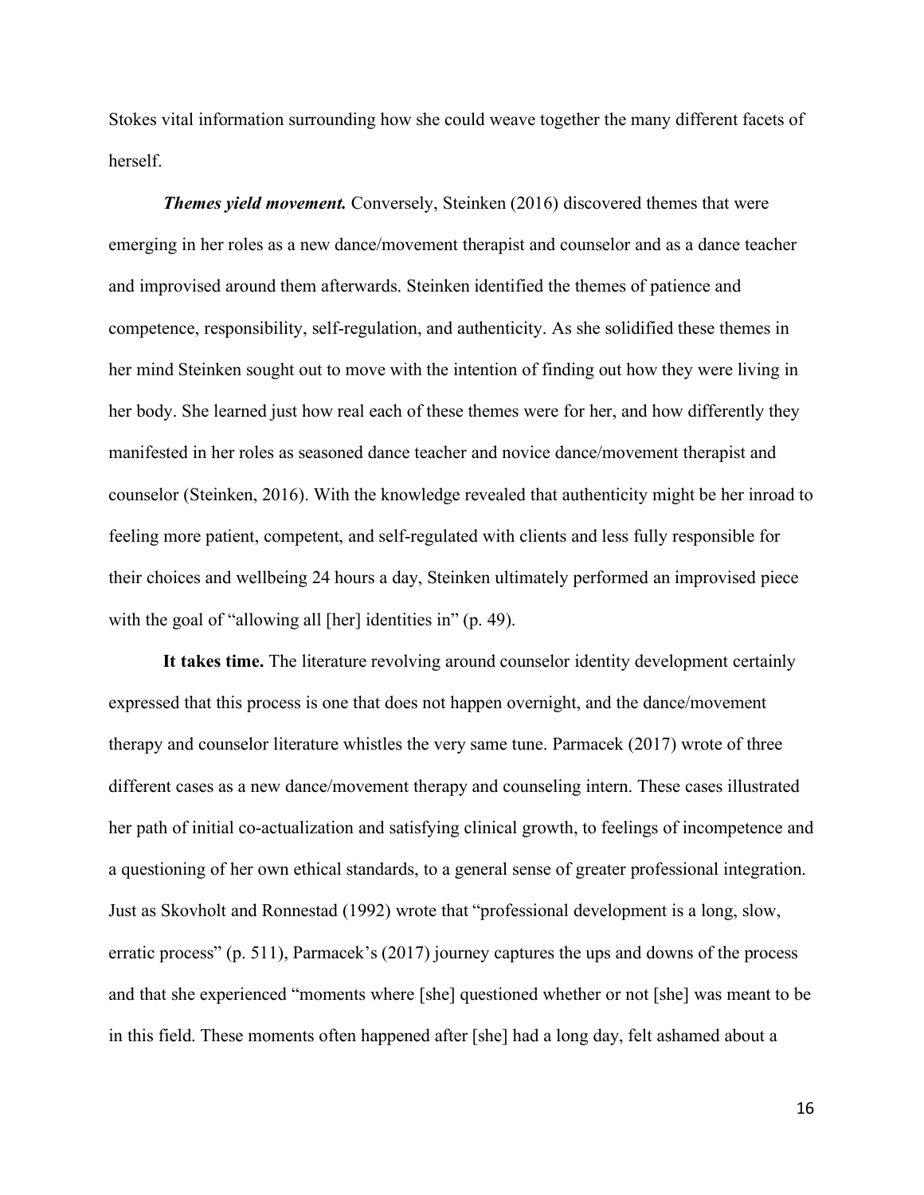Stokes vital information surrounding how she could weave together the many different facets of herself.

***Themes yield movement.*** Conversely, Steinken (2016) discovered themes that were emerging in her roles as a new dance/movement therapist and counselor and as a dance teacher and improvised around them afterwards. Steinken identified the themes of patience and competence, responsibility, self-regulation, and authenticity. As she solidified these themes in her mind Steinken sought out to move with the intention of finding out how they were living in her body. She learned just how real each of these themes were for her, and how differently they manifested in her roles as seasoned dance teacher and novice dance/movement therapist and counselor (Steinken, 2016). With the knowledge revealed that authenticity might be her inroad to feeling more patient, competent, and self-regulated with clients and less fully responsible for their choices and wellbeing 24 hours a day, Steinken ultimately performed an improvised piece with the goal of "allowing all [her] identities in" (p. 49).

**It takes time.** The literature revolving around counselor identity development certainly expressed that this process is one that does not happen overnight, and the dance/movement therapy and counselor literature whistles the very same tune. Parmacek (2017) wrote of three different cases as a new dance/movement therapy and counseling intern. These cases illustrated her path of initial co-actualization and satisfying clinical growth, to feelings of incompetence and a questioning of her own ethical standards, to a general sense of greater professional integration. Just as Skovholt and Ronnestad (1992) wrote that "professional development is a long, slow, erratic process" (p. 511), Parmacek's (2017) journey captures the ups and downs of the process and that she experienced "moments where [she] questioned whether or not [she] was meant to be in this field. These moments often happened after [she] had a long day, felt ashamed about a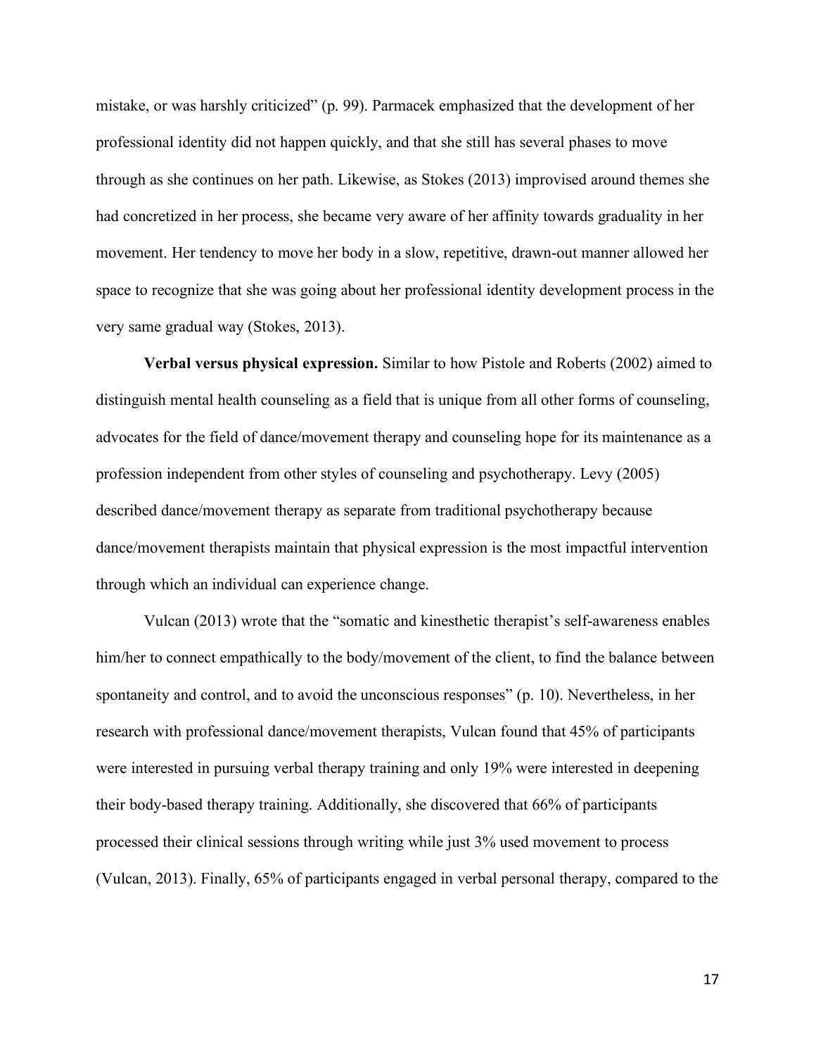mistake, or was harshly criticized" (p. 99). Parmacek emphasized that the development of her professional identity did not happen quickly, and that she still has several phases to move through as she continues on her path. Likewise, as Stokes (2013) improvised around themes she had concretized in her process, she became very aware of her affinity towards graduality in her movement. Her tendency to move her body in a slow, repetitive, drawn-out manner allowed her space to recognize that she was going about her professional identity development process in the very same gradual way (Stokes, 2013).

**Verbal versus physical expression.** Similar to how Pistole and Roberts (2002) aimed to distinguish mental health counseling as a field that is unique from all other forms of counseling, advocates for the field of dance/movement therapy and counseling hope for its maintenance as a profession independent from other styles of counseling and psychotherapy. Levy (2005) described dance/movement therapy as separate from traditional psychotherapy because dance/movement therapists maintain that physical expression is the most impactful intervention through which an individual can experience change.

Vulcan (2013) wrote that the "somatic and kinesthetic therapist's self-awareness enables him/her to connect empathically to the body/movement of the client, to find the balance between spontaneity and control, and to avoid the unconscious responses" (p. 10). Nevertheless, in her research with professional dance/movement therapists, Vulcan found that 45% of participants were interested in pursuing verbal therapy training and only 19% were interested in deepening their body-based therapy training. Additionally, she discovered that 66% of participants processed their clinical sessions through writing while just 3% used movement to process (Vulcan, 2013). Finally, 65% of participants engaged in verbal personal therapy, compared to the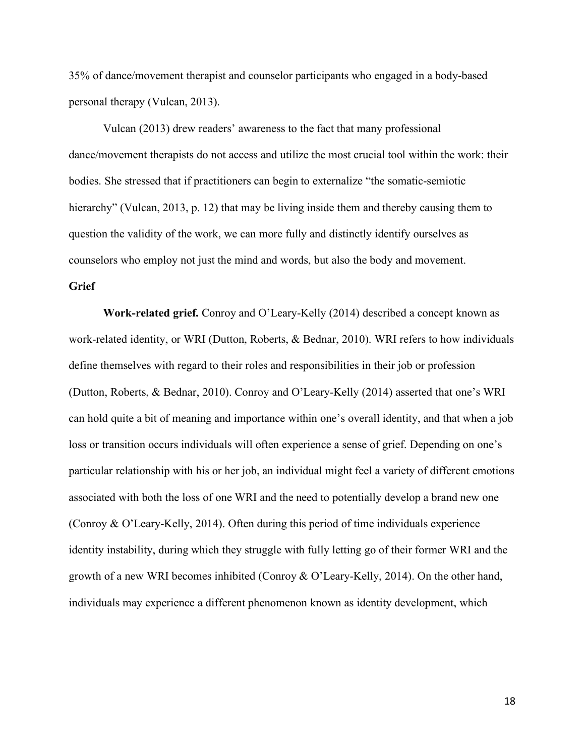35% of dance/movement therapist and counselor participants who engaged in a body-based personal therapy (Vulcan, 2013).

Vulcan (2013) drew readers' awareness to the fact that many professional dance/movement therapists do not access and utilize the most crucial tool within the work: their bodies. She stressed that if practitioners can begin to externalize "the somatic-semiotic hierarchy" (Vulcan, 2013, p. 12) that may be living inside them and thereby causing them to question the validity of the work, we can more fully and distinctly identify ourselves as counselors who employ not just the mind and words, but also the body and movement.

## Grief

**Work-related grief.** Conroy and O'Leary-Kelly (2014) described a concept known as work-related identity, or WRI (Dutton, Roberts, & Bednar, 2010). WRI refers to how individuals define themselves with regard to their roles and responsibilities in their job or profession (Dutton, Roberts, & Bednar, 2010). Conroy and O'Leary-Kelly (2014) asserted that one's WRI can hold quite a bit of meaning and importance within one's overall identity, and that when a job loss or transition occurs individuals will often experience a sense of grief. Depending on one's particular relationship with his or her job, an individual might feel a variety of different emotions associated with both the loss of one WRI and the need to potentially develop a brand new one (Conroy & O'Leary-Kelly, 2014). Often during this period of time individuals experience identity instability, during which they struggle with fully letting go of their former WRI and the growth of a new WRI becomes inhibited (Conroy & O'Leary-Kelly, 2014). On the other hand, individuals may experience a different phenomenon known as identity development, which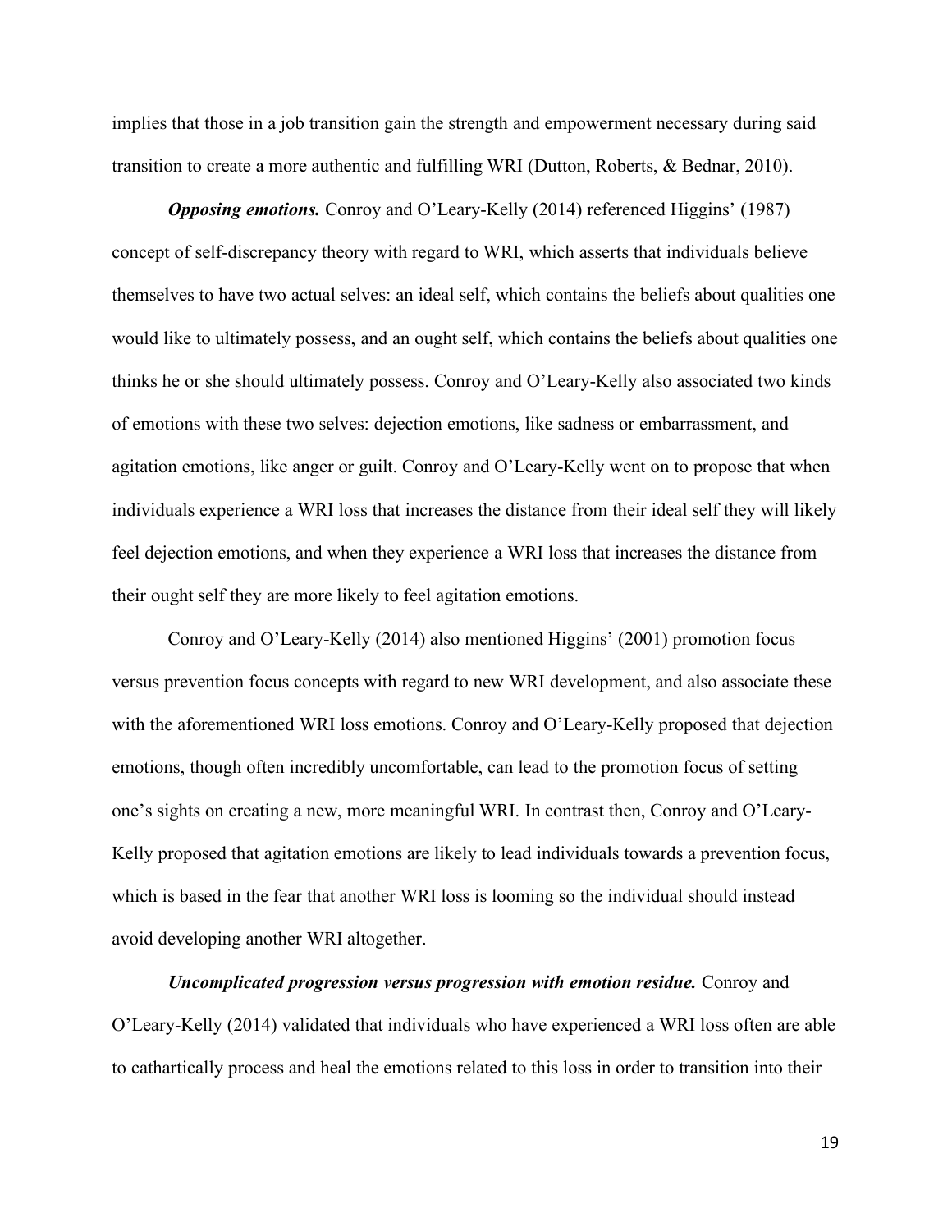implies that those in a job transition gain the strength and empowerment necessary during said transition to create a more authentic and fulfilling WRI (Dutton, Roberts, & Bednar, 2010).

***Opposing emotions.*** Conroy and O'Leary-Kelly (2014) referenced Higgins' (1987) concept of self-discrepancy theory with regard to WRI, which asserts that individuals believe themselves to have two actual selves: an ideal self, which contains the beliefs about qualities one would like to ultimately possess, and an ought self, which contains the beliefs about qualities one thinks he or she should ultimately possess. Conroy and O'Leary-Kelly also associated two kinds of emotions with these two selves: dejection emotions, like sadness or embarrassment, and agitation emotions, like anger or guilt. Conroy and O'Leary-Kelly went on to propose that when individuals experience a WRI loss that increases the distance from their ideal self they will likely feel dejection emotions, and when they experience a WRI loss that increases the distance from their ought self they are more likely to feel agitation emotions.

Conroy and O'Leary-Kelly (2014) also mentioned Higgins' (2001) promotion focus versus prevention focus concepts with regard to new WRI development, and also associate these with the aforementioned WRI loss emotions. Conroy and O'Leary-Kelly proposed that dejection emotions, though often incredibly uncomfortable, can lead to the promotion focus of setting one's sights on creating a new, more meaningful WRI. In contrast then, Conroy and O'Leary-Kelly proposed that agitation emotions are likely to lead individuals towards a prevention focus, which is based in the fear that another WRI loss is looming so the individual should instead avoid developing another WRI altogether.

***Uncomplicated progression versus progression with emotion residue.*** Conroy and O'Leary-Kelly (2014) validated that individuals who have experienced a WRI loss often are able to cathartically process and heal the emotions related to this loss in order to transition into their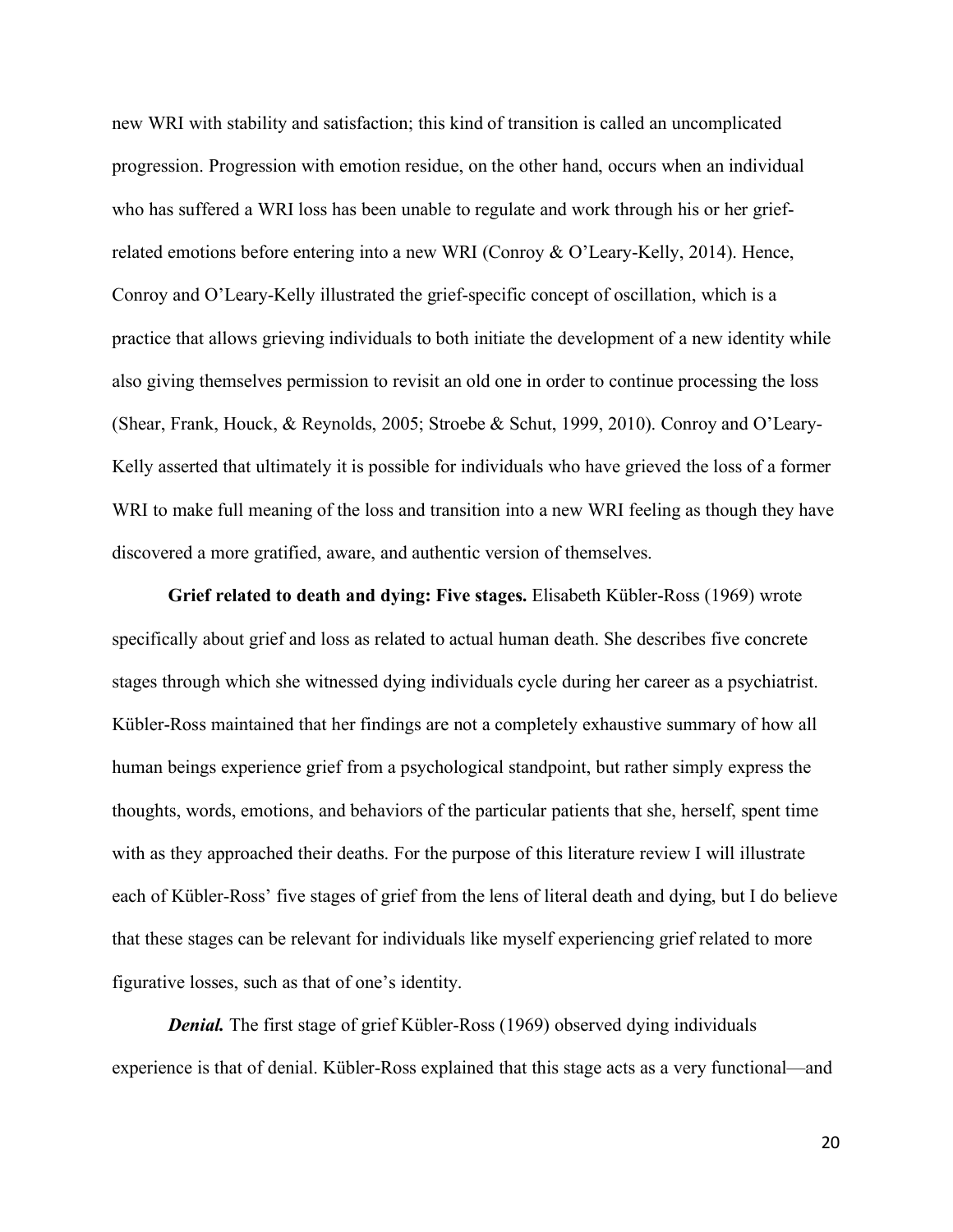new WRI with stability and satisfaction; this kind of transition is called an uncomplicated progression. Progression with emotion residue, on the other hand, occurs when an individual who has suffered a WRI loss has been unable to regulate and work through his or her grief-related emotions before entering into a new WRI (Conroy & O'Leary-Kelly, 2014). Hence, Conroy and O'Leary-Kelly illustrated the grief-specific concept of oscillation, which is a practice that allows grieving individuals to both initiate the development of a new identity while also giving themselves permission to revisit an old one in order to continue processing the loss (Shear, Frank, Houck, & Reynolds, 2005; Stroebe & Schut, 1999, 2010). Conroy and O'Leary-Kelly asserted that ultimately it is possible for individuals who have grieved the loss of a former WRI to make full meaning of the loss and transition into a new WRI feeling as though they have discovered a more gratified, aware, and authentic version of themselves.

**Grief related to death and dying: Five stages.** Elisabeth Kübler-Ross (1969) wrote specifically about grief and loss as related to actual human death. She describes five concrete stages through which she witnessed dying individuals cycle during her career as a psychiatrist. Kübler-Ross maintained that her findings are not a completely exhaustive summary of how all human beings experience grief from a psychological standpoint, but rather simply express the thoughts, words, emotions, and behaviors of the particular patients that she, herself, spent time with as they approached their deaths. For the purpose of this literature review I will illustrate each of Kübler-Ross' five stages of grief from the lens of literal death and dying, but I do believe that these stages can be relevant for individuals like myself experiencing grief related to more figurative losses, such as that of one's identity.

***Denial.*** The first stage of grief Kübler-Ross (1969) observed dying individuals experience is that of denial. Kübler-Ross explained that this stage acts as a very functional—and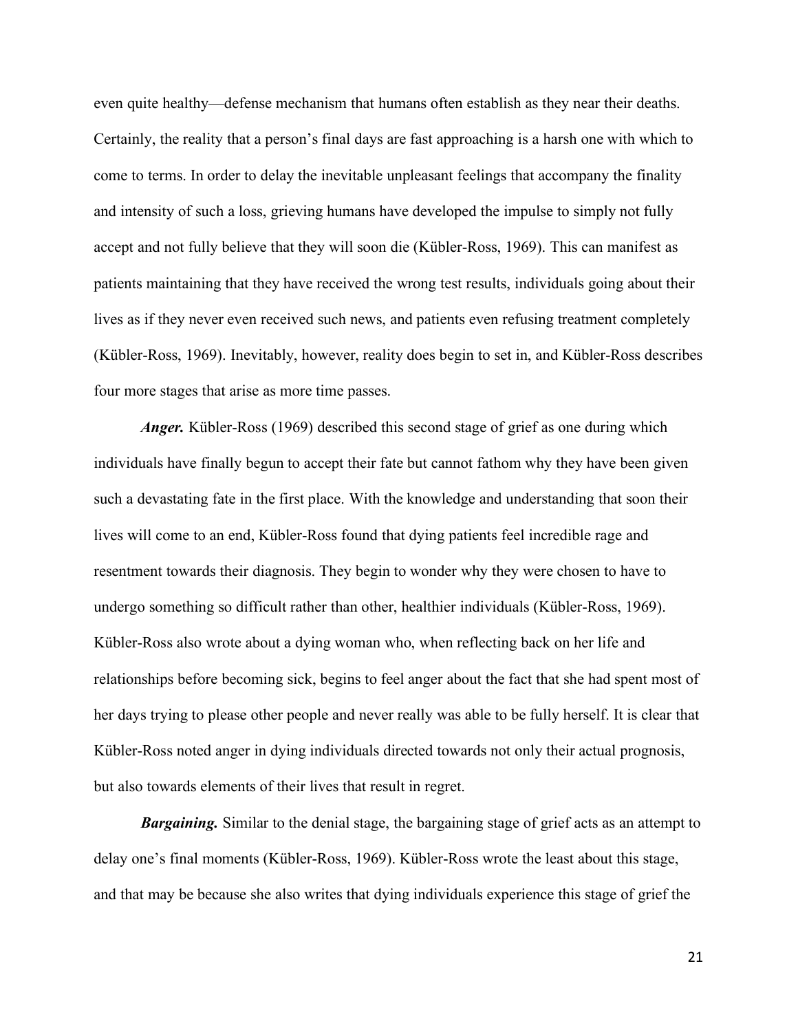even quite healthy—defense mechanism that humans often establish as they near their deaths. Certainly, the reality that a person's final days are fast approaching is a harsh one with which to come to terms. In order to delay the inevitable unpleasant feelings that accompany the finality and intensity of such a loss, grieving humans have developed the impulse to simply not fully accept and not fully believe that they will soon die (Kübler-Ross, 1969). This can manifest as patients maintaining that they have received the wrong test results, individuals going about their lives as if they never even received such news, and patients even refusing treatment completely (Kübler-Ross, 1969). Inevitably, however, reality does begin to set in, and Kübler-Ross describes four more stages that arise as more time passes.

***Anger.*** Kübler-Ross (1969) described this second stage of grief as one during which individuals have finally begun to accept their fate but cannot fathom why they have been given such a devastating fate in the first place. With the knowledge and understanding that soon their lives will come to an end, Kübler-Ross found that dying patients feel incredible rage and resentment towards their diagnosis. They begin to wonder why they were chosen to have to undergo something so difficult rather than other, healthier individuals (Kübler-Ross, 1969). Kübler-Ross also wrote about a dying woman who, when reflecting back on her life and relationships before becoming sick, begins to feel anger about the fact that she had spent most of her days trying to please other people and never really was able to be fully herself. It is clear that Kübler-Ross noted anger in dying individuals directed towards not only their actual prognosis, but also towards elements of their lives that result in regret.

***Bargaining.*** Similar to the denial stage, the bargaining stage of grief acts as an attempt to delay one's final moments (Kübler-Ross, 1969). Kübler-Ross wrote the least about this stage, and that may be because she also writes that dying individuals experience this stage of grief the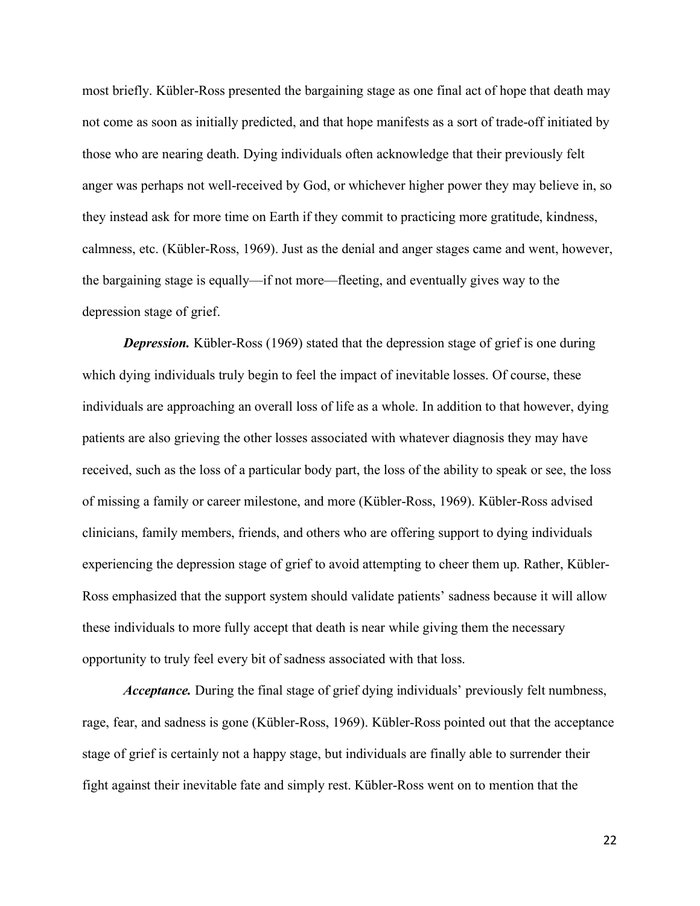most briefly. Kübler-Ross presented the bargaining stage as one final act of hope that death may not come as soon as initially predicted, and that hope manifests as a sort of trade-off initiated by those who are nearing death. Dying individuals often acknowledge that their previously felt anger was perhaps not well-received by God, or whichever higher power they may believe in, so they instead ask for more time on Earth if they commit to practicing more gratitude, kindness, calmness, etc. (Kübler-Ross, 1969). Just as the denial and anger stages came and went, however, the bargaining stage is equally—if not more—fleeting, and eventually gives way to the depression stage of grief.

***Depression.*** Kübler-Ross (1969) stated that the depression stage of grief is one during which dying individuals truly begin to feel the impact of inevitable losses. Of course, these individuals are approaching an overall loss of life as a whole. In addition to that however, dying patients are also grieving the other losses associated with whatever diagnosis they may have received, such as the loss of a particular body part, the loss of the ability to speak or see, the loss of missing a family or career milestone, and more (Kübler-Ross, 1969). Kübler-Ross advised clinicians, family members, friends, and others who are offering support to dying individuals experiencing the depression stage of grief to avoid attempting to cheer them up. Rather, Kübler-Ross emphasized that the support system should validate patients' sadness because it will allow these individuals to more fully accept that death is near while giving them the necessary opportunity to truly feel every bit of sadness associated with that loss.

***Acceptance.*** During the final stage of grief dying individuals' previously felt numbness, rage, fear, and sadness is gone (Kübler-Ross, 1969). Kübler-Ross pointed out that the acceptance stage of grief is certainly not a happy stage, but individuals are finally able to surrender their fight against their inevitable fate and simply rest. Kübler-Ross went on to mention that the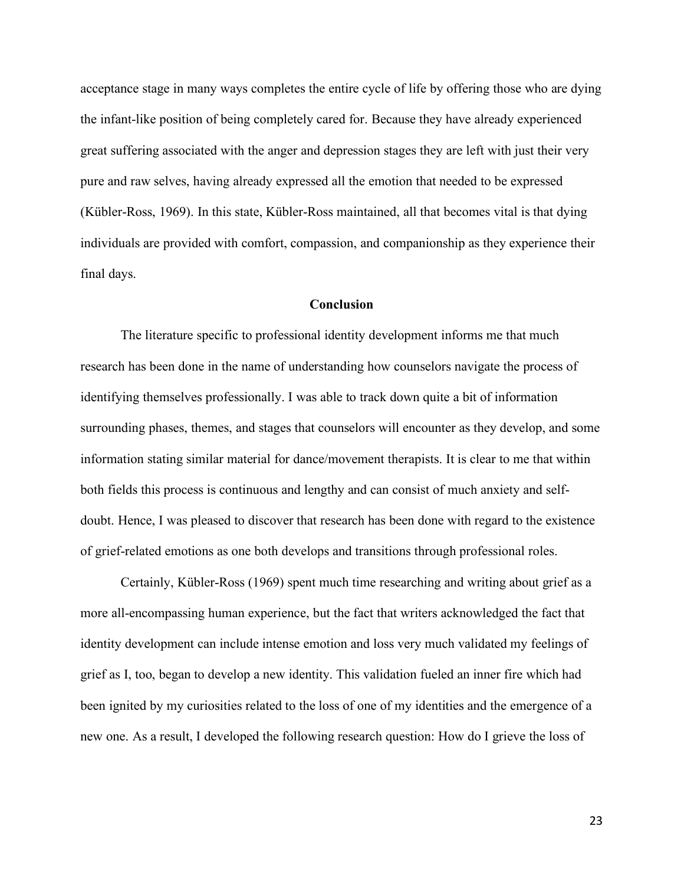acceptance stage in many ways completes the entire cycle of life by offering those who are dying the infant-like position of being completely cared for. Because they have already experienced great suffering associated with the anger and depression stages they are left with just their very pure and raw selves, having already expressed all the emotion that needed to be expressed (Kübler-Ross, 1969). In this state, Kübler-Ross maintained, all that becomes vital is that dying individuals are provided with comfort, compassion, and companionship as they experience their final days.

## Conclusion

The literature specific to professional identity development informs me that much research has been done in the name of understanding how counselors navigate the process of identifying themselves professionally. I was able to track down quite a bit of information surrounding phases, themes, and stages that counselors will encounter as they develop, and some information stating similar material for dance/movement therapists. It is clear to me that within both fields this process is continuous and lengthy and can consist of much anxiety and self-doubt. Hence, I was pleased to discover that research has been done with regard to the existence of grief-related emotions as one both develops and transitions through professional roles.

Certainly, Kübler-Ross (1969) spent much time researching and writing about grief as a more all-encompassing human experience, but the fact that writers acknowledged the fact that identity development can include intense emotion and loss very much validated my feelings of grief as I, too, began to develop a new identity. This validation fueled an inner fire which had been ignited by my curiosities related to the loss of one of my identities and the emergence of a new one. As a result, I developed the following research question: How do I grieve the loss of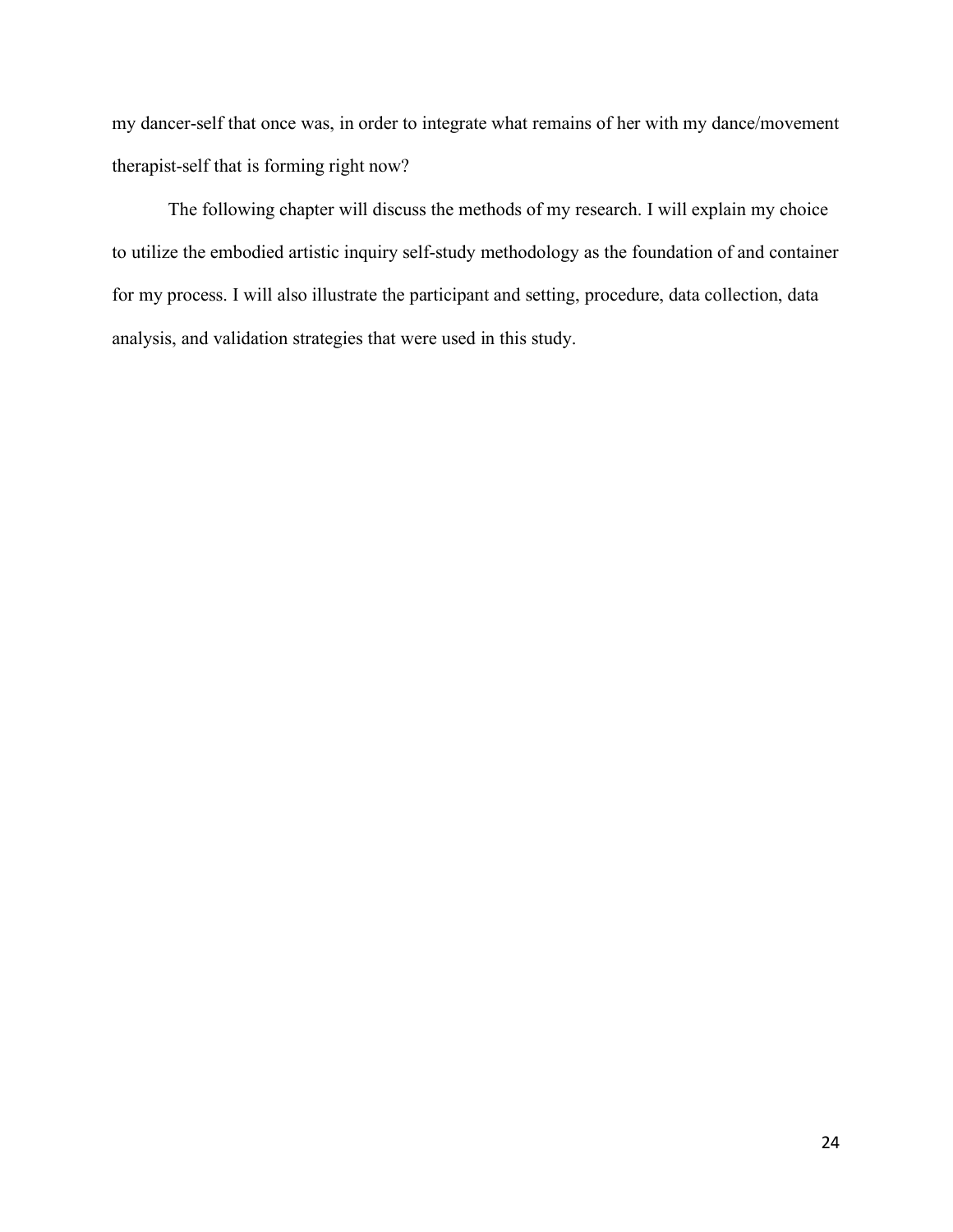my dancer-self that once was, in order to integrate what remains of her with my dance/movement therapist-self that is forming right now?

The following chapter will discuss the methods of my research. I will explain my choice to utilize the embodied artistic inquiry self-study methodology as the foundation of and container for my process. I will also illustrate the participant and setting, procedure, data collection, data analysis, and validation strategies that were used in this study.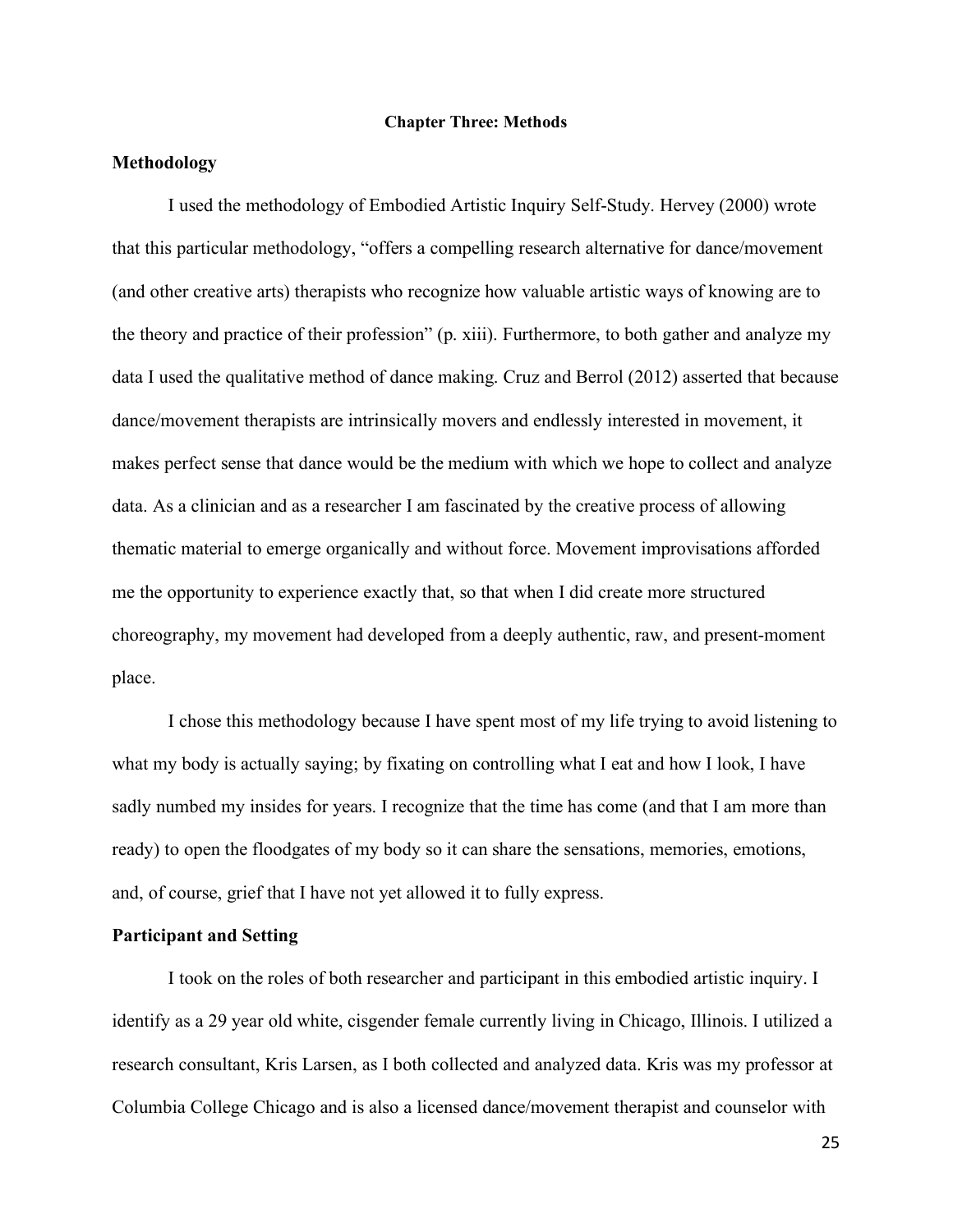# Chapter Three: Methods

## Methodology

I used the methodology of Embodied Artistic Inquiry Self-Study. Hervey (2000) wrote that this particular methodology, "offers a compelling research alternative for dance/movement (and other creative arts) therapists who recognize how valuable artistic ways of knowing are to the theory and practice of their profession" (p. xiii). Furthermore, to both gather and analyze my data I used the qualitative method of dance making. Cruz and Berrol (2012) asserted that because dance/movement therapists are intrinsically movers and endlessly interested in movement, it makes perfect sense that dance would be the medium with which we hope to collect and analyze data. As a clinician and as a researcher I am fascinated by the creative process of allowing thematic material to emerge organically and without force. Movement improvisations afforded me the opportunity to experience exactly that, so that when I did create more structured choreography, my movement had developed from a deeply authentic, raw, and present-moment place.

I chose this methodology because I have spent most of my life trying to avoid listening to what my body is actually saying; by fixating on controlling what I eat and how I look, I have sadly numbed my insides for years. I recognize that the time has come (and that I am more than ready) to open the floodgates of my body so it can share the sensations, memories, emotions, and, of course, grief that I have not yet allowed it to fully express.

## Participant and Setting

I took on the roles of both researcher and participant in this embodied artistic inquiry. I identify as a 29 year old white, cisgender female currently living in Chicago, Illinois. I utilized a research consultant, Kris Larsen, as I both collected and analyzed data. Kris was my professor at Columbia College Chicago and is also a licensed dance/movement therapist and counselor with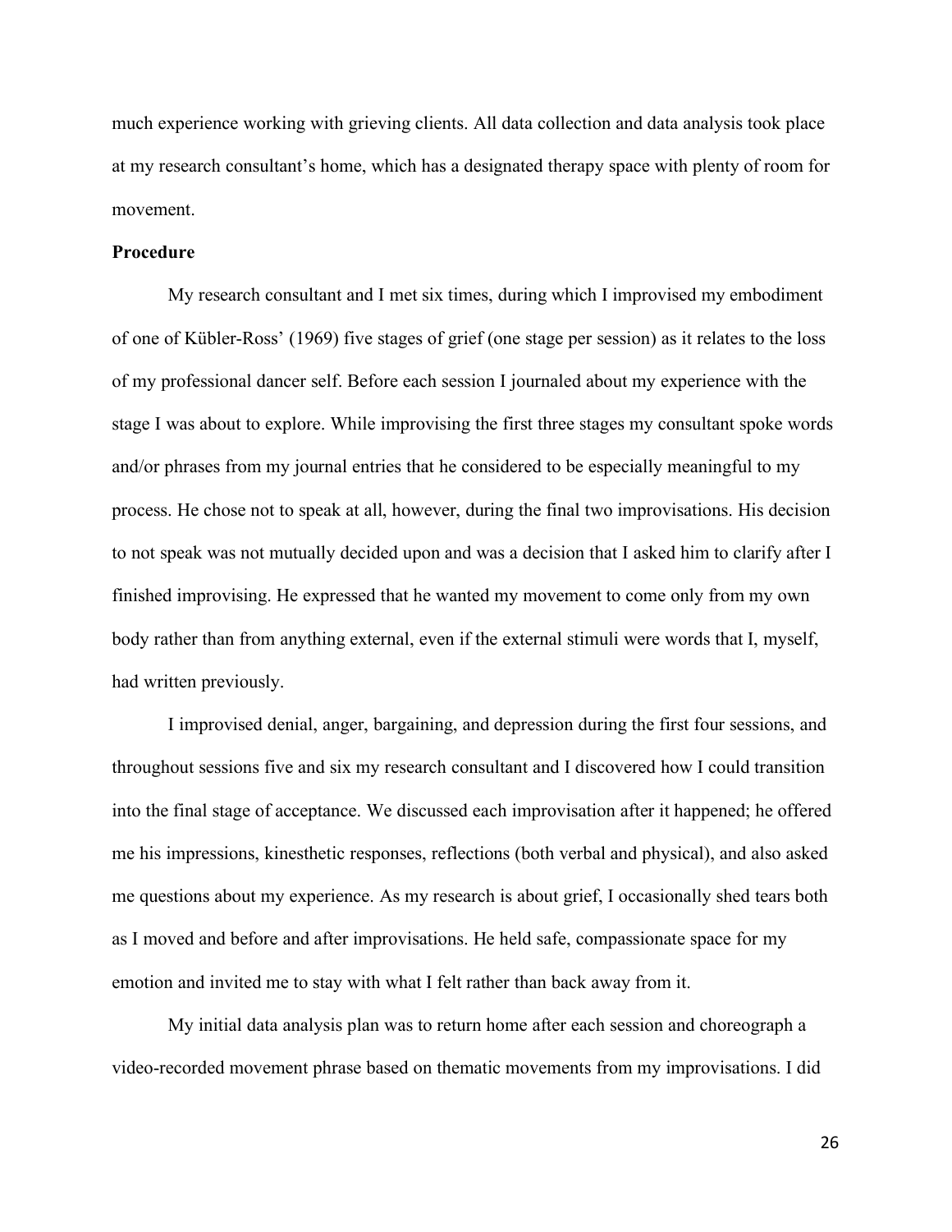much experience working with grieving clients. All data collection and data analysis took place at my research consultant's home, which has a designated therapy space with plenty of room for movement.

**Procedure**

My research consultant and I met six times, during which I improvised my embodiment of one of Kübler-Ross' (1969) five stages of grief (one stage per session) as it relates to the loss of my professional dancer self. Before each session I journaled about my experience with the stage I was about to explore. While improvising the first three stages my consultant spoke words and/or phrases from my journal entries that he considered to be especially meaningful to my process. He chose not to speak at all, however, during the final two improvisations. His decision to not speak was not mutually decided upon and was a decision that I asked him to clarify after I finished improvising. He expressed that he wanted my movement to come only from my own body rather than from anything external, even if the external stimuli were words that I, myself, had written previously.

I improvised denial, anger, bargaining, and depression during the first four sessions, and throughout sessions five and six my research consultant and I discovered how I could transition into the final stage of acceptance. We discussed each improvisation after it happened; he offered me his impressions, kinesthetic responses, reflections (both verbal and physical), and also asked me questions about my experience. As my research is about grief, I occasionally shed tears both as I moved and before and after improvisations. He held safe, compassionate space for my emotion and invited me to stay with what I felt rather than back away from it.

My initial data analysis plan was to return home after each session and choreograph a video-recorded movement phrase based on thematic movements from my improvisations. I did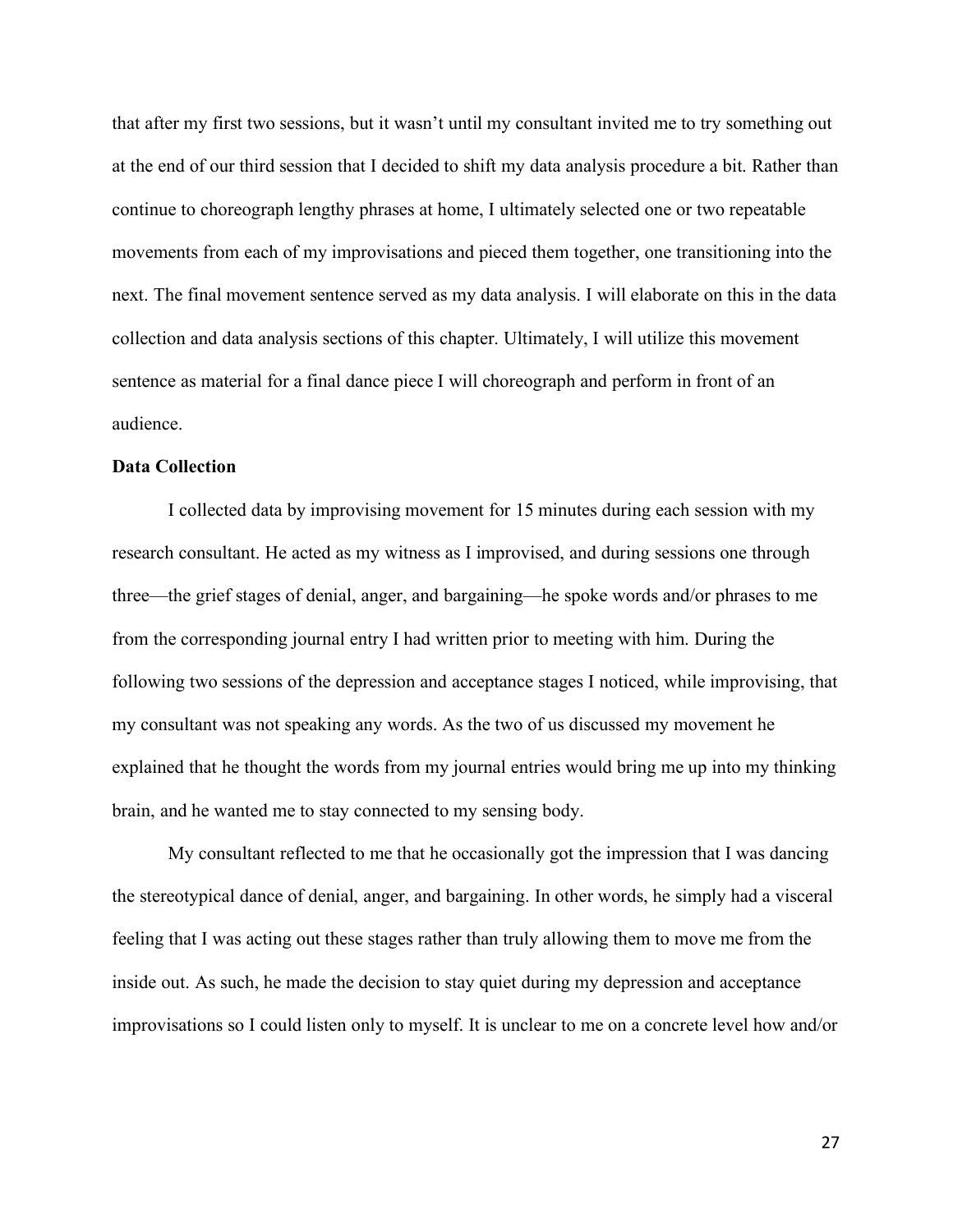that after my first two sessions, but it wasn't until my consultant invited me to try something out at the end of our third session that I decided to shift my data analysis procedure a bit. Rather than continue to choreograph lengthy phrases at home, I ultimately selected one or two repeatable movements from each of my improvisations and pieced them together, one transitioning into the next. The final movement sentence served as my data analysis. I will elaborate on this in the data collection and data analysis sections of this chapter. Ultimately, I will utilize this movement sentence as material for a final dance piece I will choreograph and perform in front of an audience.

**Data Collection**

I collected data by improvising movement for 15 minutes during each session with my research consultant. He acted as my witness as I improvised, and during sessions one through three—the grief stages of denial, anger, and bargaining—he spoke words and/or phrases to me from the corresponding journal entry I had written prior to meeting with him. During the following two sessions of the depression and acceptance stages I noticed, while improvising, that my consultant was not speaking any words. As the two of us discussed my movement he explained that he thought the words from my journal entries would bring me up into my thinking brain, and he wanted me to stay connected to my sensing body.

My consultant reflected to me that he occasionally got the impression that I was dancing the stereotypical dance of denial, anger, and bargaining. In other words, he simply had a visceral feeling that I was acting out these stages rather than truly allowing them to move me from the inside out. As such, he made the decision to stay quiet during my depression and acceptance improvisations so I could listen only to myself. It is unclear to me on a concrete level how and/or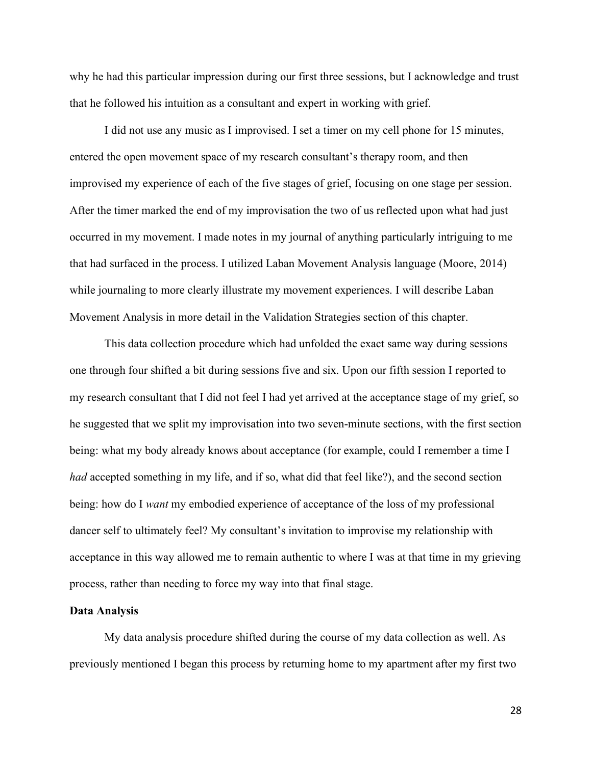why he had this particular impression during our first three sessions, but I acknowledge and trust that he followed his intuition as a consultant and expert in working with grief.

I did not use any music as I improvised. I set a timer on my cell phone for 15 minutes, entered the open movement space of my research consultant's therapy room, and then improvised my experience of each of the five stages of grief, focusing on one stage per session. After the timer marked the end of my improvisation the two of us reflected upon what had just occurred in my movement. I made notes in my journal of anything particularly intriguing to me that had surfaced in the process. I utilized Laban Movement Analysis language (Moore, 2014) while journaling to more clearly illustrate my movement experiences. I will describe Laban Movement Analysis in more detail in the Validation Strategies section of this chapter.

This data collection procedure which had unfolded the exact same way during sessions one through four shifted a bit during sessions five and six. Upon our fifth session I reported to my research consultant that I did not feel I had yet arrived at the acceptance stage of my grief, so he suggested that we split my improvisation into two seven-minute sections, with the first section being: what my body already knows about acceptance (for example, could I remember a time I *had* accepted something in my life, and if so, what did that feel like?), and the second section being: how do I *want* my embodied experience of acceptance of the loss of my professional dancer self to ultimately feel? My consultant's invitation to improvise my relationship with acceptance in this way allowed me to remain authentic to where I was at that time in my grieving process, rather than needing to force my way into that final stage.

**Data Analysis**

My data analysis procedure shifted during the course of my data collection as well. As previously mentioned I began this process by returning home to my apartment after my first two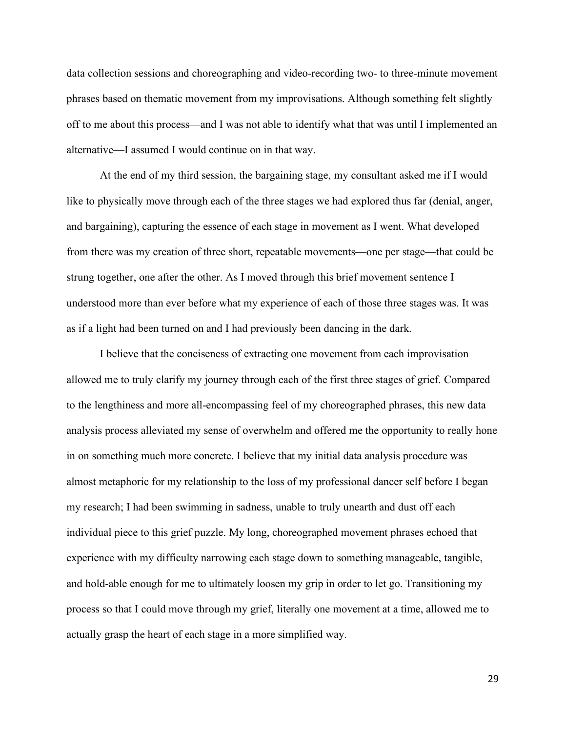data collection sessions and choreographing and video-recording two- to three-minute movement phrases based on thematic movement from my improvisations. Although something felt slightly off to me about this process—and I was not able to identify what that was until I implemented an alternative—I assumed I would continue on in that way.

At the end of my third session, the bargaining stage, my consultant asked me if I would like to physically move through each of the three stages we had explored thus far (denial, anger, and bargaining), capturing the essence of each stage in movement as I went. What developed from there was my creation of three short, repeatable movements—one per stage—that could be strung together, one after the other. As I moved through this brief movement sentence I understood more than ever before what my experience of each of those three stages was. It was as if a light had been turned on and I had previously been dancing in the dark.

I believe that the conciseness of extracting one movement from each improvisation allowed me to truly clarify my journey through each of the first three stages of grief. Compared to the lengthiness and more all-encompassing feel of my choreographed phrases, this new data analysis process alleviated my sense of overwhelm and offered me the opportunity to really hone in on something much more concrete. I believe that my initial data analysis procedure was almost metaphoric for my relationship to the loss of my professional dancer self before I began my research; I had been swimming in sadness, unable to truly unearth and dust off each individual piece to this grief puzzle. My long, choreographed movement phrases echoed that experience with my difficulty narrowing each stage down to something manageable, tangible, and hold-able enough for me to ultimately loosen my grip in order to let go. Transitioning my process so that I could move through my grief, literally one movement at a time, allowed me to actually grasp the heart of each stage in a more simplified way.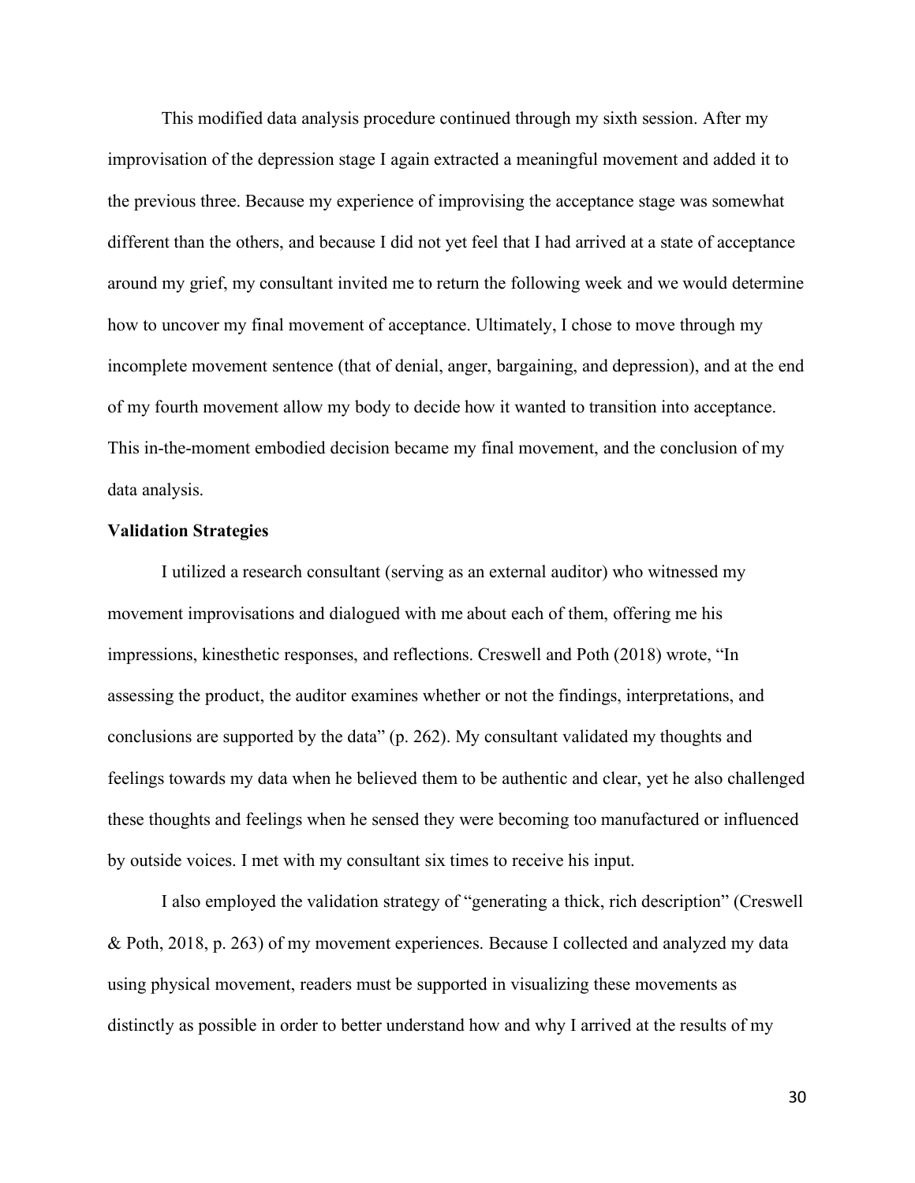This modified data analysis procedure continued through my sixth session. After my improvisation of the depression stage I again extracted a meaningful movement and added it to the previous three. Because my experience of improvising the acceptance stage was somewhat different than the others, and because I did not yet feel that I had arrived at a state of acceptance around my grief, my consultant invited me to return the following week and we would determine how to uncover my final movement of acceptance. Ultimately, I chose to move through my incomplete movement sentence (that of denial, anger, bargaining, and depression), and at the end of my fourth movement allow my body to decide how it wanted to transition into acceptance. This in-the-moment embodied decision became my final movement, and the conclusion of my data analysis.

**Validation Strategies**

I utilized a research consultant (serving as an external auditor) who witnessed my movement improvisations and dialogued with me about each of them, offering me his impressions, kinesthetic responses, and reflections. Creswell and Poth (2018) wrote, "In assessing the product, the auditor examines whether or not the findings, interpretations, and conclusions are supported by the data" (p. 262). My consultant validated my thoughts and feelings towards my data when he believed them to be authentic and clear, yet he also challenged these thoughts and feelings when he sensed they were becoming too manufactured or influenced by outside voices. I met with my consultant six times to receive his input.

I also employed the validation strategy of "generating a thick, rich description" (Creswell & Poth, 2018, p. 263) of my movement experiences. Because I collected and analyzed my data using physical movement, readers must be supported in visualizing these movements as distinctly as possible in order to better understand how and why I arrived at the results of my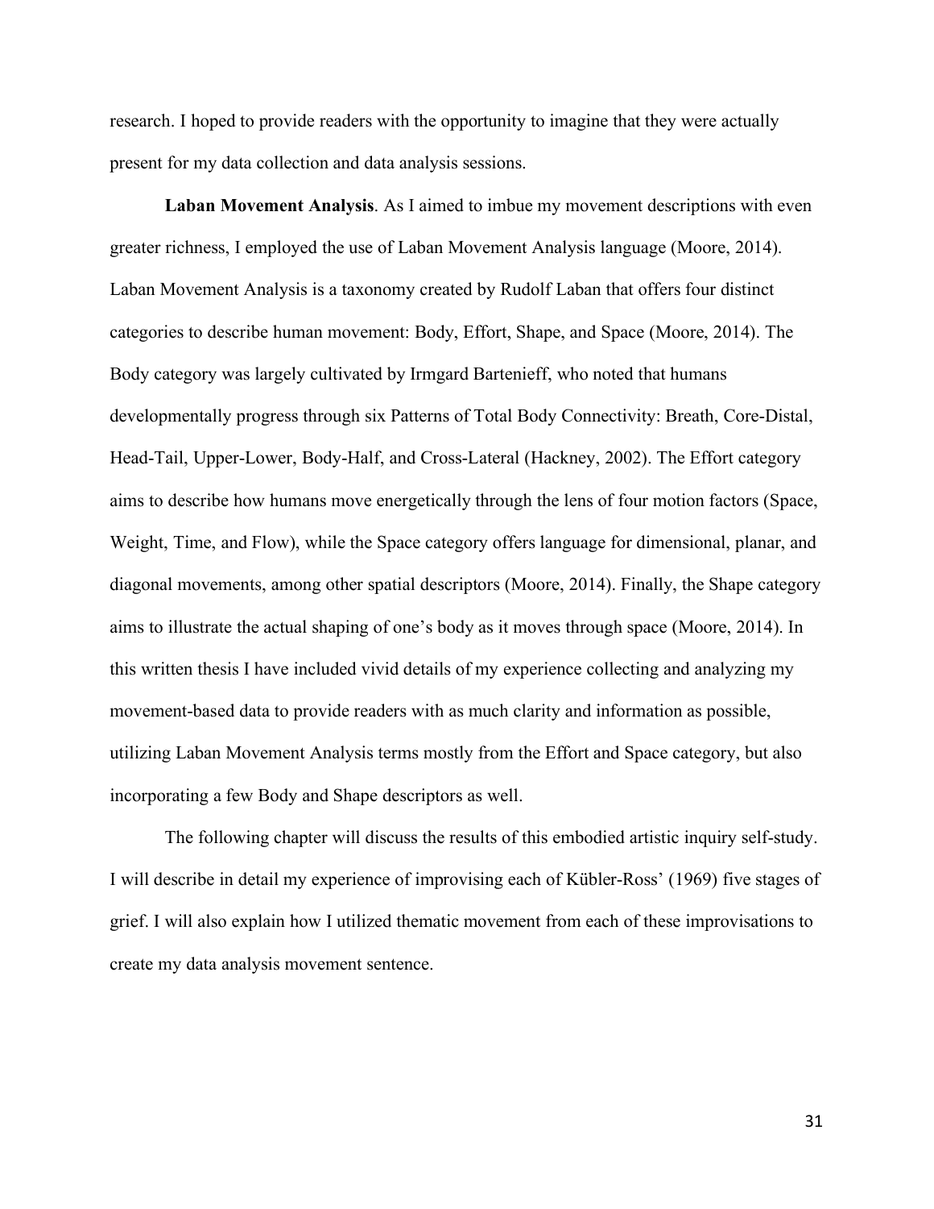research. I hoped to provide readers with the opportunity to imagine that they were actually present for my data collection and data analysis sessions.

**Laban Movement Analysis**. As I aimed to imbue my movement descriptions with even greater richness, I employed the use of Laban Movement Analysis language (Moore, 2014). Laban Movement Analysis is a taxonomy created by Rudolf Laban that offers four distinct categories to describe human movement: Body, Effort, Shape, and Space (Moore, 2014). The Body category was largely cultivated by Irmgard Bartenieff, who noted that humans developmentally progress through six Patterns of Total Body Connectivity: Breath, Core-Distal, Head-Tail, Upper-Lower, Body-Half, and Cross-Lateral (Hackney, 2002). The Effort category aims to describe how humans move energetically through the lens of four motion factors (Space, Weight, Time, and Flow), while the Space category offers language for dimensional, planar, and diagonal movements, among other spatial descriptors (Moore, 2014). Finally, the Shape category aims to illustrate the actual shaping of one's body as it moves through space (Moore, 2014). In this written thesis I have included vivid details of my experience collecting and analyzing my movement-based data to provide readers with as much clarity and information as possible, utilizing Laban Movement Analysis terms mostly from the Effort and Space category, but also incorporating a few Body and Shape descriptors as well.

The following chapter will discuss the results of this embodied artistic inquiry self-study. I will describe in detail my experience of improvising each of Kübler-Ross' (1969) five stages of grief. I will also explain how I utilized thematic movement from each of these improvisations to create my data analysis movement sentence.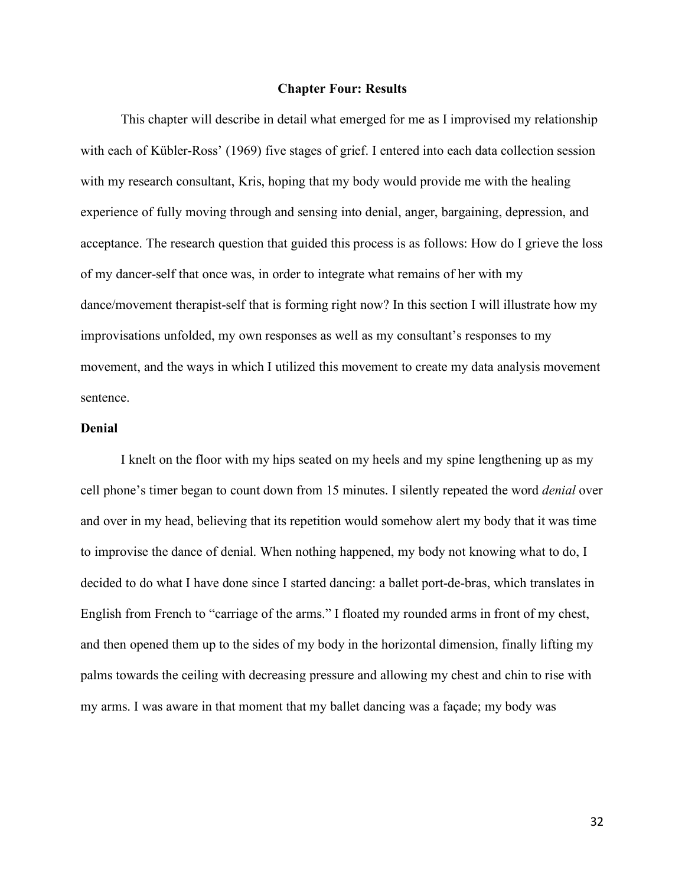## Chapter Four: Results

This chapter will describe in detail what emerged for me as I improvised my relationship with each of Kübler-Ross' (1969) five stages of grief. I entered into each data collection session with my research consultant, Kris, hoping that my body would provide me with the healing experience of fully moving through and sensing into denial, anger, bargaining, depression, and acceptance. The research question that guided this process is as follows: How do I grieve the loss of my dancer-self that once was, in order to integrate what remains of her with my dance/movement therapist-self that is forming right now? In this section I will illustrate how my improvisations unfolded, my own responses as well as my consultant's responses to my movement, and the ways in which I utilized this movement to create my data analysis movement sentence.

### Denial

I knelt on the floor with my hips seated on my heels and my spine lengthening up as my cell phone's timer began to count down from 15 minutes. I silently repeated the word *denial* over and over in my head, believing that its repetition would somehow alert my body that it was time to improvise the dance of denial. When nothing happened, my body not knowing what to do, I decided to do what I have done since I started dancing: a ballet port-de-bras, which translates in English from French to "carriage of the arms." I floated my rounded arms in front of my chest, and then opened them up to the sides of my body in the horizontal dimension, finally lifting my palms towards the ceiling with decreasing pressure and allowing my chest and chin to rise with my arms. I was aware in that moment that my ballet dancing was a façade; my body was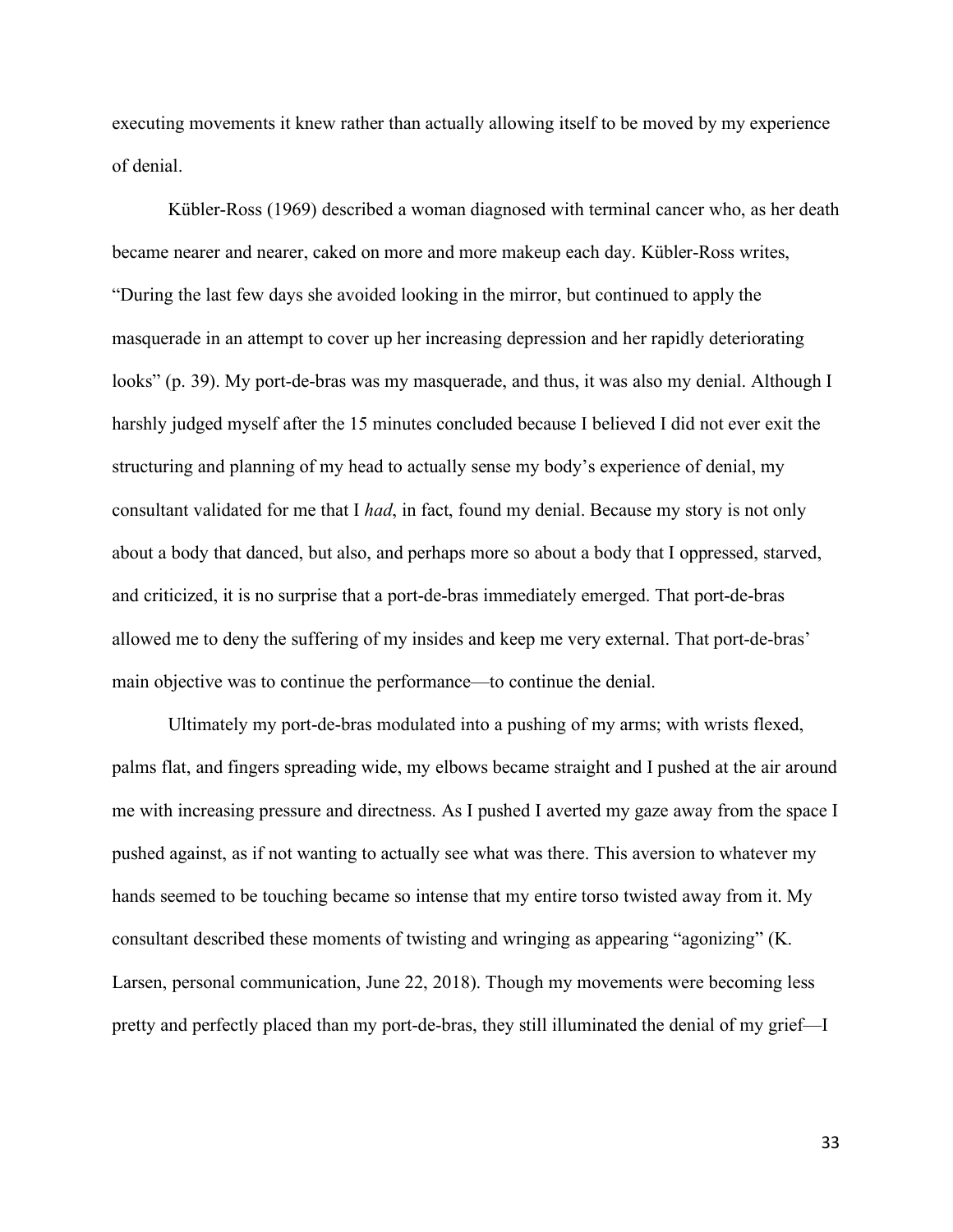executing movements it knew rather than actually allowing itself to be moved by my experience of denial.

Kübler-Ross (1969) described a woman diagnosed with terminal cancer who, as her death became nearer and nearer, caked on more and more makeup each day. Kübler-Ross writes, "During the last few days she avoided looking in the mirror, but continued to apply the masquerade in an attempt to cover up her increasing depression and her rapidly deteriorating looks" (p. 39). My port-de-bras was my masquerade, and thus, it was also my denial. Although I harshly judged myself after the 15 minutes concluded because I believed I did not ever exit the structuring and planning of my head to actually sense my body's experience of denial, my consultant validated for me that I *had*, in fact, found my denial. Because my story is not only about a body that danced, but also, and perhaps more so about a body that I oppressed, starved, and criticized, it is no surprise that a port-de-bras immediately emerged. That port-de-bras allowed me to deny the suffering of my insides and keep me very external. That port-de-bras' main objective was to continue the performance—to continue the denial.

Ultimately my port-de-bras modulated into a pushing of my arms; with wrists flexed, palms flat, and fingers spreading wide, my elbows became straight and I pushed at the air around me with increasing pressure and directness. As I pushed I averted my gaze away from the space I pushed against, as if not wanting to actually see what was there. This aversion to whatever my hands seemed to be touching became so intense that my entire torso twisted away from it. My consultant described these moments of twisting and wringing as appearing "agonizing" (K. Larsen, personal communication, June 22, 2018). Though my movements were becoming less pretty and perfectly placed than my port-de-bras, they still illuminated the denial of my grief—I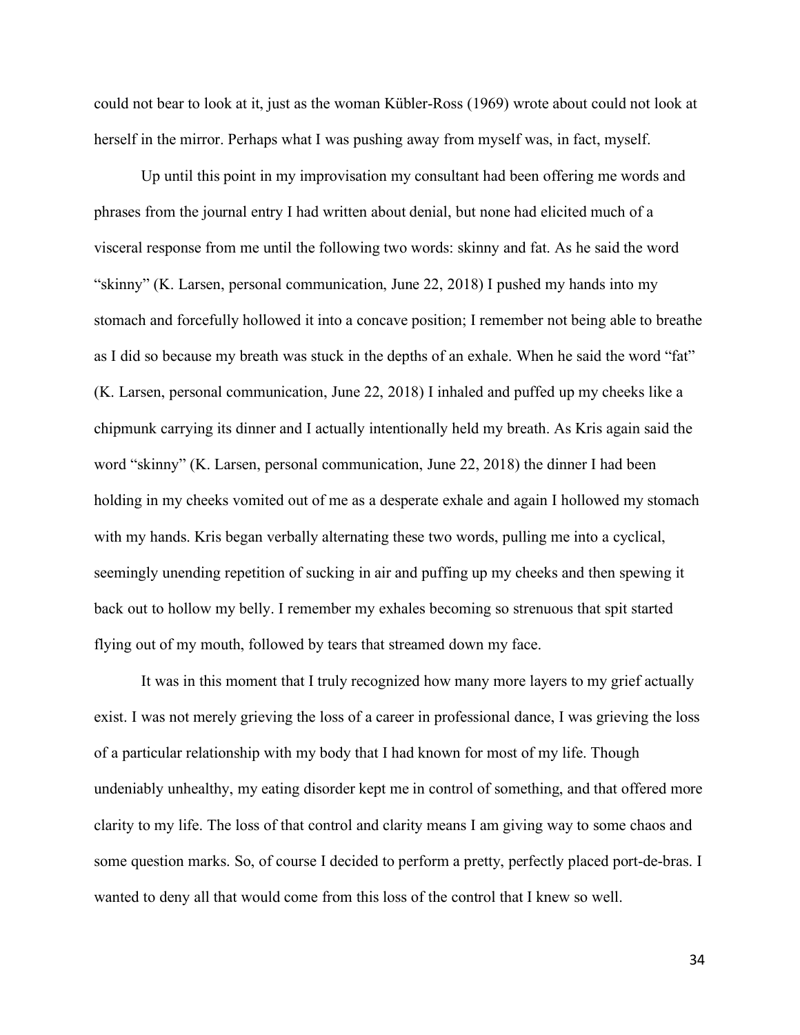could not bear to look at it, just as the woman Kübler-Ross (1969) wrote about could not look at herself in the mirror. Perhaps what I was pushing away from myself was, in fact, myself.

Up until this point in my improvisation my consultant had been offering me words and phrases from the journal entry I had written about denial, but none had elicited much of a visceral response from me until the following two words: skinny and fat. As he said the word "skinny" (K. Larsen, personal communication, June 22, 2018) I pushed my hands into my stomach and forcefully hollowed it into a concave position; I remember not being able to breathe as I did so because my breath was stuck in the depths of an exhale. When he said the word "fat" (K. Larsen, personal communication, June 22, 2018) I inhaled and puffed up my cheeks like a chipmunk carrying its dinner and I actually intentionally held my breath. As Kris again said the word "skinny" (K. Larsen, personal communication, June 22, 2018) the dinner I had been holding in my cheeks vomited out of me as a desperate exhale and again I hollowed my stomach with my hands. Kris began verbally alternating these two words, pulling me into a cyclical, seemingly unending repetition of sucking in air and puffing up my cheeks and then spewing it back out to hollow my belly. I remember my exhales becoming so strenuous that spit started flying out of my mouth, followed by tears that streamed down my face.

It was in this moment that I truly recognized how many more layers to my grief actually exist. I was not merely grieving the loss of a career in professional dance, I was grieving the loss of a particular relationship with my body that I had known for most of my life. Though undeniably unhealthy, my eating disorder kept me in control of something, and that offered more clarity to my life. The loss of that control and clarity means I am giving way to some chaos and some question marks. So, of course I decided to perform a pretty, perfectly placed port-de-bras. I wanted to deny all that would come from this loss of the control that I knew so well.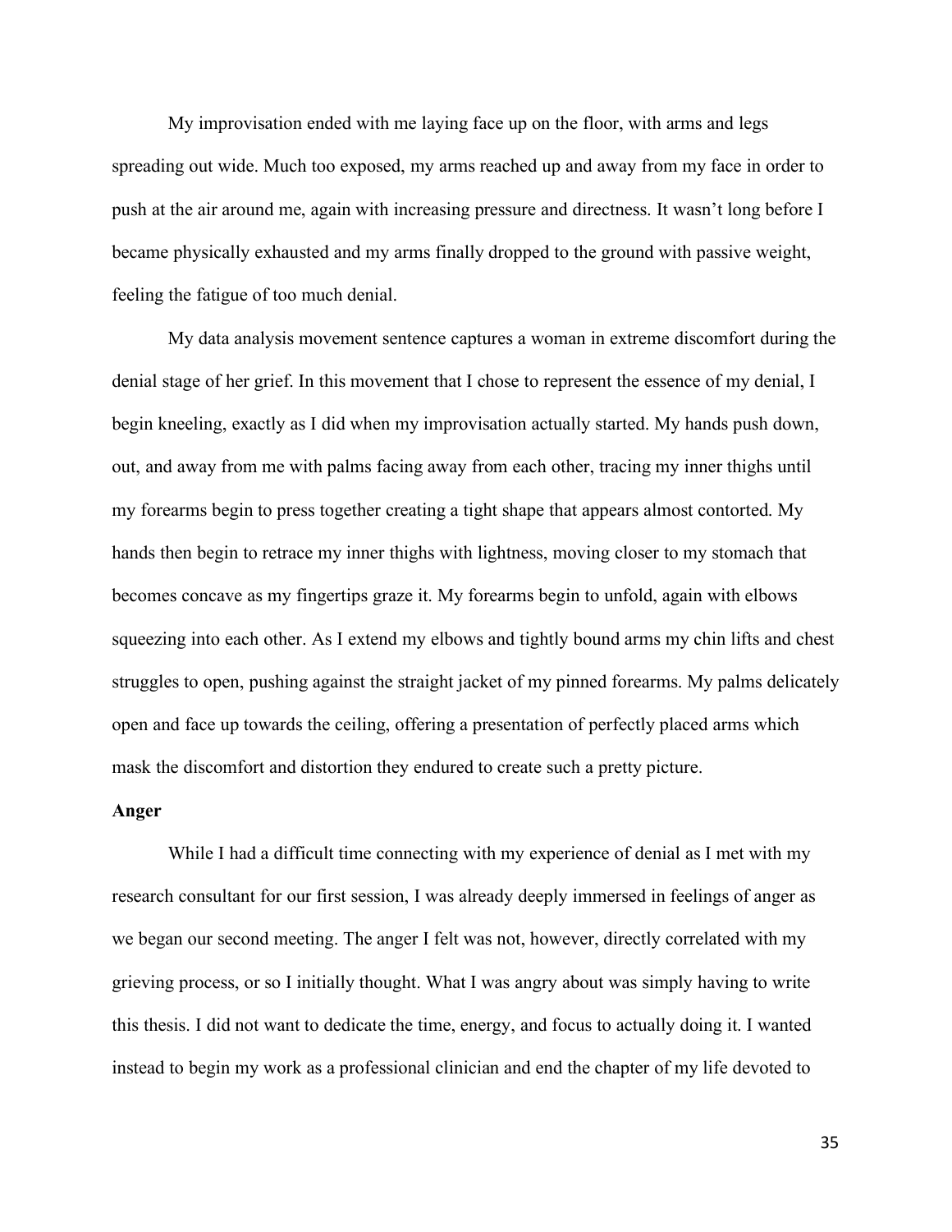My improvisation ended with me laying face up on the floor, with arms and legs spreading out wide. Much too exposed, my arms reached up and away from my face in order to push at the air around me, again with increasing pressure and directness. It wasn't long before I became physically exhausted and my arms finally dropped to the ground with passive weight, feeling the fatigue of too much denial.

My data analysis movement sentence captures a woman in extreme discomfort during the denial stage of her grief. In this movement that I chose to represent the essence of my denial, I begin kneeling, exactly as I did when my improvisation actually started. My hands push down, out, and away from me with palms facing away from each other, tracing my inner thighs until my forearms begin to press together creating a tight shape that appears almost contorted. My hands then begin to retrace my inner thighs with lightness, moving closer to my stomach that becomes concave as my fingertips graze it. My forearms begin to unfold, again with elbows squeezing into each other. As I extend my elbows and tightly bound arms my chin lifts and chest struggles to open, pushing against the straight jacket of my pinned forearms. My palms delicately open and face up towards the ceiling, offering a presentation of perfectly placed arms which mask the discomfort and distortion they endured to create such a pretty picture.

**Anger**

While I had a difficult time connecting with my experience of denial as I met with my research consultant for our first session, I was already deeply immersed in feelings of anger as we began our second meeting. The anger I felt was not, however, directly correlated with my grieving process, or so I initially thought. What I was angry about was simply having to write this thesis. I did not want to dedicate the time, energy, and focus to actually doing it. I wanted instead to begin my work as a professional clinician and end the chapter of my life devoted to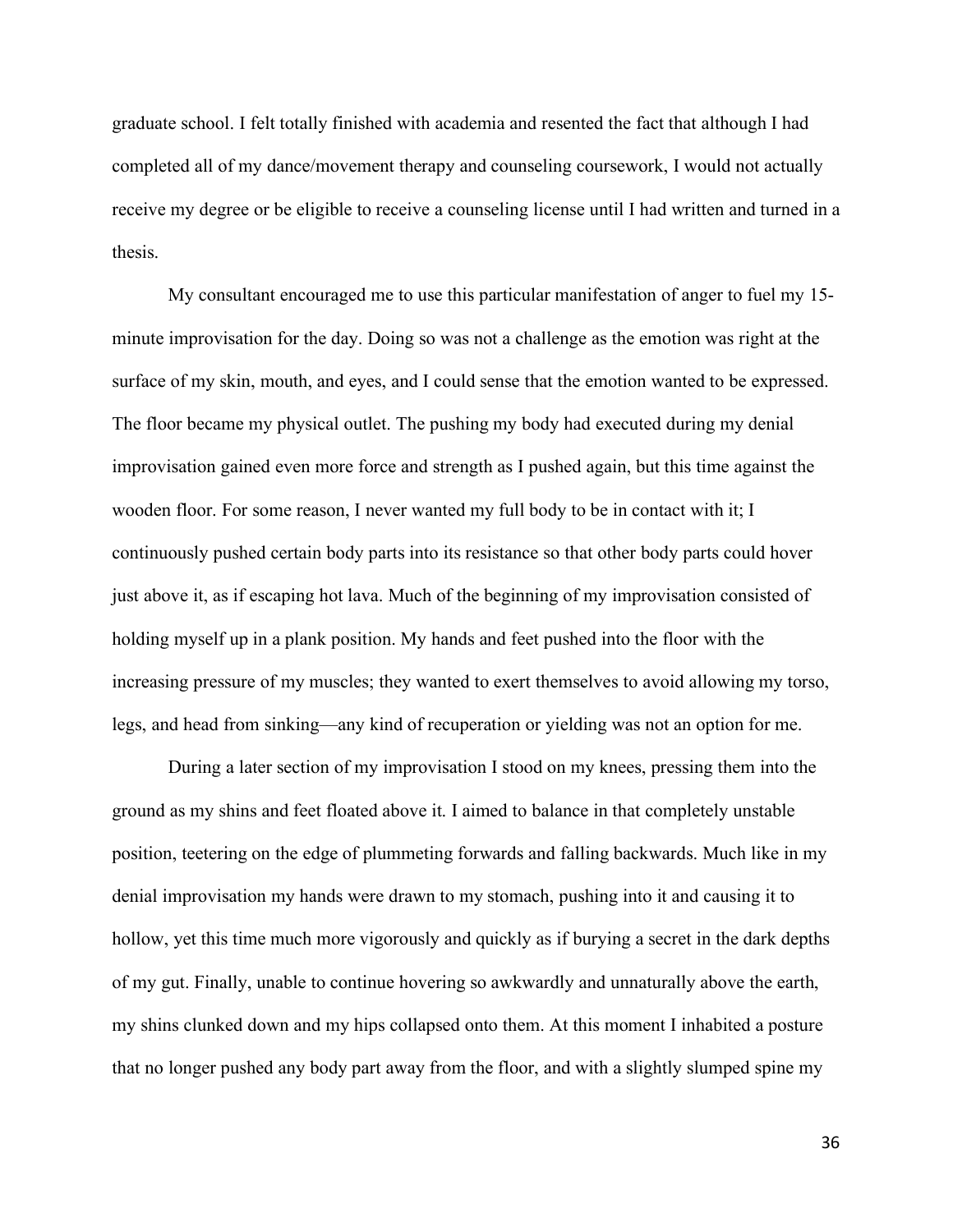graduate school. I felt totally finished with academia and resented the fact that although I had completed all of my dance/movement therapy and counseling coursework, I would not actually receive my degree or be eligible to receive a counseling license until I had written and turned in a thesis.

My consultant encouraged me to use this particular manifestation of anger to fuel my 15-minute improvisation for the day. Doing so was not a challenge as the emotion was right at the surface of my skin, mouth, and eyes, and I could sense that the emotion wanted to be expressed. The floor became my physical outlet. The pushing my body had executed during my denial improvisation gained even more force and strength as I pushed again, but this time against the wooden floor. For some reason, I never wanted my full body to be in contact with it; I continuously pushed certain body parts into its resistance so that other body parts could hover just above it, as if escaping hot lava. Much of the beginning of my improvisation consisted of holding myself up in a plank position. My hands and feet pushed into the floor with the increasing pressure of my muscles; they wanted to exert themselves to avoid allowing my torso, legs, and head from sinking—any kind of recuperation or yielding was not an option for me.

During a later section of my improvisation I stood on my knees, pressing them into the ground as my shins and feet floated above it. I aimed to balance in that completely unstable position, teetering on the edge of plummeting forwards and falling backwards. Much like in my denial improvisation my hands were drawn to my stomach, pushing into it and causing it to hollow, yet this time much more vigorously and quickly as if burying a secret in the dark depths of my gut. Finally, unable to continue hovering so awkwardly and unnaturally above the earth, my shins clunked down and my hips collapsed onto them. At this moment I inhabited a posture that no longer pushed any body part away from the floor, and with a slightly slumped spine my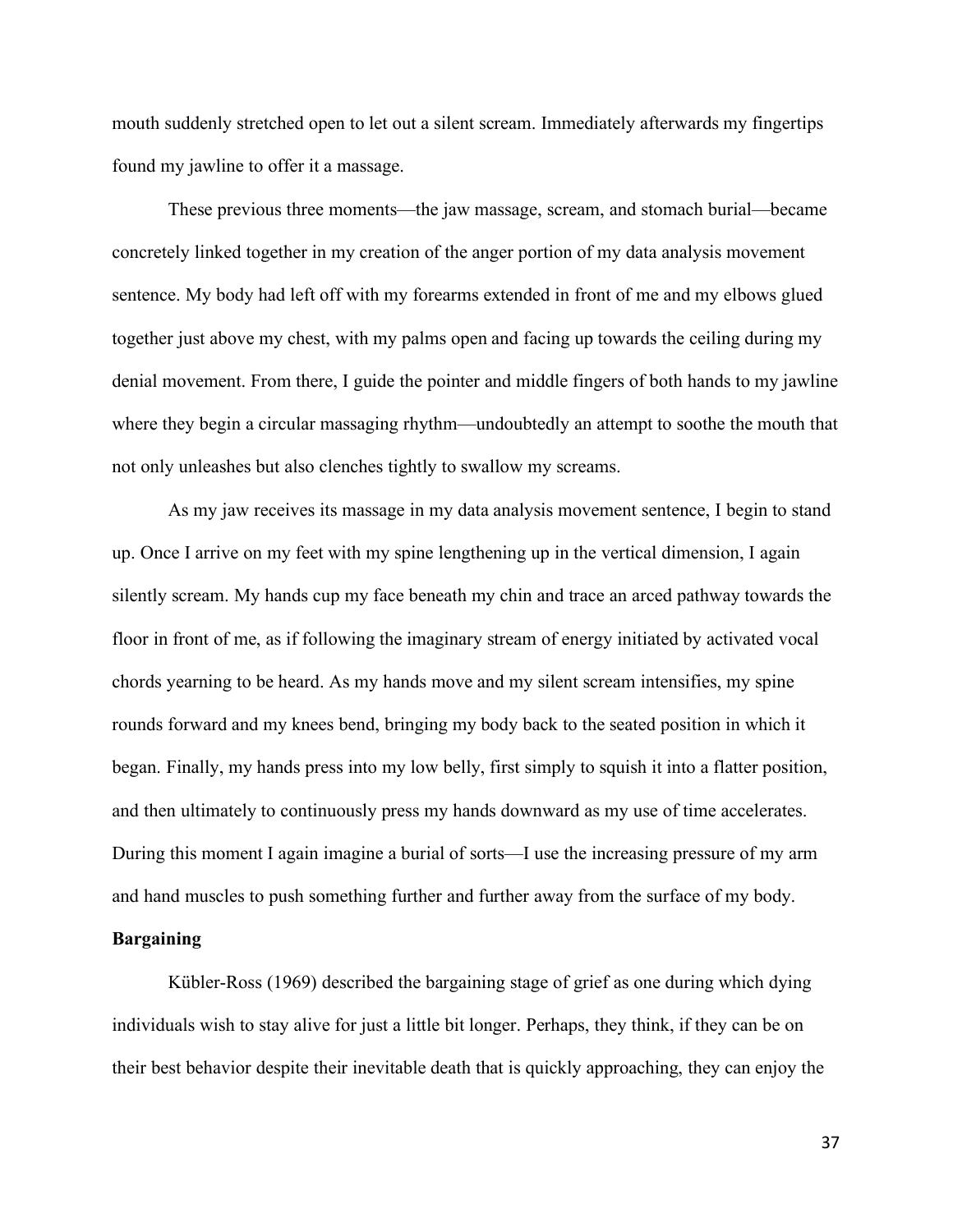mouth suddenly stretched open to let out a silent scream. Immediately afterwards my fingertips found my jawline to offer it a massage.

These previous three moments—the jaw massage, scream, and stomach burial—became concretely linked together in my creation of the anger portion of my data analysis movement sentence. My body had left off with my forearms extended in front of me and my elbows glued together just above my chest, with my palms open and facing up towards the ceiling during my denial movement. From there, I guide the pointer and middle fingers of both hands to my jawline where they begin a circular massaging rhythm—undoubtedly an attempt to soothe the mouth that not only unleashes but also clenches tightly to swallow my screams.

As my jaw receives its massage in my data analysis movement sentence, I begin to stand up. Once I arrive on my feet with my spine lengthening up in the vertical dimension, I again silently scream. My hands cup my face beneath my chin and trace an arced pathway towards the floor in front of me, as if following the imaginary stream of energy initiated by activated vocal chords yearning to be heard. As my hands move and my silent scream intensifies, my spine rounds forward and my knees bend, bringing my body back to the seated position in which it began. Finally, my hands press into my low belly, first simply to squish it into a flatter position, and then ultimately to continuously press my hands downward as my use of time accelerates. During this moment I again imagine a burial of sorts—I use the increasing pressure of my arm and hand muscles to push something further and further away from the surface of my body.

**Bargaining**

Kübler-Ross (1969) described the bargaining stage of grief as one during which dying individuals wish to stay alive for just a little bit longer. Perhaps, they think, if they can be on their best behavior despite their inevitable death that is quickly approaching, they can enjoy the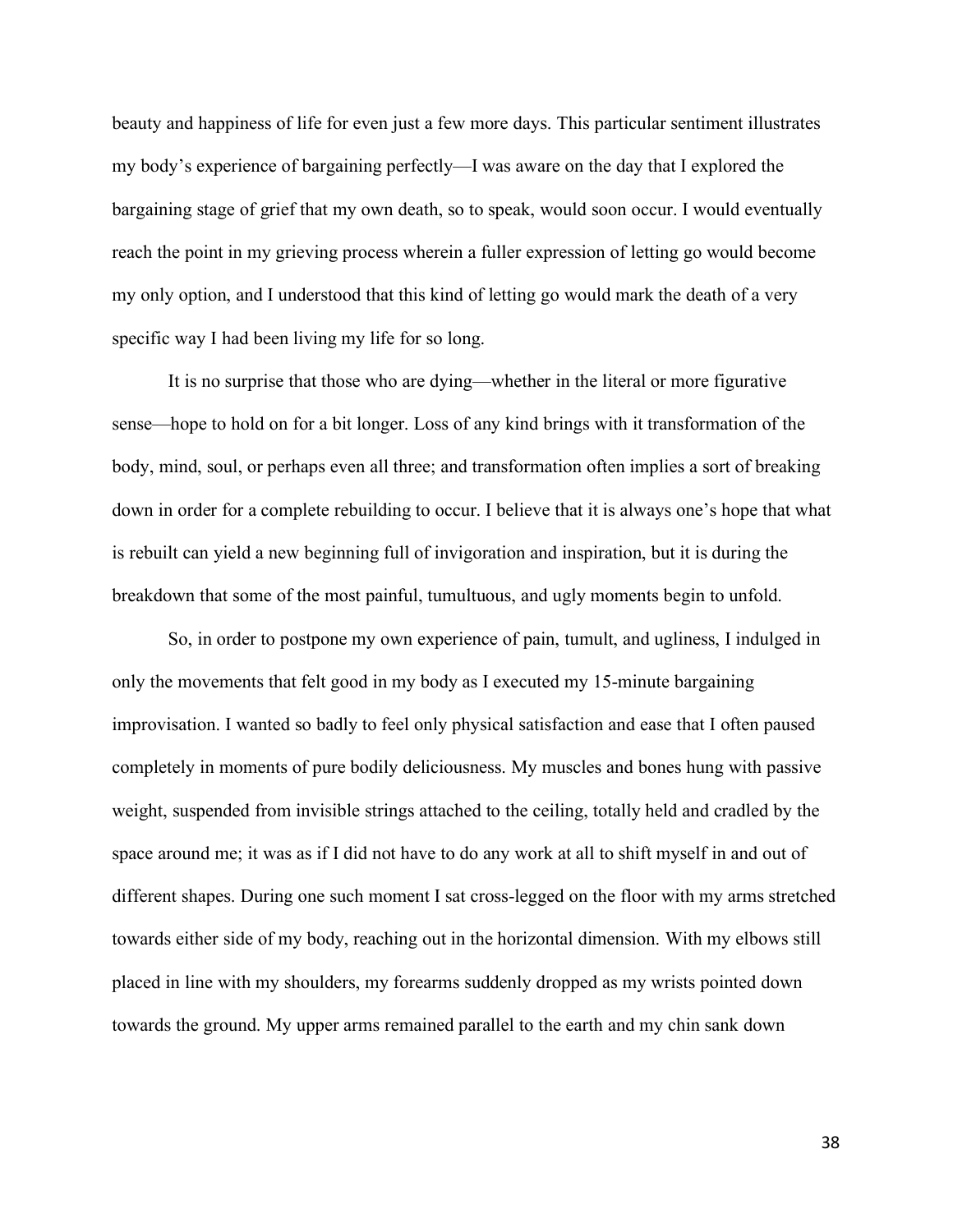beauty and happiness of life for even just a few more days. This particular sentiment illustrates my body's experience of bargaining perfectly—I was aware on the day that I explored the bargaining stage of grief that my own death, so to speak, would soon occur. I would eventually reach the point in my grieving process wherein a fuller expression of letting go would become my only option, and I understood that this kind of letting go would mark the death of a very specific way I had been living my life for so long.

It is no surprise that those who are dying—whether in the literal or more figurative sense—hope to hold on for a bit longer. Loss of any kind brings with it transformation of the body, mind, soul, or perhaps even all three; and transformation often implies a sort of breaking down in order for a complete rebuilding to occur. I believe that it is always one's hope that what is rebuilt can yield a new beginning full of invigoration and inspiration, but it is during the breakdown that some of the most painful, tumultuous, and ugly moments begin to unfold.

So, in order to postpone my own experience of pain, tumult, and ugliness, I indulged in only the movements that felt good in my body as I executed my 15-minute bargaining improvisation. I wanted so badly to feel only physical satisfaction and ease that I often paused completely in moments of pure bodily deliciousness. My muscles and bones hung with passive weight, suspended from invisible strings attached to the ceiling, totally held and cradled by the space around me; it was as if I did not have to do any work at all to shift myself in and out of different shapes. During one such moment I sat cross-legged on the floor with my arms stretched towards either side of my body, reaching out in the horizontal dimension. With my elbows still placed in line with my shoulders, my forearms suddenly dropped as my wrists pointed down towards the ground. My upper arms remained parallel to the earth and my chin sank down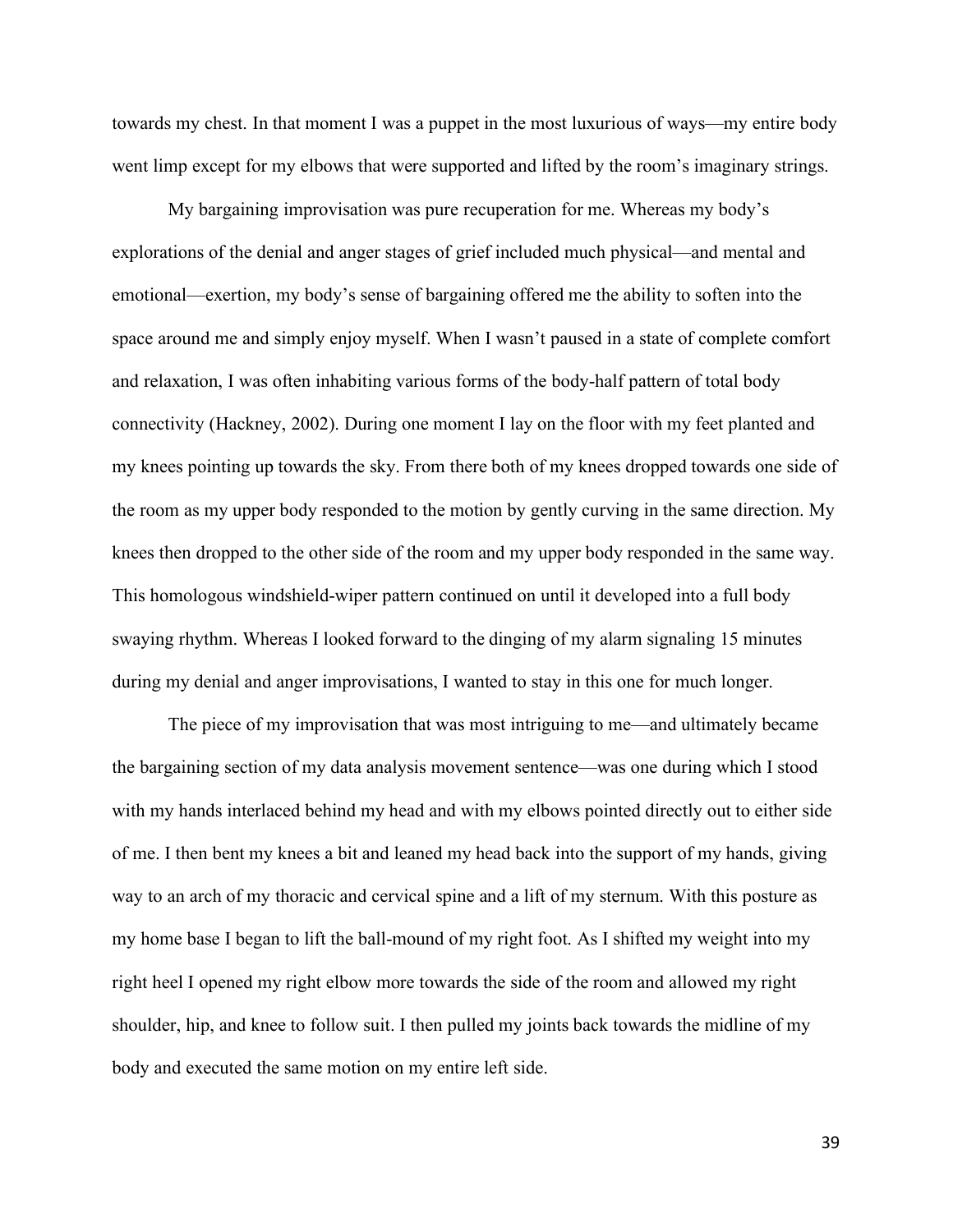towards my chest. In that moment I was a puppet in the most luxurious of ways—my entire body went limp except for my elbows that were supported and lifted by the room's imaginary strings.

My bargaining improvisation was pure recuperation for me. Whereas my body's explorations of the denial and anger stages of grief included much physical—and mental and emotional—exertion, my body's sense of bargaining offered me the ability to soften into the space around me and simply enjoy myself. When I wasn't paused in a state of complete comfort and relaxation, I was often inhabiting various forms of the body-half pattern of total body connectivity (Hackney, 2002). During one moment I lay on the floor with my feet planted and my knees pointing up towards the sky. From there both of my knees dropped towards one side of the room as my upper body responded to the motion by gently curving in the same direction. My knees then dropped to the other side of the room and my upper body responded in the same way. This homologous windshield-wiper pattern continued on until it developed into a full body swaying rhythm. Whereas I looked forward to the dinging of my alarm signaling 15 minutes during my denial and anger improvisations, I wanted to stay in this one for much longer.

The piece of my improvisation that was most intriguing to me—and ultimately became the bargaining section of my data analysis movement sentence—was one during which I stood with my hands interlaced behind my head and with my elbows pointed directly out to either side of me. I then bent my knees a bit and leaned my head back into the support of my hands, giving way to an arch of my thoracic and cervical spine and a lift of my sternum. With this posture as my home base I began to lift the ball-mound of my right foot. As I shifted my weight into my right heel I opened my right elbow more towards the side of the room and allowed my right shoulder, hip, and knee to follow suit. I then pulled my joints back towards the midline of my body and executed the same motion on my entire left side.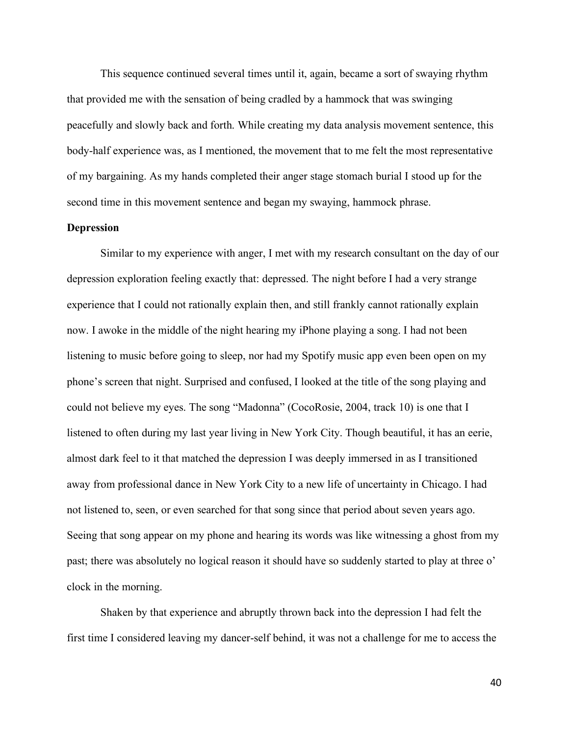This sequence continued several times until it, again, became a sort of swaying rhythm that provided me with the sensation of being cradled by a hammock that was swinging peacefully and slowly back and forth. While creating my data analysis movement sentence, this body-half experience was, as I mentioned, the movement that to me felt the most representative of my bargaining. As my hands completed their anger stage stomach burial I stood up for the second time in this movement sentence and began my swaying, hammock phrase.

**Depression**

Similar to my experience with anger, I met with my research consultant on the day of our depression exploration feeling exactly that: depressed. The night before I had a very strange experience that I could not rationally explain then, and still frankly cannot rationally explain now. I awoke in the middle of the night hearing my iPhone playing a song. I had not been listening to music before going to sleep, nor had my Spotify music app even been open on my phone's screen that night. Surprised and confused, I looked at the title of the song playing and could not believe my eyes. The song "Madonna" (CocoRosie, 2004, track 10) is one that I listened to often during my last year living in New York City. Though beautiful, it has an eerie, almost dark feel to it that matched the depression I was deeply immersed in as I transitioned away from professional dance in New York City to a new life of uncertainty in Chicago. I had not listened to, seen, or even searched for that song since that period about seven years ago. Seeing that song appear on my phone and hearing its words was like witnessing a ghost from my past; there was absolutely no logical reason it should have so suddenly started to play at three o' clock in the morning.

Shaken by that experience and abruptly thrown back into the depression I had felt the first time I considered leaving my dancer-self behind, it was not a challenge for me to access the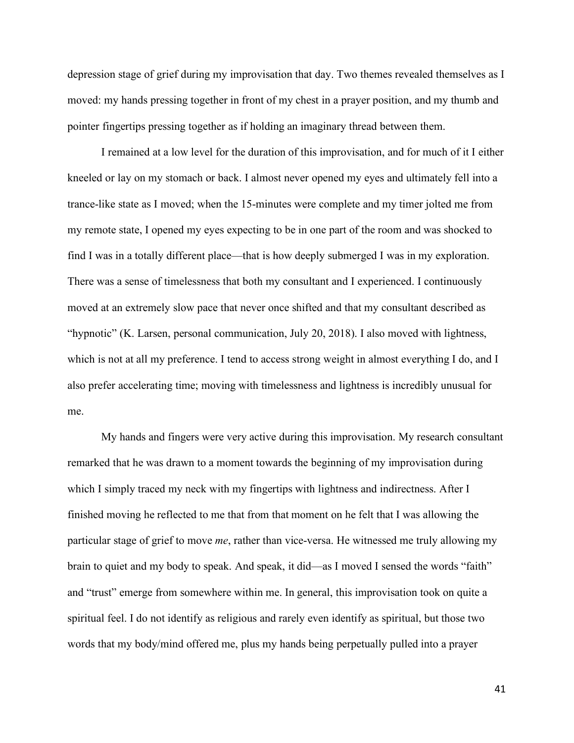depression stage of grief during my improvisation that day. Two themes revealed themselves as I moved: my hands pressing together in front of my chest in a prayer position, and my thumb and pointer fingertips pressing together as if holding an imaginary thread between them.

I remained at a low level for the duration of this improvisation, and for much of it I either kneeled or lay on my stomach or back. I almost never opened my eyes and ultimately fell into a trance-like state as I moved; when the 15-minutes were complete and my timer jolted me from my remote state, I opened my eyes expecting to be in one part of the room and was shocked to find I was in a totally different place—that is how deeply submerged I was in my exploration. There was a sense of timelessness that both my consultant and I experienced. I continuously moved at an extremely slow pace that never once shifted and that my consultant described as "hypnotic" (K. Larsen, personal communication, July 20, 2018). I also moved with lightness, which is not at all my preference. I tend to access strong weight in almost everything I do, and I also prefer accelerating time; moving with timelessness and lightness is incredibly unusual for me.

My hands and fingers were very active during this improvisation. My research consultant remarked that he was drawn to a moment towards the beginning of my improvisation during which I simply traced my neck with my fingertips with lightness and indirectness. After I finished moving he reflected to me that from that moment on he felt that I was allowing the particular stage of grief to move *me*, rather than vice-versa. He witnessed me truly allowing my brain to quiet and my body to speak. And speak, it did—as I moved I sensed the words "faith" and "trust" emerge from somewhere within me. In general, this improvisation took on quite a spiritual feel. I do not identify as religious and rarely even identify as spiritual, but those two words that my body/mind offered me, plus my hands being perpetually pulled into a prayer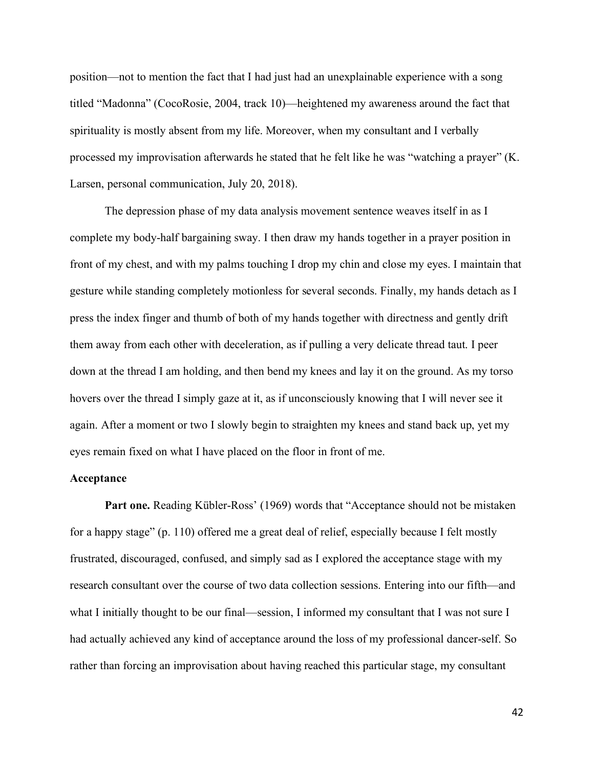position—not to mention the fact that I had just had an unexplainable experience with a song titled "Madonna" (CocoRosie, 2004, track 10)—heightened my awareness around the fact that spirituality is mostly absent from my life. Moreover, when my consultant and I verbally processed my improvisation afterwards he stated that he felt like he was "watching a prayer" (K. Larsen, personal communication, July 20, 2018).

The depression phase of my data analysis movement sentence weaves itself in as I complete my body-half bargaining sway. I then draw my hands together in a prayer position in front of my chest, and with my palms touching I drop my chin and close my eyes. I maintain that gesture while standing completely motionless for several seconds. Finally, my hands detach as I press the index finger and thumb of both of my hands together with directness and gently drift them away from each other with deceleration, as if pulling a very delicate thread taut. I peer down at the thread I am holding, and then bend my knees and lay it on the ground. As my torso hovers over the thread I simply gaze at it, as if unconsciously knowing that I will never see it again. After a moment or two I slowly begin to straighten my knees and stand back up, yet my eyes remain fixed on what I have placed on the floor in front of me.

### Acceptance

**Part one.** Reading Kübler-Ross' (1969) words that "Acceptance should not be mistaken for a happy stage" (p. 110) offered me a great deal of relief, especially because I felt mostly frustrated, discouraged, confused, and simply sad as I explored the acceptance stage with my research consultant over the course of two data collection sessions. Entering into our fifth—and what I initially thought to be our final—session, I informed my consultant that I was not sure I had actually achieved any kind of acceptance around the loss of my professional dancer-self. So rather than forcing an improvisation about having reached this particular stage, my consultant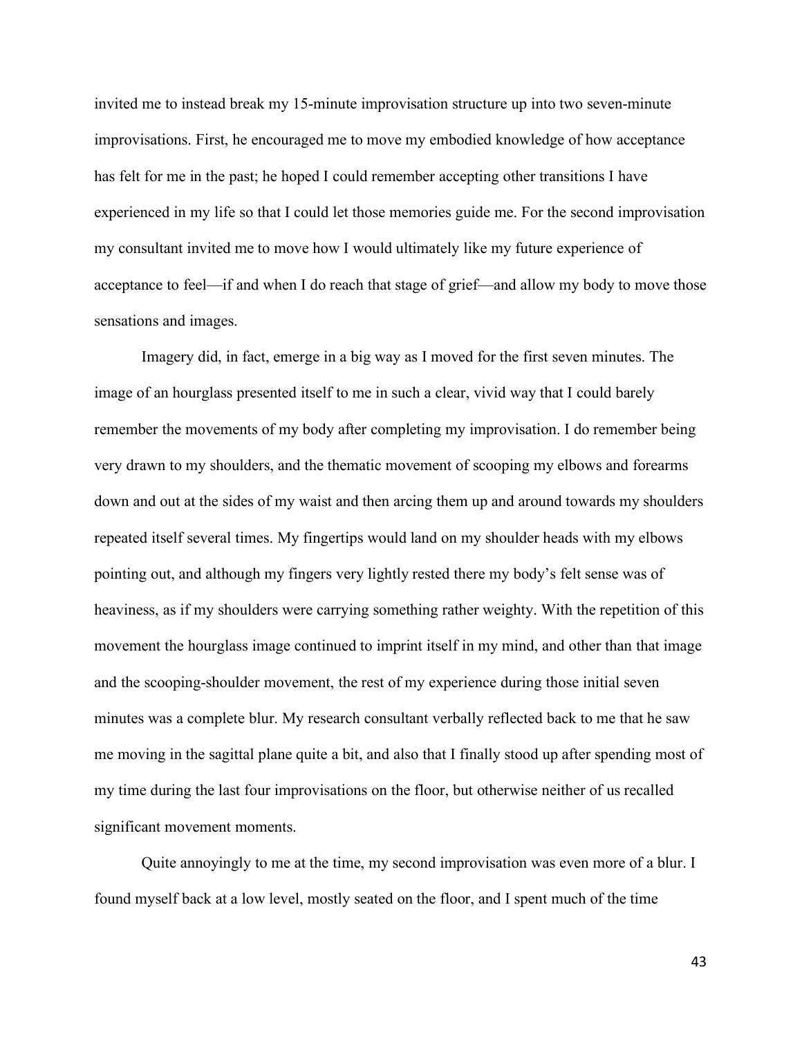invited me to instead break my 15-minute improvisation structure up into two seven-minute improvisations. First, he encouraged me to move my embodied knowledge of how acceptance has felt for me in the past; he hoped I could remember accepting other transitions I have experienced in my life so that I could let those memories guide me. For the second improvisation my consultant invited me to move how I would ultimately like my future experience of acceptance to feel—if and when I do reach that stage of grief—and allow my body to move those sensations and images.

Imagery did, in fact, emerge in a big way as I moved for the first seven minutes. The image of an hourglass presented itself to me in such a clear, vivid way that I could barely remember the movements of my body after completing my improvisation. I do remember being very drawn to my shoulders, and the thematic movement of scooping my elbows and forearms down and out at the sides of my waist and then arcing them up and around towards my shoulders repeated itself several times. My fingertips would land on my shoulder heads with my elbows pointing out, and although my fingers very lightly rested there my body's felt sense was of heaviness, as if my shoulders were carrying something rather weighty. With the repetition of this movement the hourglass image continued to imprint itself in my mind, and other than that image and the scooping-shoulder movement, the rest of my experience during those initial seven minutes was a complete blur. My research consultant verbally reflected back to me that he saw me moving in the sagittal plane quite a bit, and also that I finally stood up after spending most of my time during the last four improvisations on the floor, but otherwise neither of us recalled significant movement moments.

Quite annoyingly to me at the time, my second improvisation was even more of a blur. I found myself back at a low level, mostly seated on the floor, and I spent much of the time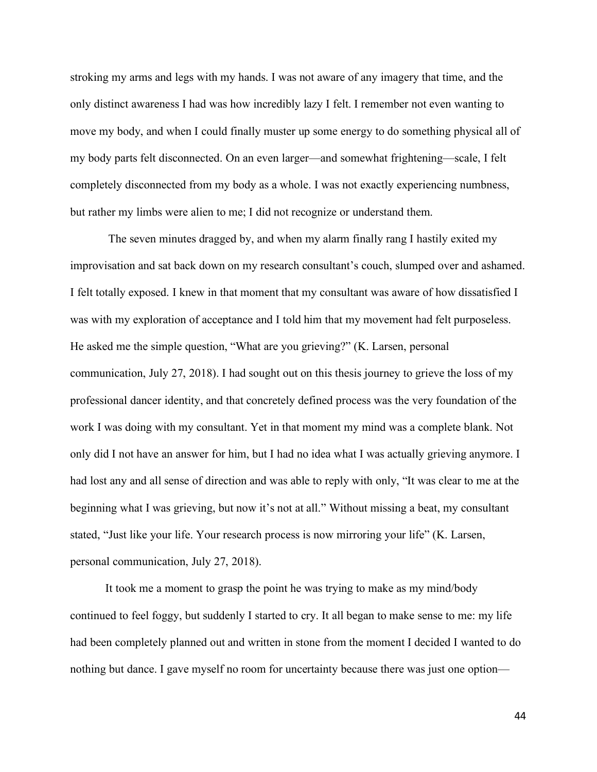stroking my arms and legs with my hands. I was not aware of any imagery that time, and the only distinct awareness I had was how incredibly lazy I felt. I remember not even wanting to move my body, and when I could finally muster up some energy to do something physical all of my body parts felt disconnected. On an even larger—and somewhat frightening—scale, I felt completely disconnected from my body as a whole. I was not exactly experiencing numbness, but rather my limbs were alien to me; I did not recognize or understand them.

The seven minutes dragged by, and when my alarm finally rang I hastily exited my improvisation and sat back down on my research consultant's couch, slumped over and ashamed. I felt totally exposed. I knew in that moment that my consultant was aware of how dissatisfied I was with my exploration of acceptance and I told him that my movement had felt purposeless. He asked me the simple question, "What are you grieving?" (K. Larsen, personal communication, July 27, 2018). I had sought out on this thesis journey to grieve the loss of my professional dancer identity, and that concretely defined process was the very foundation of the work I was doing with my consultant. Yet in that moment my mind was a complete blank. Not only did I not have an answer for him, but I had no idea what I was actually grieving anymore. I had lost any and all sense of direction and was able to reply with only, "It was clear to me at the beginning what I was grieving, but now it's not at all." Without missing a beat, my consultant stated, "Just like your life. Your research process is now mirroring your life" (K. Larsen, personal communication, July 27, 2018).

It took me a moment to grasp the point he was trying to make as my mind/body continued to feel foggy, but suddenly I started to cry. It all began to make sense to me: my life had been completely planned out and written in stone from the moment I decided I wanted to do nothing but dance. I gave myself no room for uncertainty because there was just one option—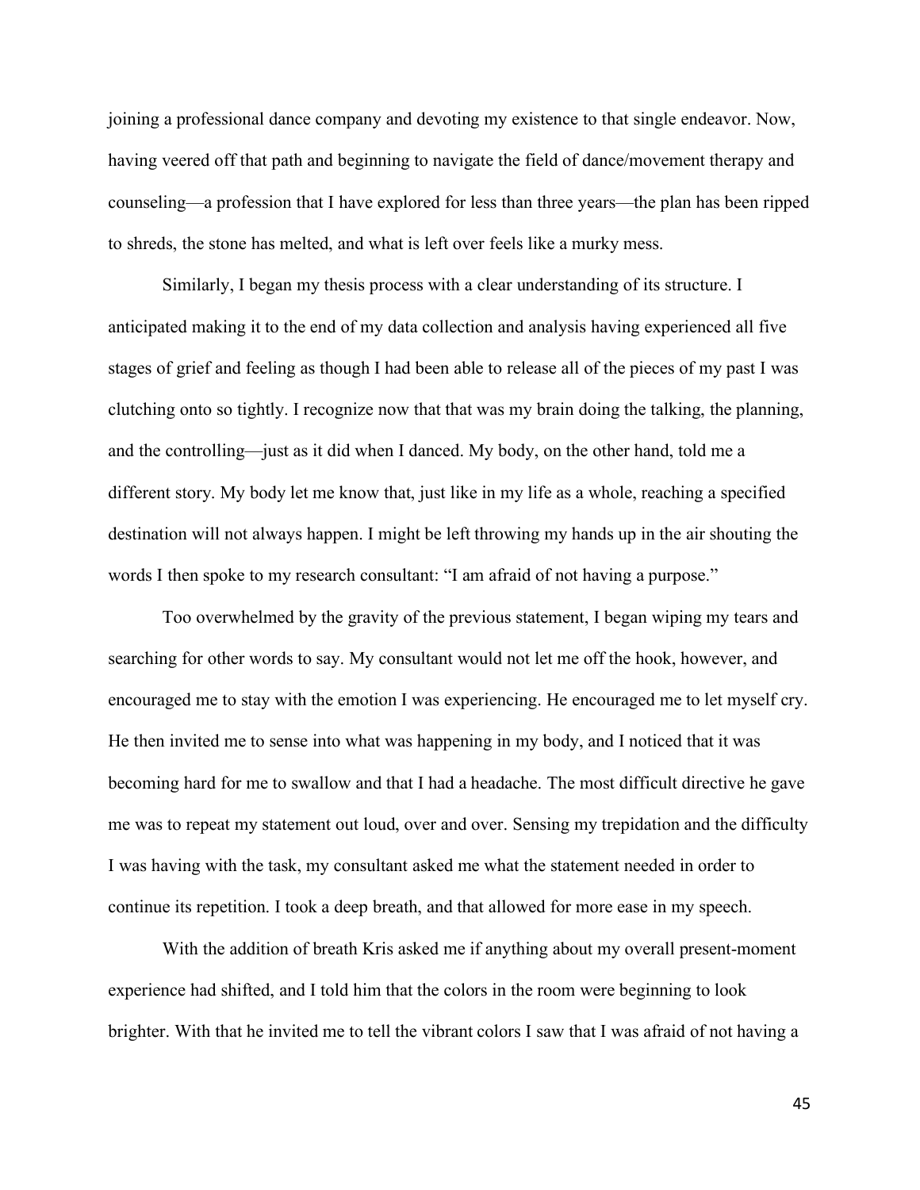joining a professional dance company and devoting my existence to that single endeavor. Now, having veered off that path and beginning to navigate the field of dance/movement therapy and counseling—a profession that I have explored for less than three years—the plan has been ripped to shreds, the stone has melted, and what is left over feels like a murky mess.

Similarly, I began my thesis process with a clear understanding of its structure. I anticipated making it to the end of my data collection and analysis having experienced all five stages of grief and feeling as though I had been able to release all of the pieces of my past I was clutching onto so tightly. I recognize now that that was my brain doing the talking, the planning, and the controlling—just as it did when I danced. My body, on the other hand, told me a different story. My body let me know that, just like in my life as a whole, reaching a specified destination will not always happen. I might be left throwing my hands up in the air shouting the words I then spoke to my research consultant: "I am afraid of not having a purpose."

Too overwhelmed by the gravity of the previous statement, I began wiping my tears and searching for other words to say. My consultant would not let me off the hook, however, and encouraged me to stay with the emotion I was experiencing. He encouraged me to let myself cry. He then invited me to sense into what was happening in my body, and I noticed that it was becoming hard for me to swallow and that I had a headache. The most difficult directive he gave me was to repeat my statement out loud, over and over. Sensing my trepidation and the difficulty I was having with the task, my consultant asked me what the statement needed in order to continue its repetition. I took a deep breath, and that allowed for more ease in my speech.

With the addition of breath Kris asked me if anything about my overall present-moment experience had shifted, and I told him that the colors in the room were beginning to look brighter. With that he invited me to tell the vibrant colors I saw that I was afraid of not having a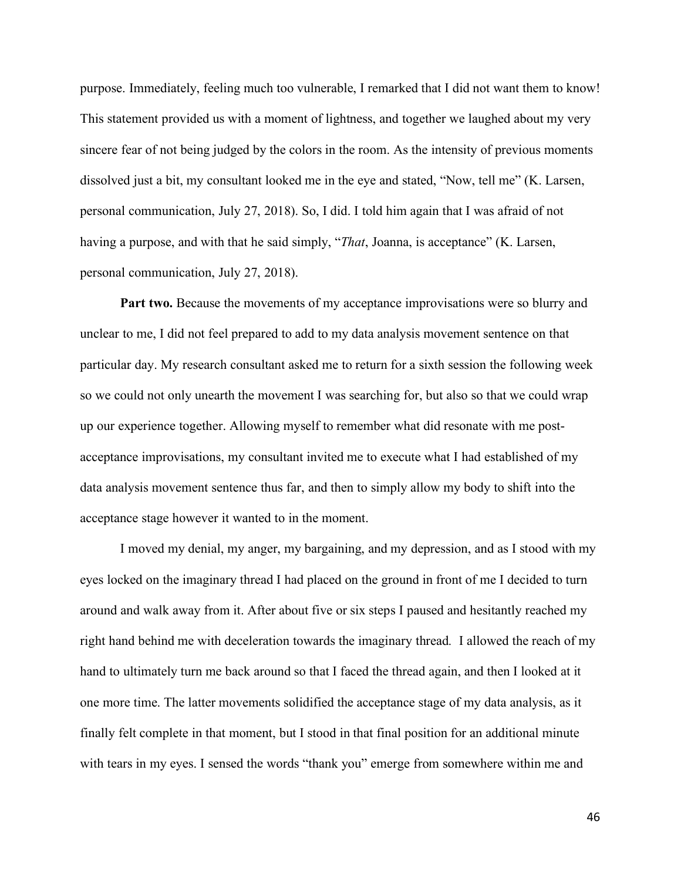purpose. Immediately, feeling much too vulnerable, I remarked that I did not want them to know! This statement provided us with a moment of lightness, and together we laughed about my very sincere fear of not being judged by the colors in the room. As the intensity of previous moments dissolved just a bit, my consultant looked me in the eye and stated, "Now, tell me" (K. Larsen, personal communication, July 27, 2018). So, I did. I told him again that I was afraid of not having a purpose, and with that he said simply, "*That*, Joanna, is acceptance" (K. Larsen, personal communication, July 27, 2018).

**Part two.** Because the movements of my acceptance improvisations were so blurry and unclear to me, I did not feel prepared to add to my data analysis movement sentence on that particular day. My research consultant asked me to return for a sixth session the following week so we could not only unearth the movement I was searching for, but also so that we could wrap up our experience together. Allowing myself to remember what did resonate with me post-acceptance improvisations, my consultant invited me to execute what I had established of my data analysis movement sentence thus far, and then to simply allow my body to shift into the acceptance stage however it wanted to in the moment.

I moved my denial, my anger, my bargaining, and my depression, and as I stood with my eyes locked on the imaginary thread I had placed on the ground in front of me I decided to turn around and walk away from it. After about five or six steps I paused and hesitantly reached my right hand behind me with deceleration towards the imaginary thread. I allowed the reach of my hand to ultimately turn me back around so that I faced the thread again, and then I looked at it one more time. The latter movements solidified the acceptance stage of my data analysis, as it finally felt complete in that moment, but I stood in that final position for an additional minute with tears in my eyes. I sensed the words "thank you" emerge from somewhere within me and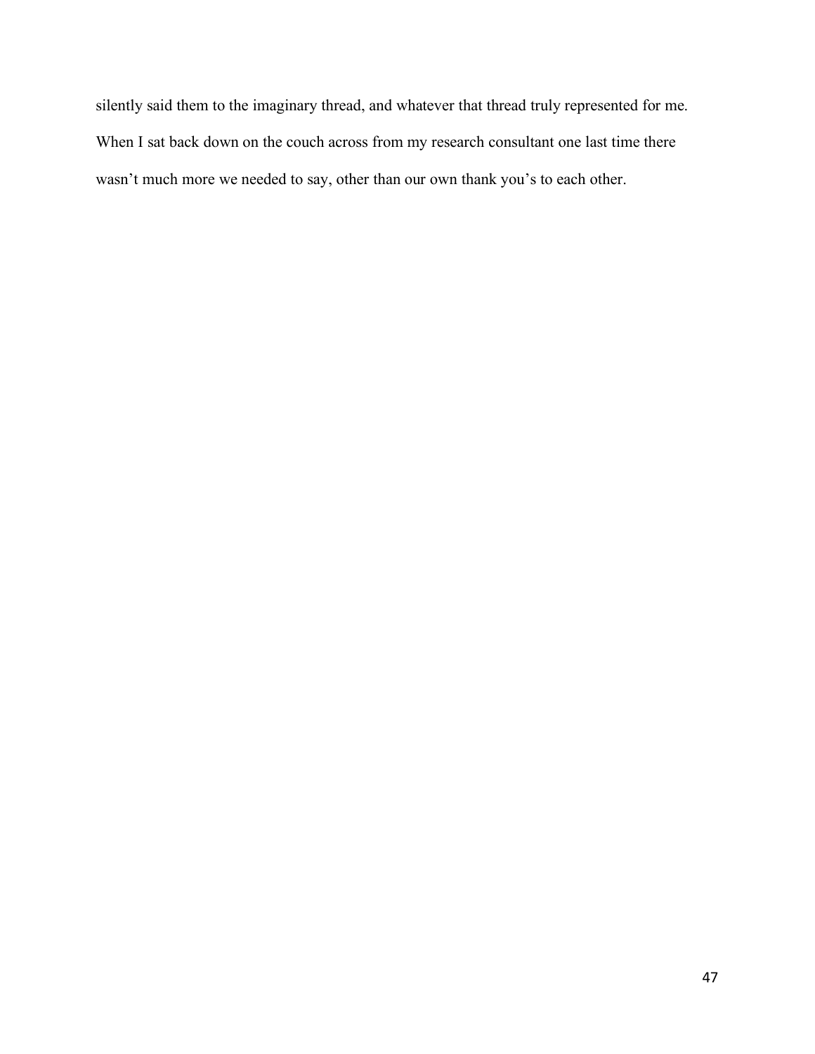silently said them to the imaginary thread, and whatever that thread truly represented for me. When I sat back down on the couch across from my research consultant one last time there wasn't much more we needed to say, other than our own thank you's to each other.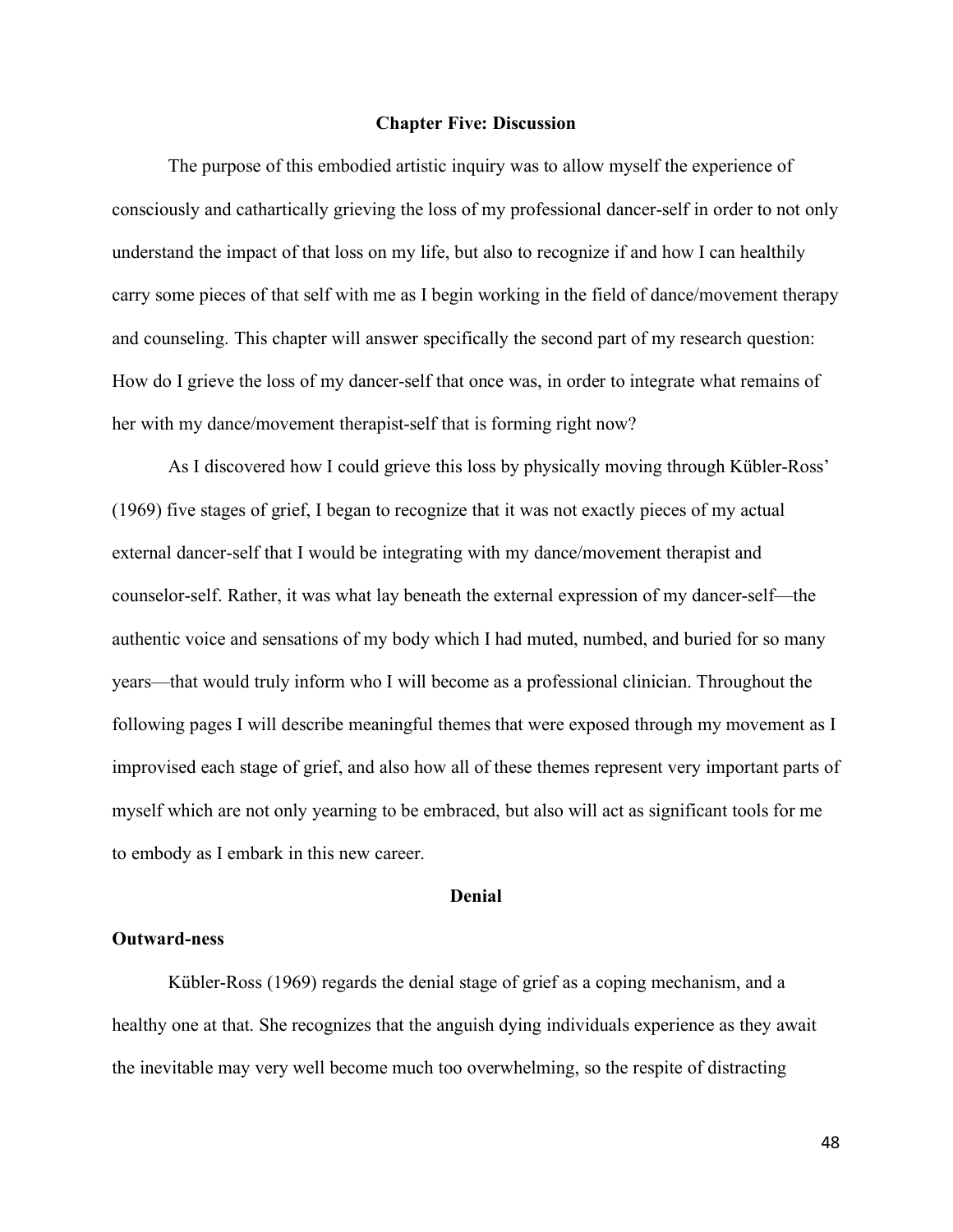# Chapter Five: Discussion

The purpose of this embodied artistic inquiry was to allow myself the experience of consciously and cathartically grieving the loss of my professional dancer-self in order to not only understand the impact of that loss on my life, but also to recognize if and how I can healthily carry some pieces of that self with me as I begin working in the field of dance/movement therapy and counseling. This chapter will answer specifically the second part of my research question: How do I grieve the loss of my dancer-self that once was, in order to integrate what remains of her with my dance/movement therapist-self that is forming right now?

As I discovered how I could grieve this loss by physically moving through Kübler-Ross' (1969) five stages of grief, I began to recognize that it was not exactly pieces of my actual external dancer-self that I would be integrating with my dance/movement therapist and counselor-self. Rather, it was what lay beneath the external expression of my dancer-self—the authentic voice and sensations of my body which I had muted, numbed, and buried for so many years—that would truly inform who I will become as a professional clinician. Throughout the following pages I will describe meaningful themes that were exposed through my movement as I improvised each stage of grief, and also how all of these themes represent very important parts of myself which are not only yearning to be embraced, but also will act as significant tools for me to embody as I embark in this new career.

## Denial

### Outward-ness

Kübler-Ross (1969) regards the denial stage of grief as a coping mechanism, and a healthy one at that. She recognizes that the anguish dying individuals experience as they await the inevitable may very well become much too overwhelming, so the respite of distracting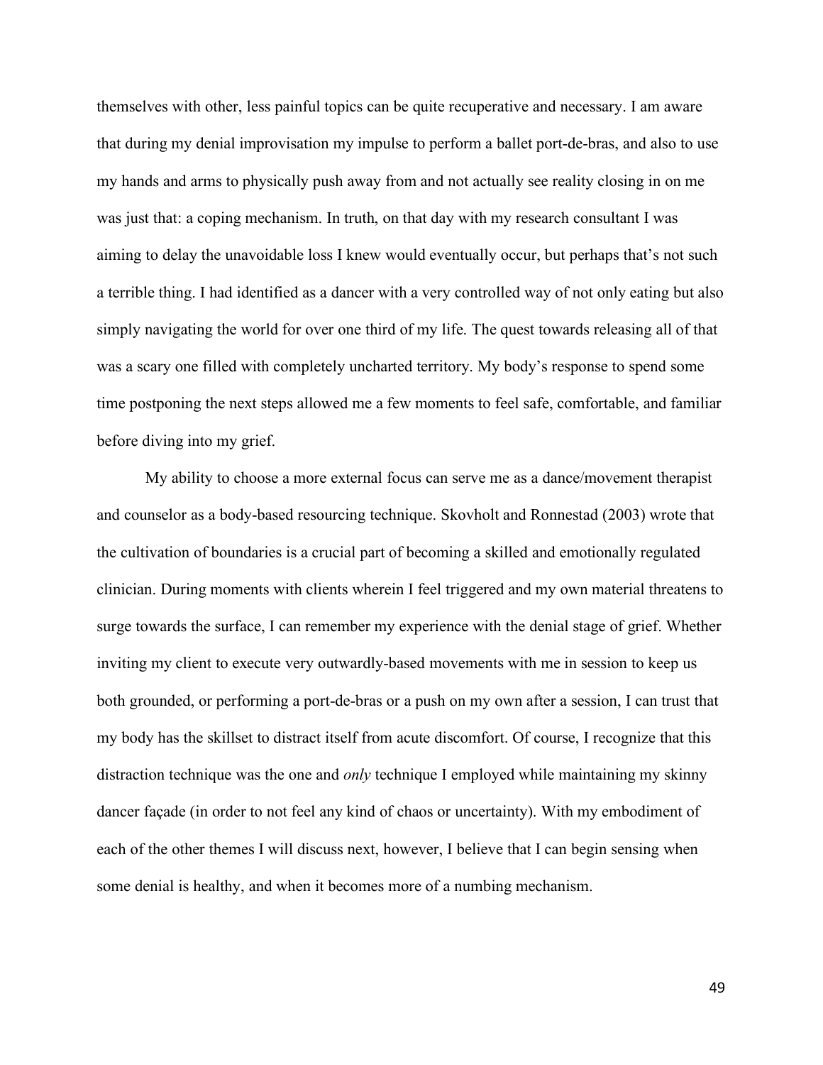themselves with other, less painful topics can be quite recuperative and necessary. I am aware that during my denial improvisation my impulse to perform a ballet port-de-bras, and also to use my hands and arms to physically push away from and not actually see reality closing in on me was just that: a coping mechanism. In truth, on that day with my research consultant I was aiming to delay the unavoidable loss I knew would eventually occur, but perhaps that's not such a terrible thing. I had identified as a dancer with a very controlled way of not only eating but also simply navigating the world for over one third of my life. The quest towards releasing all of that was a scary one filled with completely uncharted territory. My body's response to spend some time postponing the next steps allowed me a few moments to feel safe, comfortable, and familiar before diving into my grief.

My ability to choose a more external focus can serve me as a dance/movement therapist and counselor as a body-based resourcing technique. Skovholt and Ronnestad (2003) wrote that the cultivation of boundaries is a crucial part of becoming a skilled and emotionally regulated clinician. During moments with clients wherein I feel triggered and my own material threatens to surge towards the surface, I can remember my experience with the denial stage of grief. Whether inviting my client to execute very outwardly-based movements with me in session to keep us both grounded, or performing a port-de-bras or a push on my own after a session, I can trust that my body has the skillset to distract itself from acute discomfort. Of course, I recognize that this distraction technique was the one and *only* technique I employed while maintaining my skinny dancer façade (in order to not feel any kind of chaos or uncertainty). With my embodiment of each of the other themes I will discuss next, however, I believe that I can begin sensing when some denial is healthy, and when it becomes more of a numbing mechanism.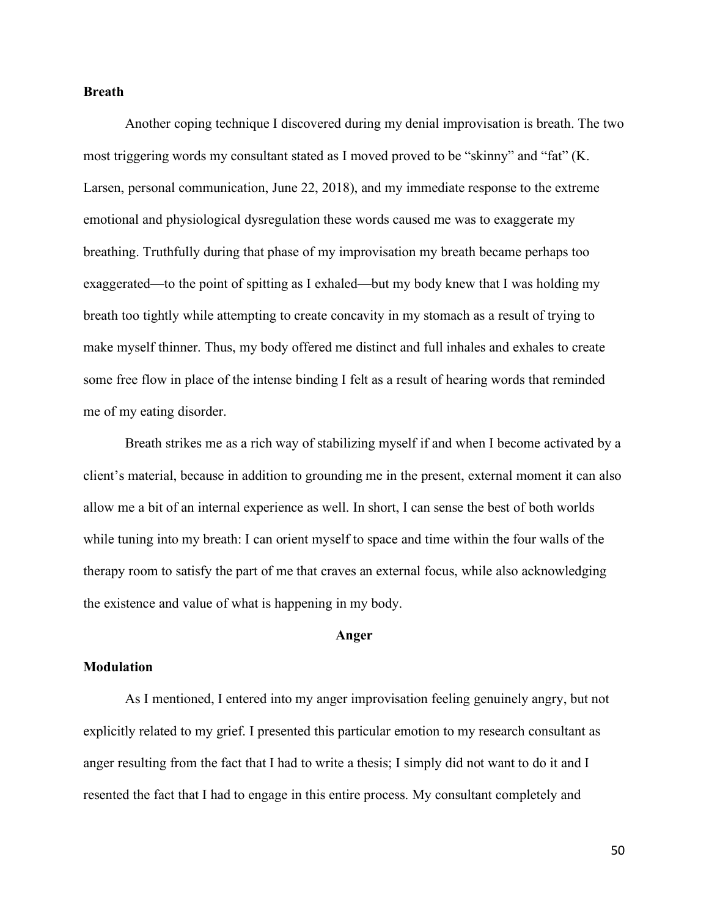**Breath**

Another coping technique I discovered during my denial improvisation is breath. The two most triggering words my consultant stated as I moved proved to be “skinny” and “fat” (K. Larsen, personal communication, June 22, 2018), and my immediate response to the extreme emotional and physiological dysregulation these words caused me was to exaggerate my breathing. Truthfully during that phase of my improvisation my breath became perhaps too exaggerated—to the point of spitting as I exhaled—but my body knew that I was holding my breath too tightly while attempting to create concavity in my stomach as a result of trying to make myself thinner. Thus, my body offered me distinct and full inhales and exhales to create some free flow in place of the intense binding I felt as a result of hearing words that reminded me of my eating disorder.

Breath strikes me as a rich way of stabilizing myself if and when I become activated by a client’s material, because in addition to grounding me in the present, external moment it can also allow me a bit of an internal experience as well. In short, I can sense the best of both worlds while tuning into my breath: I can orient myself to space and time within the four walls of the therapy room to satisfy the part of me that craves an external focus, while also acknowledging the existence and value of what is happening in my body.

## Anger

**Modulation**

As I mentioned, I entered into my anger improvisation feeling genuinely angry, but not explicitly related to my grief. I presented this particular emotion to my research consultant as anger resulting from the fact that I had to write a thesis; I simply did not want to do it and I resented the fact that I had to engage in this entire process. My consultant completely and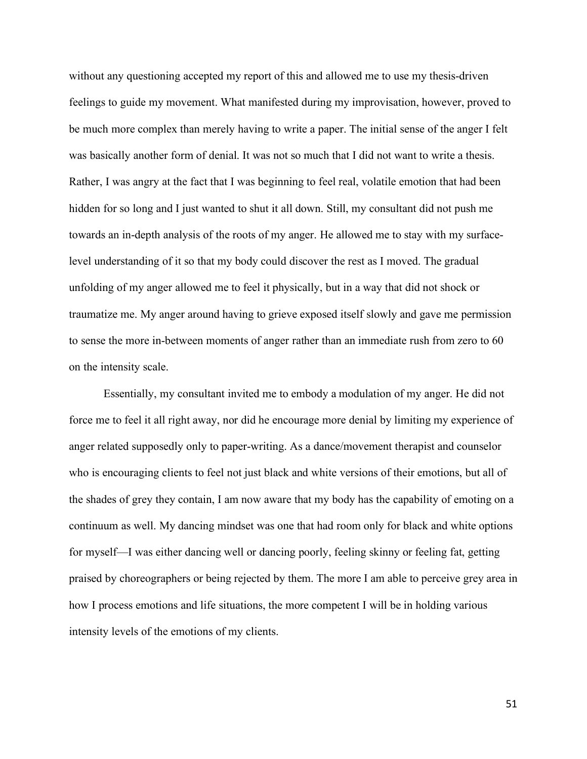without any questioning accepted my report of this and allowed me to use my thesis-driven feelings to guide my movement. What manifested during my improvisation, however, proved to be much more complex than merely having to write a paper. The initial sense of the anger I felt was basically another form of denial. It was not so much that I did not want to write a thesis. Rather, I was angry at the fact that I was beginning to feel real, volatile emotion that had been hidden for so long and I just wanted to shut it all down. Still, my consultant did not push me towards an in-depth analysis of the roots of my anger. He allowed me to stay with my surface-level understanding of it so that my body could discover the rest as I moved. The gradual unfolding of my anger allowed me to feel it physically, but in a way that did not shock or traumatize me. My anger around having to grieve exposed itself slowly and gave me permission to sense the more in-between moments of anger rather than an immediate rush from zero to 60 on the intensity scale.

Essentially, my consultant invited me to embody a modulation of my anger. He did not force me to feel it all right away, nor did he encourage more denial by limiting my experience of anger related supposedly only to paper-writing. As a dance/movement therapist and counselor who is encouraging clients to feel not just black and white versions of their emotions, but all of the shades of grey they contain, I am now aware that my body has the capability of emoting on a continuum as well. My dancing mindset was one that had room only for black and white options for myself—I was either dancing well or dancing poorly, feeling skinny or feeling fat, getting praised by choreographers or being rejected by them. The more I am able to perceive grey area in how I process emotions and life situations, the more competent I will be in holding various intensity levels of the emotions of my clients.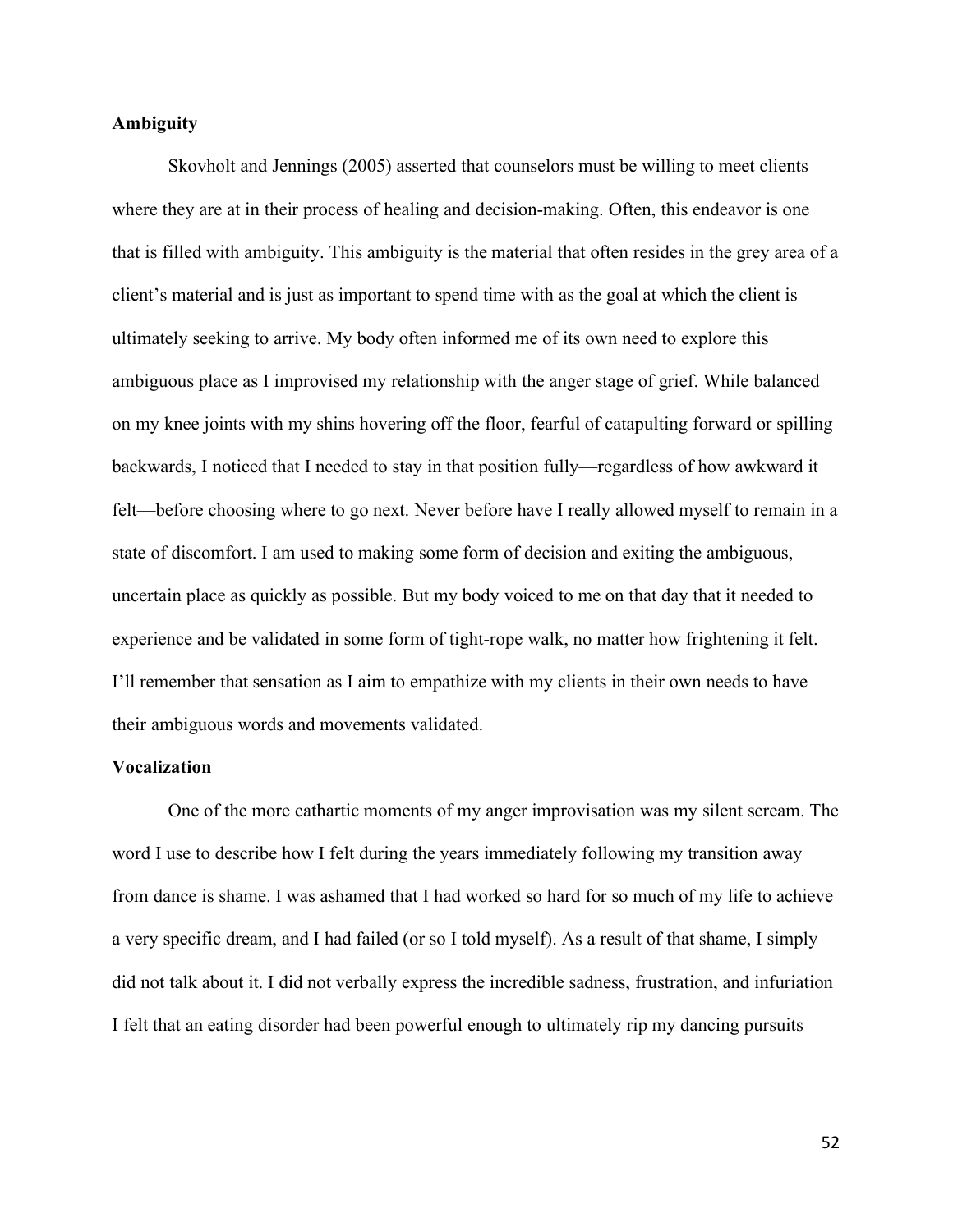**Ambiguity**

Skovholt and Jennings (2005) asserted that counselors must be willing to meet clients where they are at in their process of healing and decision-making. Often, this endeavor is one that is filled with ambiguity. This ambiguity is the material that often resides in the grey area of a client's material and is just as important to spend time with as the goal at which the client is ultimately seeking to arrive. My body often informed me of its own need to explore this ambiguous place as I improvised my relationship with the anger stage of grief. While balanced on my knee joints with my shins hovering off the floor, fearful of catapulting forward or spilling backwards, I noticed that I needed to stay in that position fully—regardless of how awkward it felt—before choosing where to go next. Never before have I really allowed myself to remain in a state of discomfort. I am used to making some form of decision and exiting the ambiguous, uncertain place as quickly as possible. But my body voiced to me on that day that it needed to experience and be validated in some form of tight-rope walk, no matter how frightening it felt. I'll remember that sensation as I aim to empathize with my clients in their own needs to have their ambiguous words and movements validated.

**Vocalization**

One of the more cathartic moments of my anger improvisation was my silent scream. The word I use to describe how I felt during the years immediately following my transition away from dance is shame. I was ashamed that I had worked so hard for so much of my life to achieve a very specific dream, and I had failed (or so I told myself). As a result of that shame, I simply did not talk about it. I did not verbally express the incredible sadness, frustration, and infuriation I felt that an eating disorder had been powerful enough to ultimately rip my dancing pursuits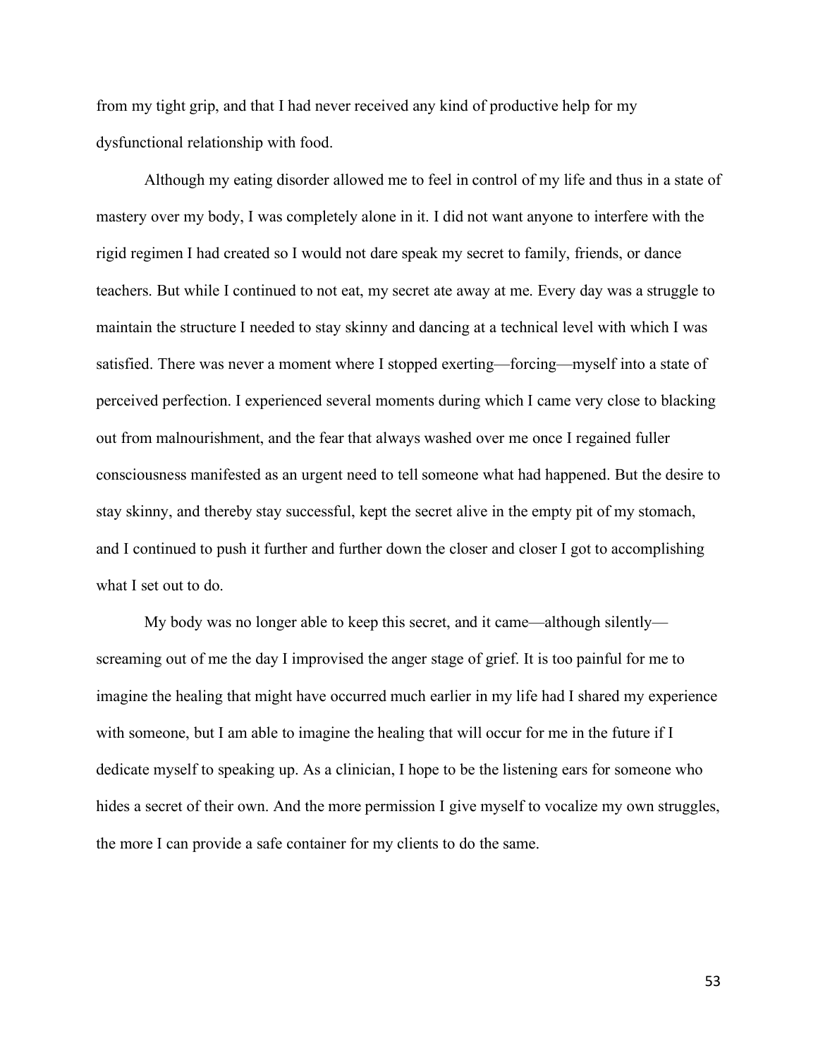from my tight grip, and that I had never received any kind of productive help for my dysfunctional relationship with food.

Although my eating disorder allowed me to feel in control of my life and thus in a state of mastery over my body, I was completely alone in it. I did not want anyone to interfere with the rigid regimen I had created so I would not dare speak my secret to family, friends, or dance teachers. But while I continued to not eat, my secret ate away at me. Every day was a struggle to maintain the structure I needed to stay skinny and dancing at a technical level with which I was satisfied. There was never a moment where I stopped exerting—forcing—myself into a state of perceived perfection. I experienced several moments during which I came very close to blacking out from malnourishment, and the fear that always washed over me once I regained fuller consciousness manifested as an urgent need to tell someone what had happened. But the desire to stay skinny, and thereby stay successful, kept the secret alive in the empty pit of my stomach, and I continued to push it further and further down the closer and closer I got to accomplishing what I set out to do.

My body was no longer able to keep this secret, and it came—although silently—screaming out of me the day I improvised the anger stage of grief. It is too painful for me to imagine the healing that might have occurred much earlier in my life had I shared my experience with someone, but I am able to imagine the healing that will occur for me in the future if I dedicate myself to speaking up. As a clinician, I hope to be the listening ears for someone who hides a secret of their own. And the more permission I give myself to vocalize my own struggles, the more I can provide a safe container for my clients to do the same.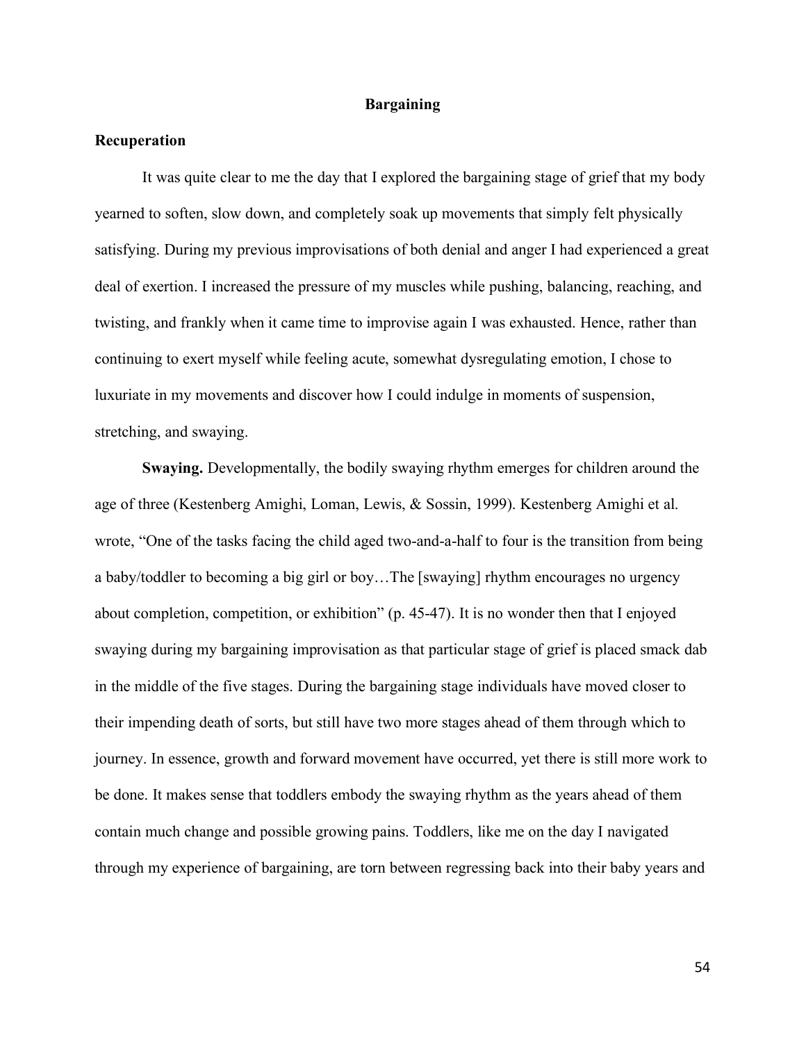## Bargaining

### Recuperation

It was quite clear to me the day that I explored the bargaining stage of grief that my body yearned to soften, slow down, and completely soak up movements that simply felt physically satisfying. During my previous improvisations of both denial and anger I had experienced a great deal of exertion. I increased the pressure of my muscles while pushing, balancing, reaching, and twisting, and frankly when it came time to improvise again I was exhausted. Hence, rather than continuing to exert myself while feeling acute, somewhat dysregulating emotion, I chose to luxuriate in my movements and discover how I could indulge in moments of suspension, stretching, and swaying.

**Swaying.** Developmentally, the bodily swaying rhythm emerges for children around the age of three (Kestenberg Amighi, Loman, Lewis, & Sossin, 1999). Kestenberg Amighi et al. wrote, "One of the tasks facing the child aged two-and-a-half to four is the transition from being a baby/toddler to becoming a big girl or boy…The [swaying] rhythm encourages no urgency about completion, competition, or exhibition" (p. 45-47). It is no wonder then that I enjoyed swaying during my bargaining improvisation as that particular stage of grief is placed smack dab in the middle of the five stages. During the bargaining stage individuals have moved closer to their impending death of sorts, but still have two more stages ahead of them through which to journey. In essence, growth and forward movement have occurred, yet there is still more work to be done. It makes sense that toddlers embody the swaying rhythm as the years ahead of them contain much change and possible growing pains. Toddlers, like me on the day I navigated through my experience of bargaining, are torn between regressing back into their baby years and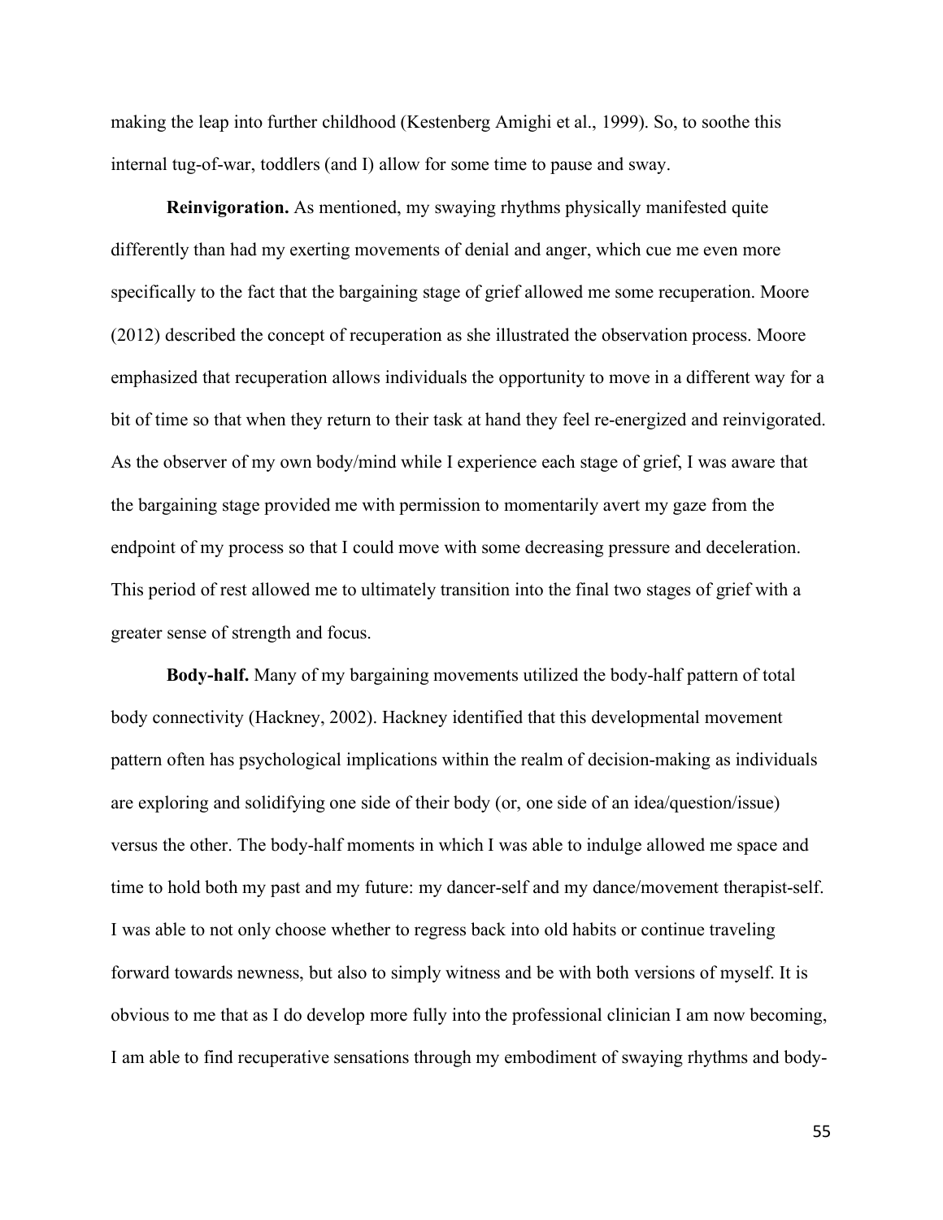making the leap into further childhood (Kestenberg Amighi et al., 1999). So, to soothe this internal tug-of-war, toddlers (and I) allow for some time to pause and sway.

**Reinvigoration.** As mentioned, my swaying rhythms physically manifested quite differently than had my exerting movements of denial and anger, which cue me even more specifically to the fact that the bargaining stage of grief allowed me some recuperation. Moore (2012) described the concept of recuperation as she illustrated the observation process. Moore emphasized that recuperation allows individuals the opportunity to move in a different way for a bit of time so that when they return to their task at hand they feel re-energized and reinvigorated. As the observer of my own body/mind while I experience each stage of grief, I was aware that the bargaining stage provided me with permission to momentarily avert my gaze from the endpoint of my process so that I could move with some decreasing pressure and deceleration. This period of rest allowed me to ultimately transition into the final two stages of grief with a greater sense of strength and focus.

**Body-half.** Many of my bargaining movements utilized the body-half pattern of total body connectivity (Hackney, 2002). Hackney identified that this developmental movement pattern often has psychological implications within the realm of decision-making as individuals are exploring and solidifying one side of their body (or, one side of an idea/question/issue) versus the other. The body-half moments in which I was able to indulge allowed me space and time to hold both my past and my future: my dancer-self and my dance/movement therapist-self. I was able to not only choose whether to regress back into old habits or continue traveling forward towards newness, but also to simply witness and be with both versions of myself. It is obvious to me that as I do develop more fully into the professional clinician I am now becoming, I am able to find recuperative sensations through my embodiment of swaying rhythms and body-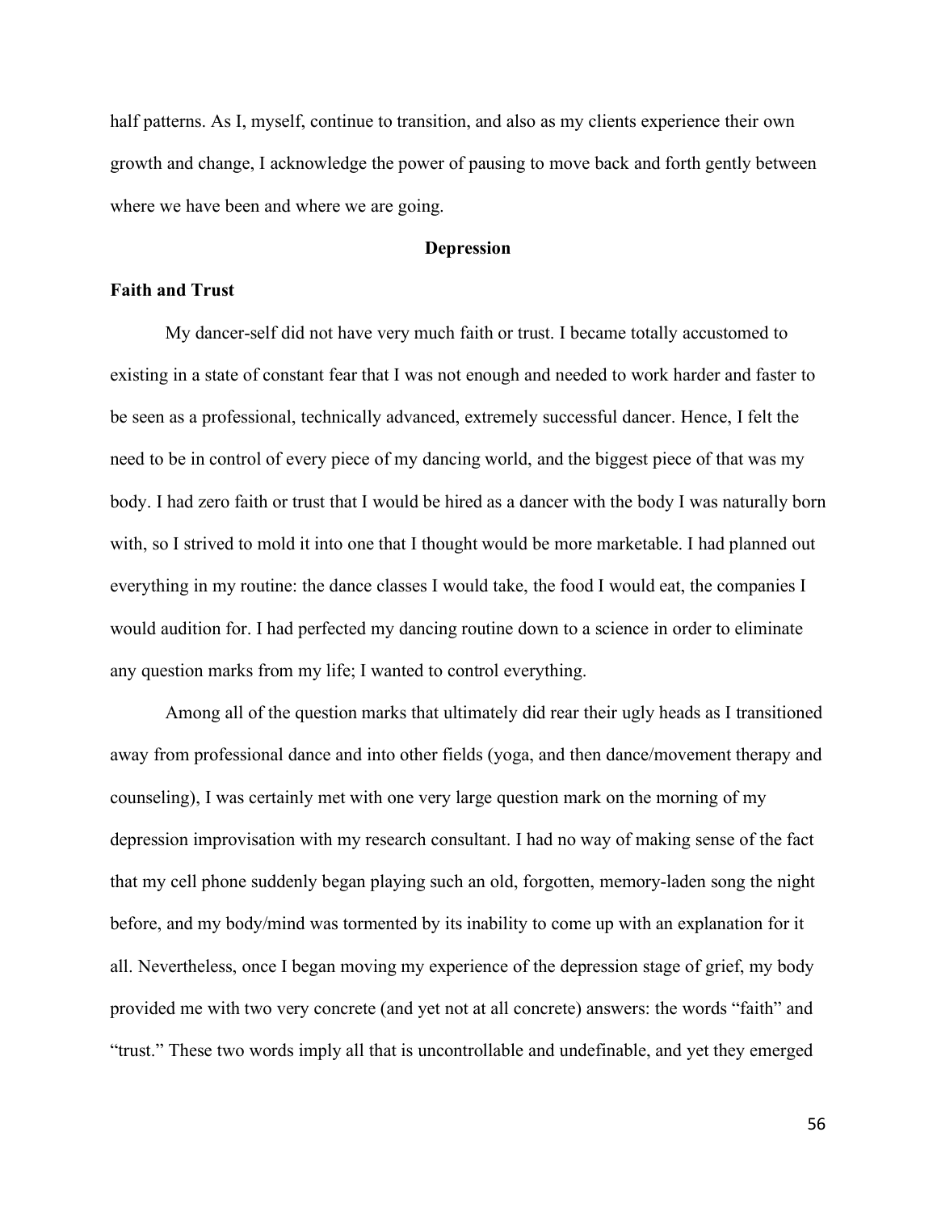half patterns. As I, myself, continue to transition, and also as my clients experience their own growth and change, I acknowledge the power of pausing to move back and forth gently between where we have been and where we are going.

## Depression

### Faith and Trust

My dancer-self did not have very much faith or trust. I became totally accustomed to existing in a state of constant fear that I was not enough and needed to work harder and faster to be seen as a professional, technically advanced, extremely successful dancer. Hence, I felt the need to be in control of every piece of my dancing world, and the biggest piece of that was my body. I had zero faith or trust that I would be hired as a dancer with the body I was naturally born with, so I strived to mold it into one that I thought would be more marketable. I had planned out everything in my routine: the dance classes I would take, the food I would eat, the companies I would audition for. I had perfected my dancing routine down to a science in order to eliminate any question marks from my life; I wanted to control everything.

Among all of the question marks that ultimately did rear their ugly heads as I transitioned away from professional dance and into other fields (yoga, and then dance/movement therapy and counseling), I was certainly met with one very large question mark on the morning of my depression improvisation with my research consultant. I had no way of making sense of the fact that my cell phone suddenly began playing such an old, forgotten, memory-laden song the night before, and my body/mind was tormented by its inability to come up with an explanation for it all. Nevertheless, once I began moving my experience of the depression stage of grief, my body provided me with two very concrete (and yet not at all concrete) answers: the words "faith" and "trust." These two words imply all that is uncontrollable and undefinable, and yet they emerged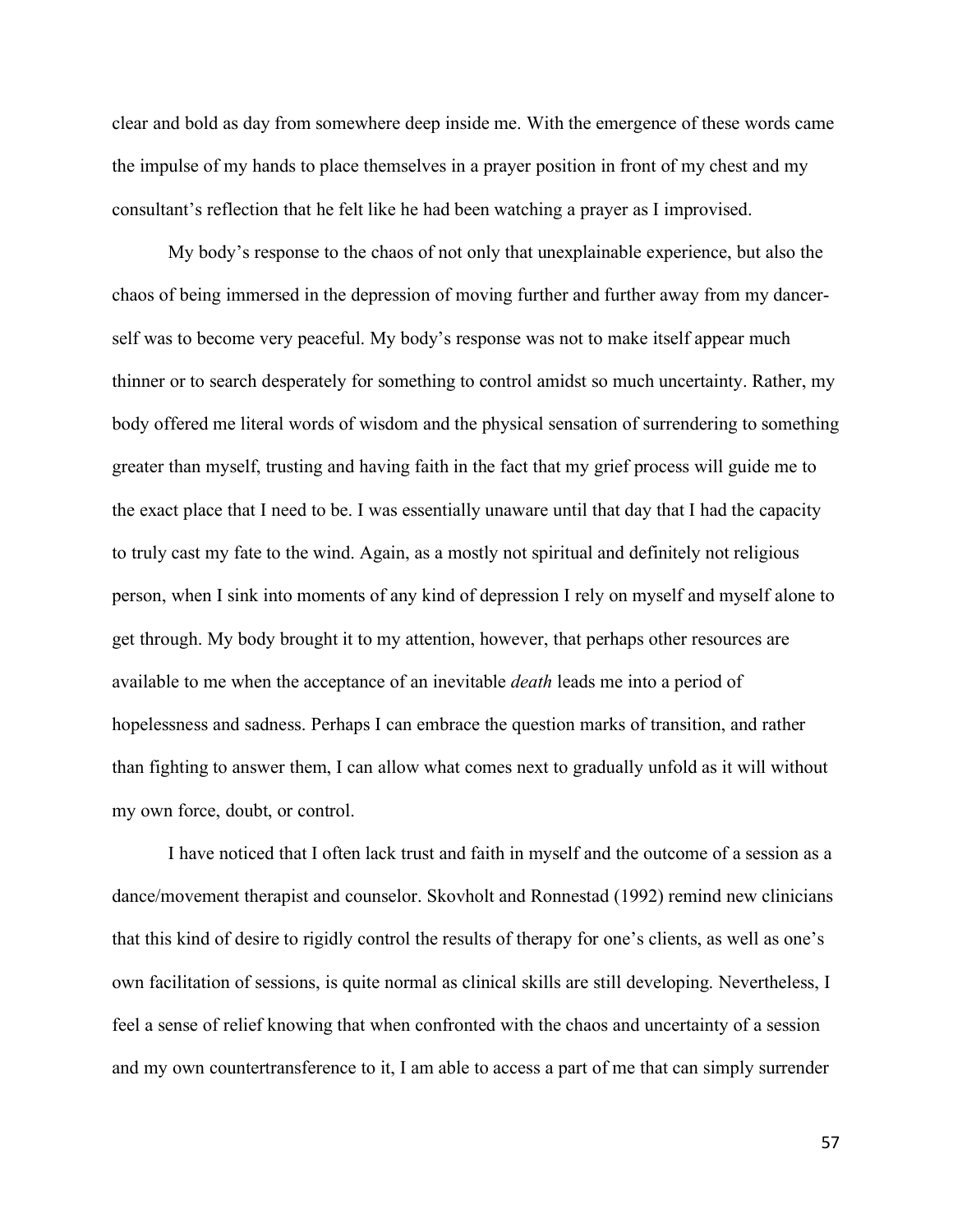clear and bold as day from somewhere deep inside me. With the emergence of these words came the impulse of my hands to place themselves in a prayer position in front of my chest and my consultant's reflection that he felt like he had been watching a prayer as I improvised.

My body's response to the chaos of not only that unexplainable experience, but also the chaos of being immersed in the depression of moving further and further away from my dancer-self was to become very peaceful. My body's response was not to make itself appear much thinner or to search desperately for something to control amidst so much uncertainty. Rather, my body offered me literal words of wisdom and the physical sensation of surrendering to something greater than myself, trusting and having faith in the fact that my grief process will guide me to the exact place that I need to be. I was essentially unaware until that day that I had the capacity to truly cast my fate to the wind. Again, as a mostly not spiritual and definitely not religious person, when I sink into moments of any kind of depression I rely on myself and myself alone to get through. My body brought it to my attention, however, that perhaps other resources are available to me when the acceptance of an inevitable *death* leads me into a period of hopelessness and sadness. Perhaps I can embrace the question marks of transition, and rather than fighting to answer them, I can allow what comes next to gradually unfold as it will without my own force, doubt, or control.

I have noticed that I often lack trust and faith in myself and the outcome of a session as a dance/movement therapist and counselor. Skovholt and Ronnestad (1992) remind new clinicians that this kind of desire to rigidly control the results of therapy for one's clients, as well as one's own facilitation of sessions, is quite normal as clinical skills are still developing. Nevertheless, I feel a sense of relief knowing that when confronted with the chaos and uncertainty of a session and my own countertransference to it, I am able to access a part of me that can simply surrender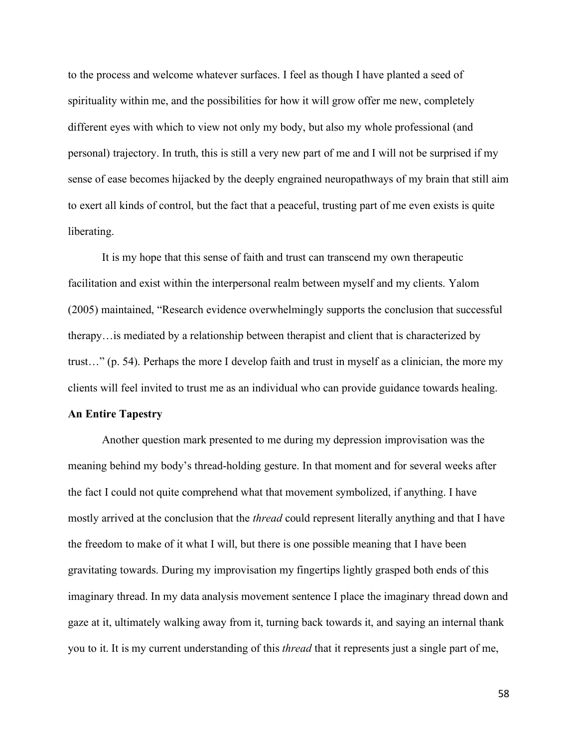to the process and welcome whatever surfaces. I feel as though I have planted a seed of spirituality within me, and the possibilities for how it will grow offer me new, completely different eyes with which to view not only my body, but also my whole professional (and personal) trajectory. In truth, this is still a very new part of me and I will not be surprised if my sense of ease becomes hijacked by the deeply engrained neuropathways of my brain that still aim to exert all kinds of control, but the fact that a peaceful, trusting part of me even exists is quite liberating.

It is my hope that this sense of faith and trust can transcend my own therapeutic facilitation and exist within the interpersonal realm between myself and my clients. Yalom (2005) maintained, "Research evidence overwhelmingly supports the conclusion that successful therapy…is mediated by a relationship between therapist and client that is characterized by trust…" (p. 54). Perhaps the more I develop faith and trust in myself as a clinician, the more my clients will feel invited to trust me as an individual who can provide guidance towards healing.

**An Entire Tapestry**

Another question mark presented to me during my depression improvisation was the meaning behind my body's thread-holding gesture. In that moment and for several weeks after the fact I could not quite comprehend what that movement symbolized, if anything. I have mostly arrived at the conclusion that the *thread* could represent literally anything and that I have the freedom to make of it what I will, but there is one possible meaning that I have been gravitating towards. During my improvisation my fingertips lightly grasped both ends of this imaginary thread. In my data analysis movement sentence I place the imaginary thread down and gaze at it, ultimately walking away from it, turning back towards it, and saying an internal thank you to it. It is my current understanding of this *thread* that it represents just a single part of me,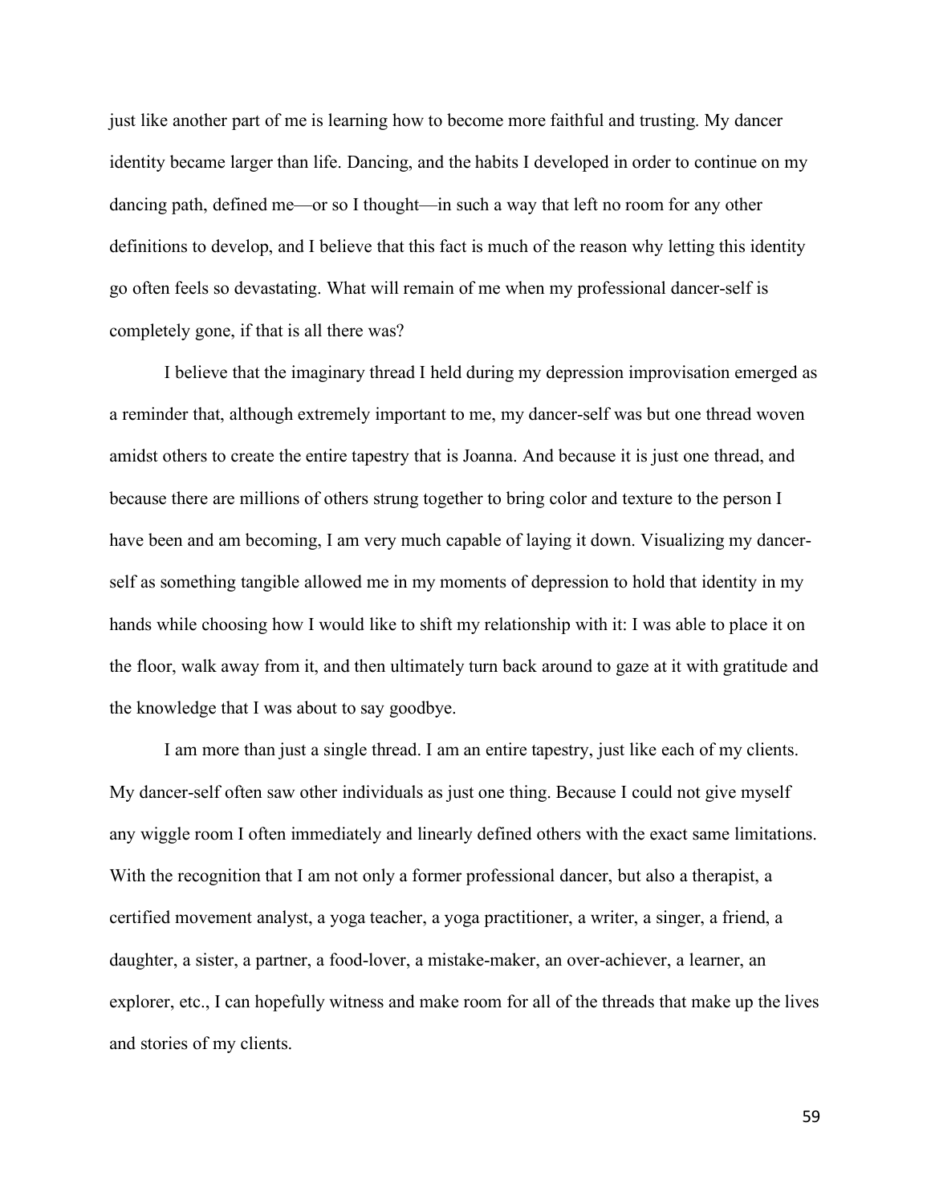just like another part of me is learning how to become more faithful and trusting. My dancer identity became larger than life. Dancing, and the habits I developed in order to continue on my dancing path, defined me—or so I thought—in such a way that left no room for any other definitions to develop, and I believe that this fact is much of the reason why letting this identity go often feels so devastating. What will remain of me when my professional dancer-self is completely gone, if that is all there was?

I believe that the imaginary thread I held during my depression improvisation emerged as a reminder that, although extremely important to me, my dancer-self was but one thread woven amidst others to create the entire tapestry that is Joanna. And because it is just one thread, and because there are millions of others strung together to bring color and texture to the person I have been and am becoming, I am very much capable of laying it down. Visualizing my dancer-self as something tangible allowed me in my moments of depression to hold that identity in my hands while choosing how I would like to shift my relationship with it: I was able to place it on the floor, walk away from it, and then ultimately turn back around to gaze at it with gratitude and the knowledge that I was about to say goodbye.

I am more than just a single thread. I am an entire tapestry, just like each of my clients. My dancer-self often saw other individuals as just one thing. Because I could not give myself any wiggle room I often immediately and linearly defined others with the exact same limitations. With the recognition that I am not only a former professional dancer, but also a therapist, a certified movement analyst, a yoga teacher, a yoga practitioner, a writer, a singer, a friend, a daughter, a sister, a partner, a food-lover, a mistake-maker, an over-achiever, a learner, an explorer, etc., I can hopefully witness and make room for all of the threads that make up the lives and stories of my clients.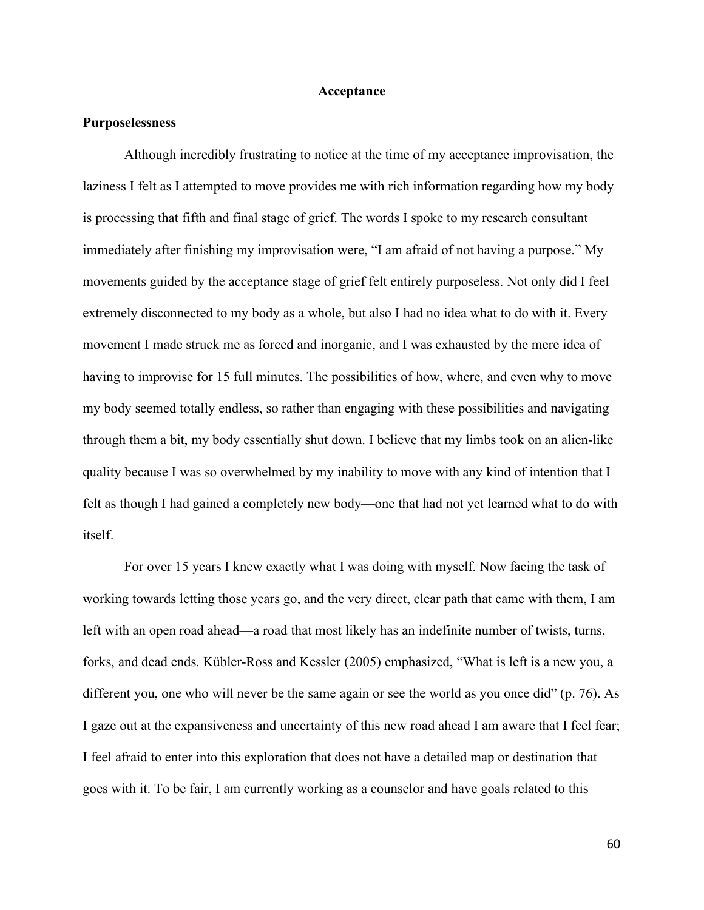## Acceptance

### Purposelessness

Although incredibly frustrating to notice at the time of my acceptance improvisation, the laziness I felt as I attempted to move provides me with rich information regarding how my body is processing that fifth and final stage of grief. The words I spoke to my research consultant immediately after finishing my improvisation were, "I am afraid of not having a purpose." My movements guided by the acceptance stage of grief felt entirely purposeless. Not only did I feel extremely disconnected to my body as a whole, but also I had no idea what to do with it. Every movement I made struck me as forced and inorganic, and I was exhausted by the mere idea of having to improvise for 15 full minutes. The possibilities of how, where, and even why to move my body seemed totally endless, so rather than engaging with these possibilities and navigating through them a bit, my body essentially shut down. I believe that my limbs took on an alien-like quality because I was so overwhelmed by my inability to move with any kind of intention that I felt as though I had gained a completely new body—one that had not yet learned what to do with itself.

For over 15 years I knew exactly what I was doing with myself. Now facing the task of working towards letting those years go, and the very direct, clear path that came with them, I am left with an open road ahead—a road that most likely has an indefinite number of twists, turns, forks, and dead ends. Kübler-Ross and Kessler (2005) emphasized, "What is left is a new you, a different you, one who will never be the same again or see the world as you once did" (p. 76). As I gaze out at the expansiveness and uncertainty of this new road ahead I am aware that I feel fear; I feel afraid to enter into this exploration that does not have a detailed map or destination that goes with it. To be fair, I am currently working as a counselor and have goals related to this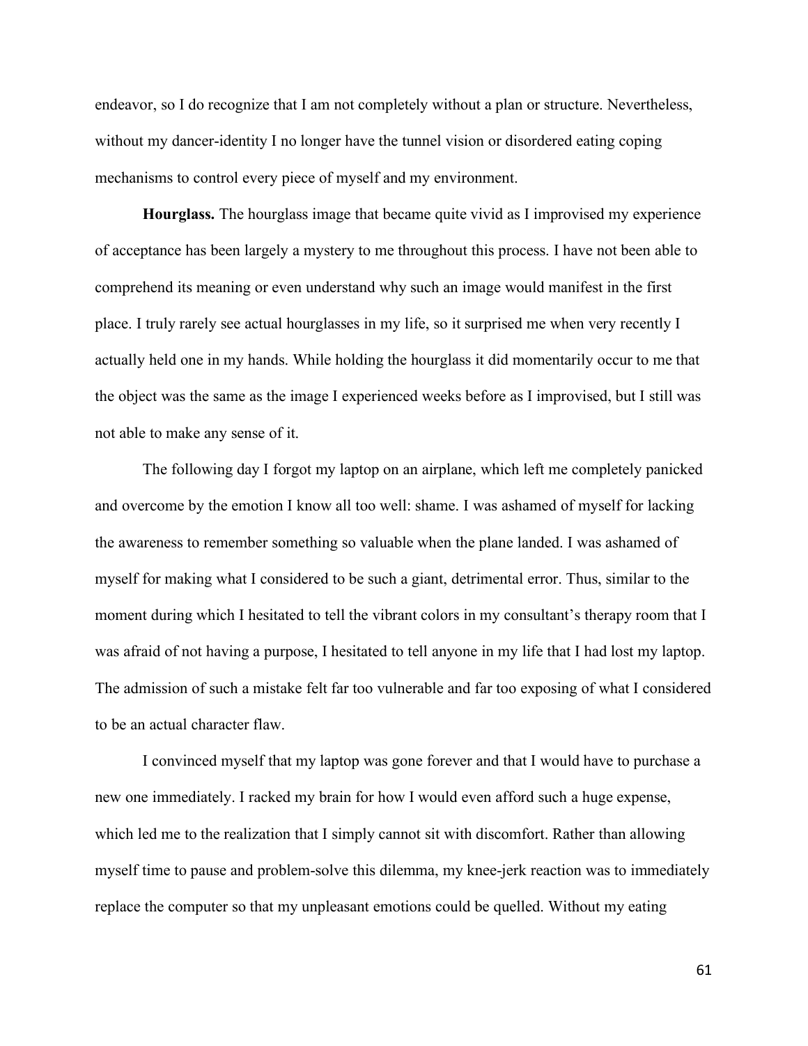endeavor, so I do recognize that I am not completely without a plan or structure. Nevertheless, without my dancer-identity I no longer have the tunnel vision or disordered eating coping mechanisms to control every piece of myself and my environment.

**Hourglass.** The hourglass image that became quite vivid as I improvised my experience of acceptance has been largely a mystery to me throughout this process. I have not been able to comprehend its meaning or even understand why such an image would manifest in the first place. I truly rarely see actual hourglasses in my life, so it surprised me when very recently I actually held one in my hands. While holding the hourglass it did momentarily occur to me that the object was the same as the image I experienced weeks before as I improvised, but I still was not able to make any sense of it.

The following day I forgot my laptop on an airplane, which left me completely panicked and overcome by the emotion I know all too well: shame. I was ashamed of myself for lacking the awareness to remember something so valuable when the plane landed. I was ashamed of myself for making what I considered to be such a giant, detrimental error. Thus, similar to the moment during which I hesitated to tell the vibrant colors in my consultant's therapy room that I was afraid of not having a purpose, I hesitated to tell anyone in my life that I had lost my laptop. The admission of such a mistake felt far too vulnerable and far too exposing of what I considered to be an actual character flaw.

I convinced myself that my laptop was gone forever and that I would have to purchase a new one immediately. I racked my brain for how I would even afford such a huge expense, which led me to the realization that I simply cannot sit with discomfort. Rather than allowing myself time to pause and problem-solve this dilemma, my knee-jerk reaction was to immediately replace the computer so that my unpleasant emotions could be quelled. Without my eating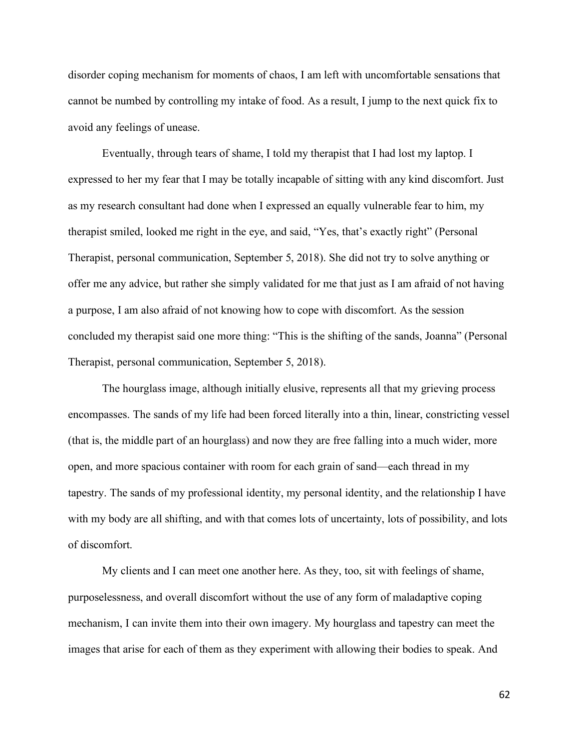disorder coping mechanism for moments of chaos, I am left with uncomfortable sensations that cannot be numbed by controlling my intake of food. As a result, I jump to the next quick fix to avoid any feelings of unease.

Eventually, through tears of shame, I told my therapist that I had lost my laptop. I expressed to her my fear that I may be totally incapable of sitting with any kind discomfort. Just as my research consultant had done when I expressed an equally vulnerable fear to him, my therapist smiled, looked me right in the eye, and said, "Yes, that's exactly right" (Personal Therapist, personal communication, September 5, 2018). She did not try to solve anything or offer me any advice, but rather she simply validated for me that just as I am afraid of not having a purpose, I am also afraid of not knowing how to cope with discomfort. As the session concluded my therapist said one more thing: "This is the shifting of the sands, Joanna" (Personal Therapist, personal communication, September 5, 2018).

The hourglass image, although initially elusive, represents all that my grieving process encompasses. The sands of my life had been forced literally into a thin, linear, constricting vessel (that is, the middle part of an hourglass) and now they are free falling into a much wider, more open, and more spacious container with room for each grain of sand—each thread in my tapestry. The sands of my professional identity, my personal identity, and the relationship I have with my body are all shifting, and with that comes lots of uncertainty, lots of possibility, and lots of discomfort.

My clients and I can meet one another here. As they, too, sit with feelings of shame, purposelessness, and overall discomfort without the use of any form of maladaptive coping mechanism, I can invite them into their own imagery. My hourglass and tapestry can meet the images that arise for each of them as they experiment with allowing their bodies to speak. And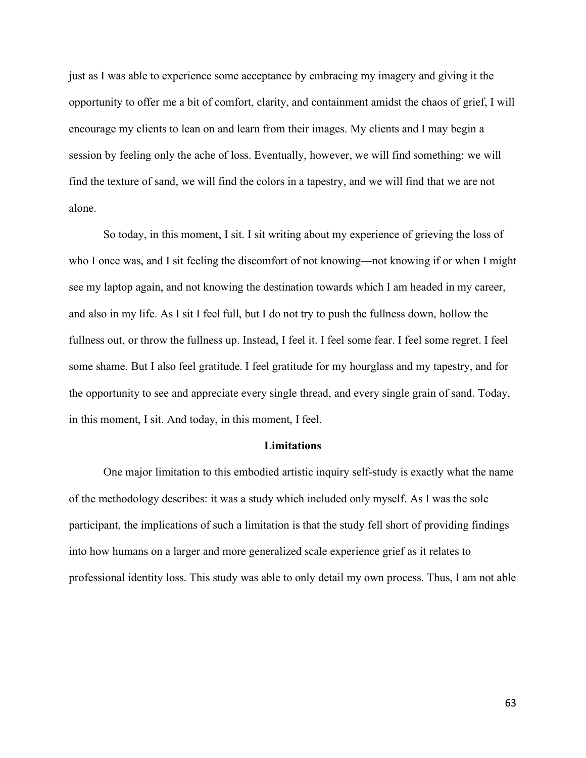just as I was able to experience some acceptance by embracing my imagery and giving it the opportunity to offer me a bit of comfort, clarity, and containment amidst the chaos of grief, I will encourage my clients to lean on and learn from their images. My clients and I may begin a session by feeling only the ache of loss. Eventually, however, we will find something: we will find the texture of sand, we will find the colors in a tapestry, and we will find that we are not alone.

So today, in this moment, I sit. I sit writing about my experience of grieving the loss of who I once was, and I sit feeling the discomfort of not knowing—not knowing if or when I might see my laptop again, and not knowing the destination towards which I am headed in my career, and also in my life. As I sit I feel full, but I do not try to push the fullness down, hollow the fullness out, or throw the fullness up. Instead, I feel it. I feel some fear. I feel some regret. I feel some shame. But I also feel gratitude. I feel gratitude for my hourglass and my tapestry, and for the opportunity to see and appreciate every single thread, and every single grain of sand. Today, in this moment, I sit. And today, in this moment, I feel.

## Limitations

One major limitation to this embodied artistic inquiry self-study is exactly what the name of the methodology describes: it was a study which included only myself. As I was the sole participant, the implications of such a limitation is that the study fell short of providing findings into how humans on a larger and more generalized scale experience grief as it relates to professional identity loss. This study was able to only detail my own process. Thus, I am not able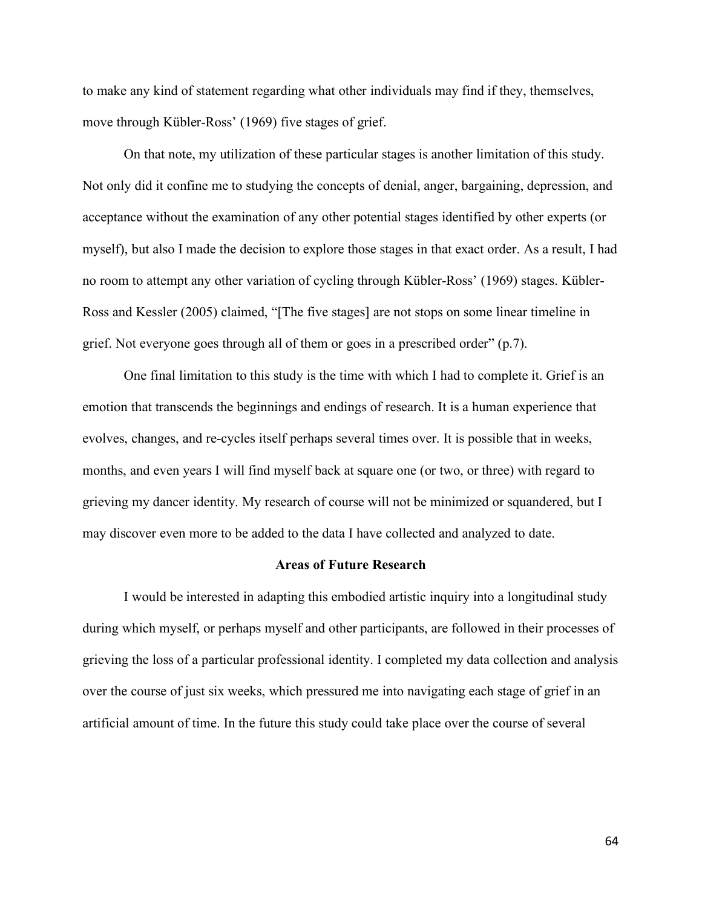to make any kind of statement regarding what other individuals may find if they, themselves, move through Kübler-Ross' (1969) five stages of grief.

On that note, my utilization of these particular stages is another limitation of this study. Not only did it confine me to studying the concepts of denial, anger, bargaining, depression, and acceptance without the examination of any other potential stages identified by other experts (or myself), but also I made the decision to explore those stages in that exact order. As a result, I had no room to attempt any other variation of cycling through Kübler-Ross' (1969) stages. Kübler-Ross and Kessler (2005) claimed, "[The five stages] are not stops on some linear timeline in grief. Not everyone goes through all of them or goes in a prescribed order" (p.7).

One final limitation to this study is the time with which I had to complete it. Grief is an emotion that transcends the beginnings and endings of research. It is a human experience that evolves, changes, and re-cycles itself perhaps several times over. It is possible that in weeks, months, and even years I will find myself back at square one (or two, or three) with regard to grieving my dancer identity. My research of course will not be minimized or squandered, but I may discover even more to be added to the data I have collected and analyzed to date.

## Areas of Future Research

I would be interested in adapting this embodied artistic inquiry into a longitudinal study during which myself, or perhaps myself and other participants, are followed in their processes of grieving the loss of a particular professional identity. I completed my data collection and analysis over the course of just six weeks, which pressured me into navigating each stage of grief in an artificial amount of time. In the future this study could take place over the course of several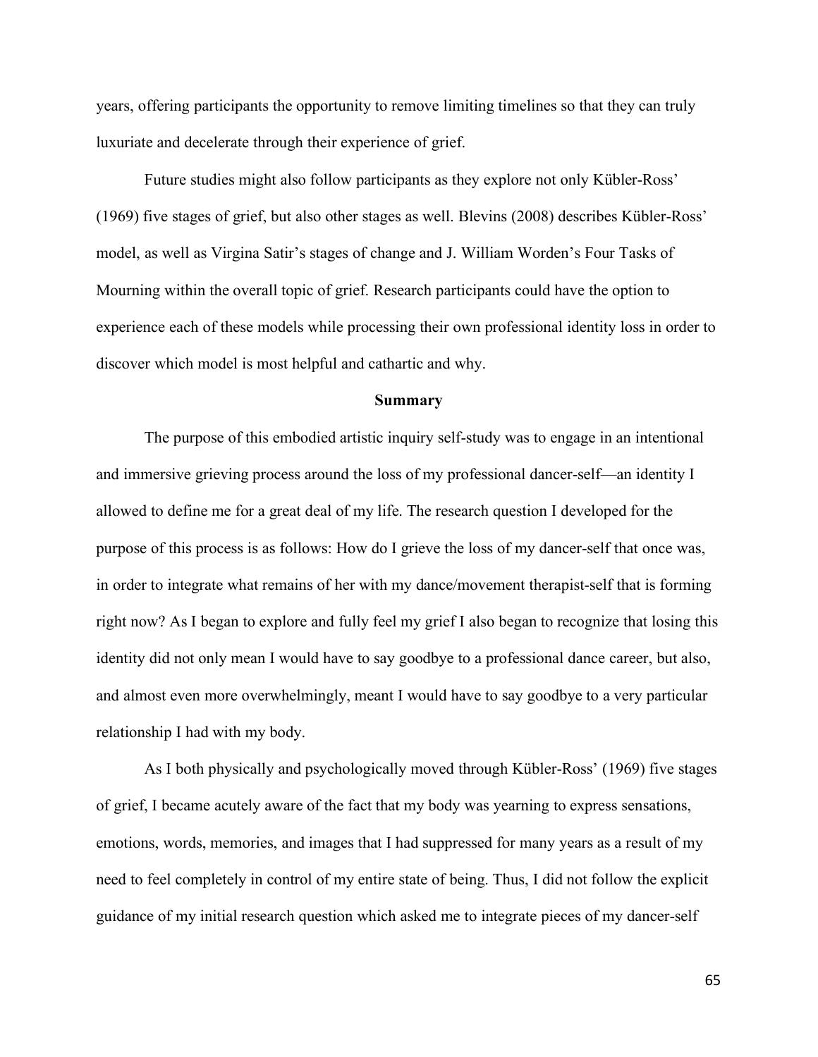years, offering participants the opportunity to remove limiting timelines so that they can truly luxuriate and decelerate through their experience of grief.

Future studies might also follow participants as they explore not only Kübler-Ross' (1969) five stages of grief, but also other stages as well. Blevins (2008) describes Kübler-Ross' model, as well as Virgina Satir's stages of change and J. William Worden's Four Tasks of Mourning within the overall topic of grief. Research participants could have the option to experience each of these models while processing their own professional identity loss in order to discover which model is most helpful and cathartic and why.

## Summary

The purpose of this embodied artistic inquiry self-study was to engage in an intentional and immersive grieving process around the loss of my professional dancer-self—an identity I allowed to define me for a great deal of my life. The research question I developed for the purpose of this process is as follows: How do I grieve the loss of my dancer-self that once was, in order to integrate what remains of her with my dance/movement therapist-self that is forming right now? As I began to explore and fully feel my grief I also began to recognize that losing this identity did not only mean I would have to say goodbye to a professional dance career, but also, and almost even more overwhelmingly, meant I would have to say goodbye to a very particular relationship I had with my body.

As I both physically and psychologically moved through Kübler-Ross' (1969) five stages of grief, I became acutely aware of the fact that my body was yearning to express sensations, emotions, words, memories, and images that I had suppressed for many years as a result of my need to feel completely in control of my entire state of being. Thus, I did not follow the explicit guidance of my initial research question which asked me to integrate pieces of my dancer-self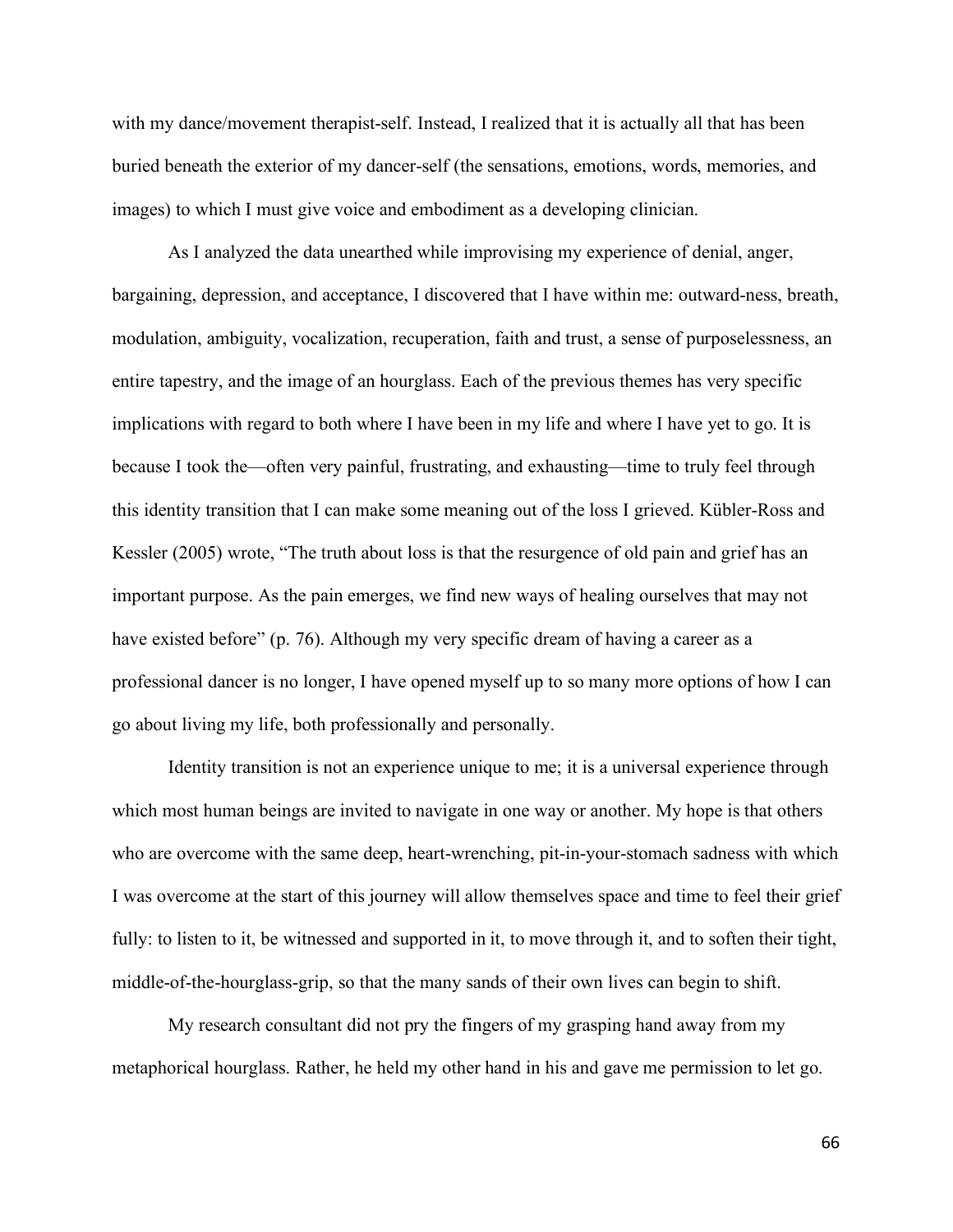with my dance/movement therapist-self. Instead, I realized that it is actually all that has been buried beneath the exterior of my dancer-self (the sensations, emotions, words, memories, and images) to which I must give voice and embodiment as a developing clinician.

As I analyzed the data unearthed while improvising my experience of denial, anger, bargaining, depression, and acceptance, I discovered that I have within me: outward-ness, breath, modulation, ambiguity, vocalization, recuperation, faith and trust, a sense of purposelessness, an entire tapestry, and the image of an hourglass. Each of the previous themes has very specific implications with regard to both where I have been in my life and where I have yet to go. It is because I took the—often very painful, frustrating, and exhausting—time to truly feel through this identity transition that I can make some meaning out of the loss I grieved. Kübler-Ross and Kessler (2005) wrote, "The truth about loss is that the resurgence of old pain and grief has an important purpose. As the pain emerges, we find new ways of healing ourselves that may not have existed before" (p. 76). Although my very specific dream of having a career as a professional dancer is no longer, I have opened myself up to so many more options of how I can go about living my life, both professionally and personally.

Identity transition is not an experience unique to me; it is a universal experience through which most human beings are invited to navigate in one way or another. My hope is that others who are overcome with the same deep, heart-wrenching, pit-in-your-stomach sadness with which I was overcome at the start of this journey will allow themselves space and time to feel their grief fully: to listen to it, be witnessed and supported in it, to move through it, and to soften their tight, middle-of-the-hourglass-grip, so that the many sands of their own lives can begin to shift.

My research consultant did not pry the fingers of my grasping hand away from my metaphorical hourglass. Rather, he held my other hand in his and gave me permission to let go.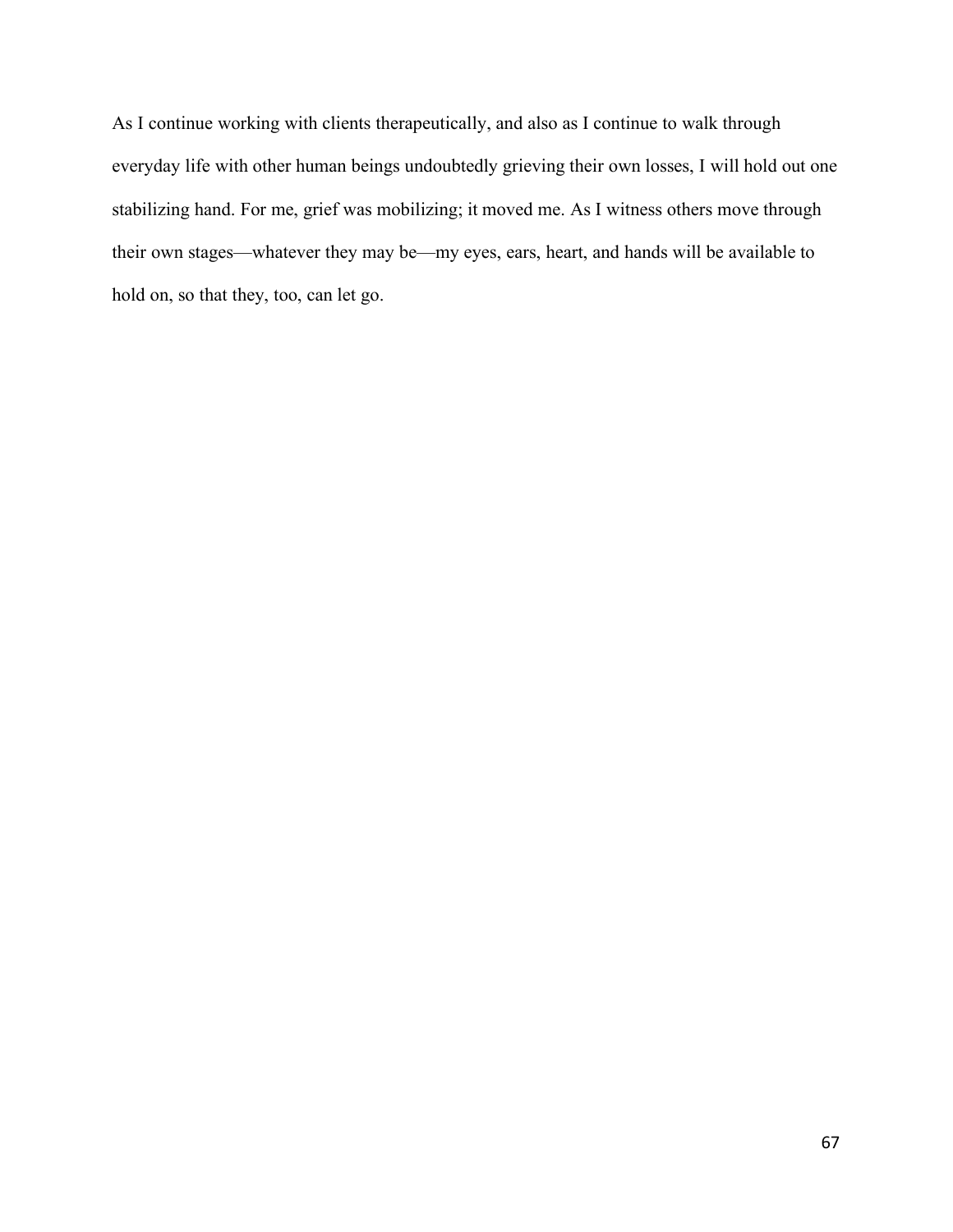As I continue working with clients therapeutically, and also as I continue to walk through everyday life with other human beings undoubtedly grieving their own losses, I will hold out one stabilizing hand. For me, grief was mobilizing; it moved me. As I witness others move through their own stages—whatever they may be—my eyes, ears, heart, and hands will be available to hold on, so that they, too, can let go.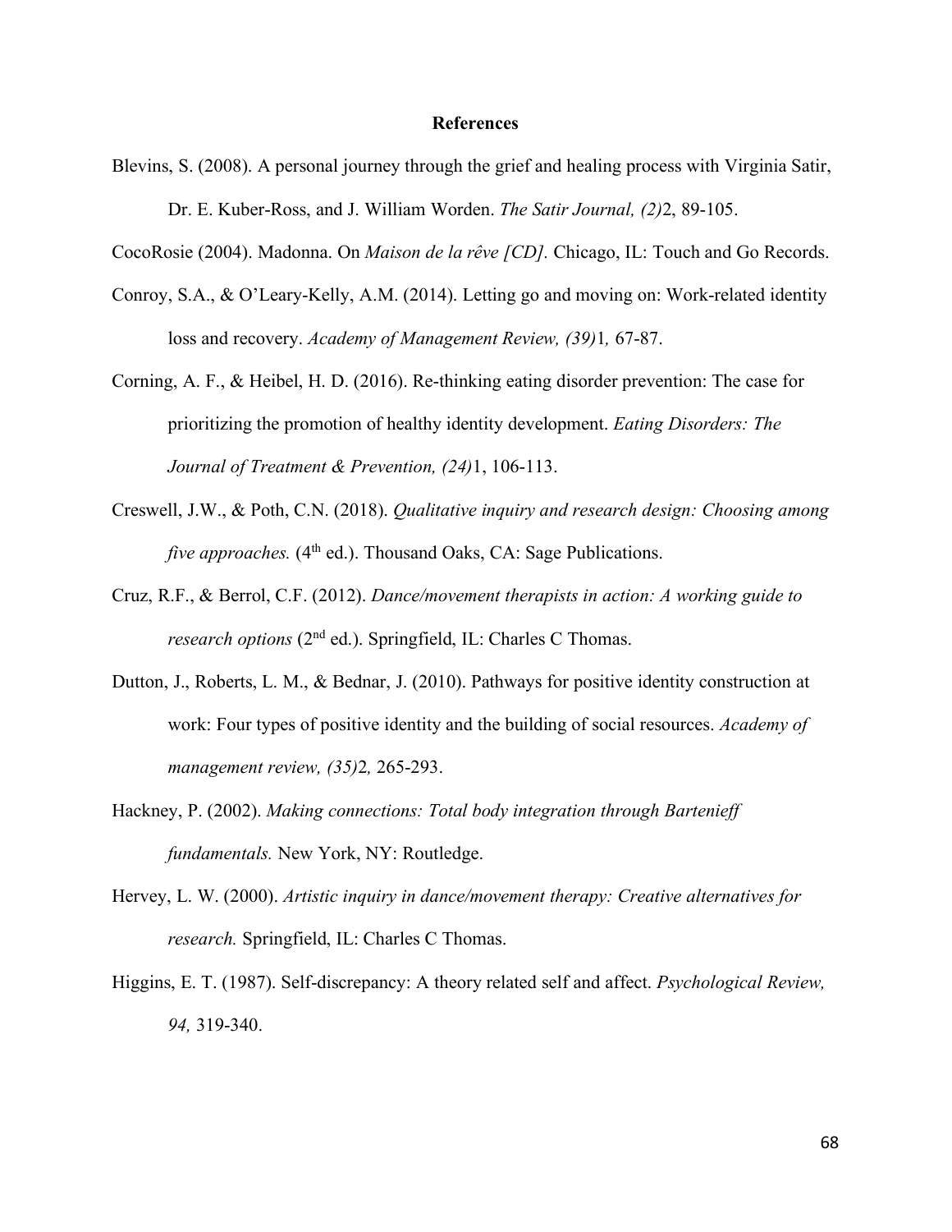# References

Blevins, S. (2008). A personal journey through the grief and healing process with Virginia Satir, Dr. E. Kuber-Ross, and J. William Worden. *The Satir Journal, (2)*2, 89-105.

CocoRosie (2004). Madonna. On *Maison de la rêve [CD].* Chicago, IL: Touch and Go Records.

Conroy, S.A., & O'Leary-Kelly, A.M. (2014). Letting go and moving on: Work-related identity loss and recovery. *Academy of Management Review, (39)*1*,* 67-87.

Corning, A. F., & Heibel, H. D. (2016). Re-thinking eating disorder prevention: The case for prioritizing the promotion of healthy identity development. *Eating Disorders: The Journal of Treatment & Prevention, (24)*1, 106-113.

Creswell, J.W., & Poth, C.N. (2018). *Qualitative inquiry and research design: Choosing among five approaches.* (4th ed.). Thousand Oaks, CA: Sage Publications.

Cruz, R.F., & Berrol, C.F. (2012). *Dance/movement therapists in action: A working guide to research options* (2nd ed.). Springfield, IL: Charles C Thomas.

Dutton, J., Roberts, L. M., & Bednar, J. (2010). Pathways for positive identity construction at work: Four types of positive identity and the building of social resources. *Academy of management review, (35)*2*,* 265-293.

Hackney, P. (2002). *Making connections: Total body integration through Bartenieff fundamentals.* New York, NY: Routledge.

Hervey, L. W. (2000). *Artistic inquiry in dance/movement therapy: Creative alternatives for research.* Springfield, IL: Charles C Thomas.

Higgins, E. T. (1987). Self-discrepancy: A theory related self and affect. *Psychological Review, 94,* 319-340.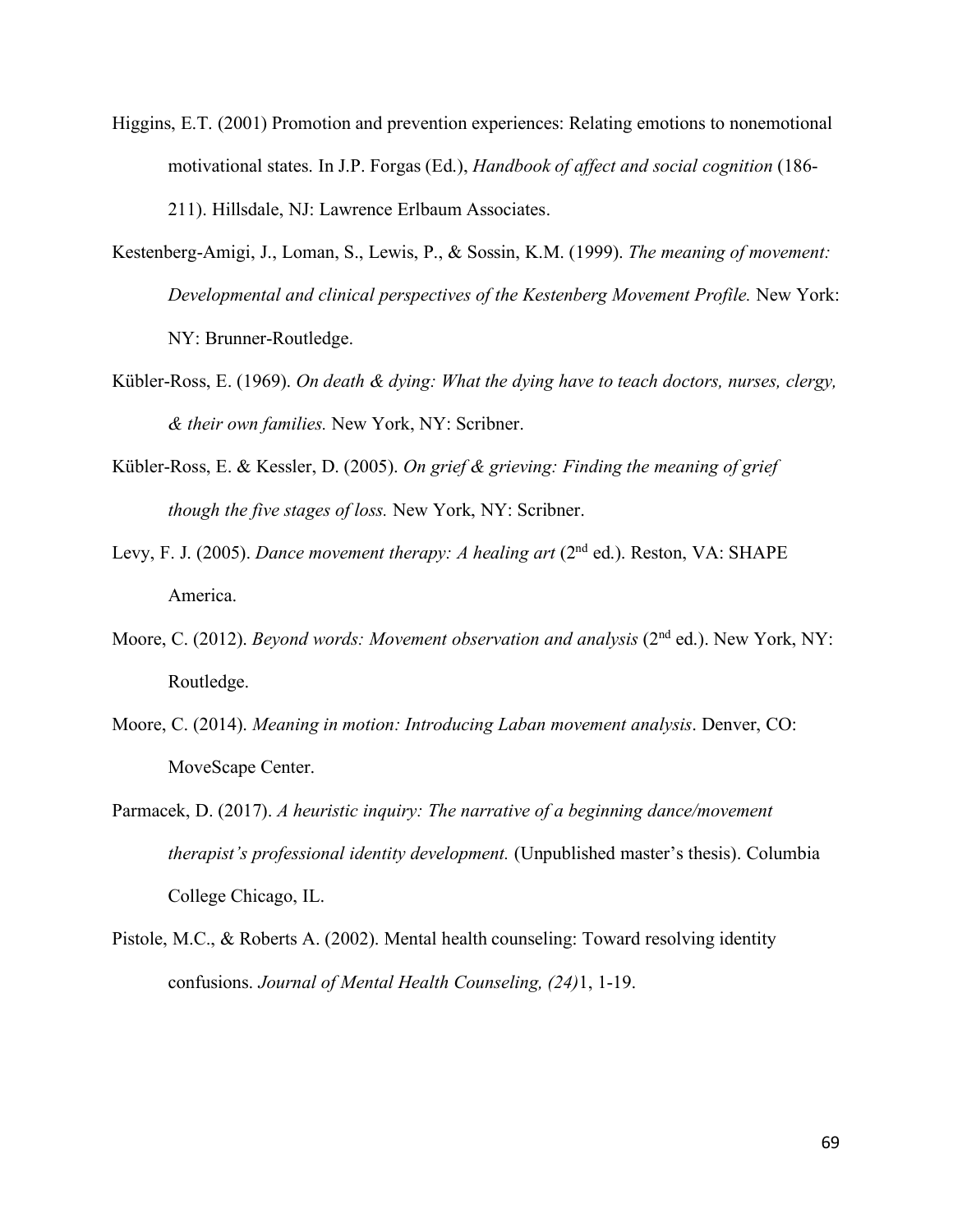Higgins, E.T. (2001) Promotion and prevention experiences: Relating emotions to nonemotional motivational states. In J.P. Forgas (Ed.), *Handbook of affect and social cognition* (186-211). Hillsdale, NJ: Lawrence Erlbaum Associates.

Kestenberg-Amigi, J., Loman, S., Lewis, P., & Sossin, K.M. (1999). *The meaning of movement: Developmental and clinical perspectives of the Kestenberg Movement Profile.* New York: NY: Brunner-Routledge.

Kübler-Ross, E. (1969). *On death & dying: What the dying have to teach doctors, nurses, clergy, & their own families.* New York, NY: Scribner.

Kübler-Ross, E. & Kessler, D. (2005). *On grief & grieving: Finding the meaning of grief though the five stages of loss.* New York, NY: Scribner.

Levy, F. J. (2005). *Dance movement therapy: A healing art* (2nd ed.). Reston, VA: SHAPE America.

Moore, C. (2012). *Beyond words: Movement observation and analysis* (2nd ed.). New York, NY: Routledge.

Moore, C. (2014). *Meaning in motion: Introducing Laban movement analysis*. Denver, CO: MoveScape Center.

Parmacek, D. (2017). *A heuristic inquiry: The narrative of a beginning dance/movement therapist's professional identity development.* (Unpublished master's thesis). Columbia College Chicago, IL.

Pistole, M.C., & Roberts A. (2002). Mental health counseling: Toward resolving identity confusions. *Journal of Mental Health Counseling, (24)*1, 1-19.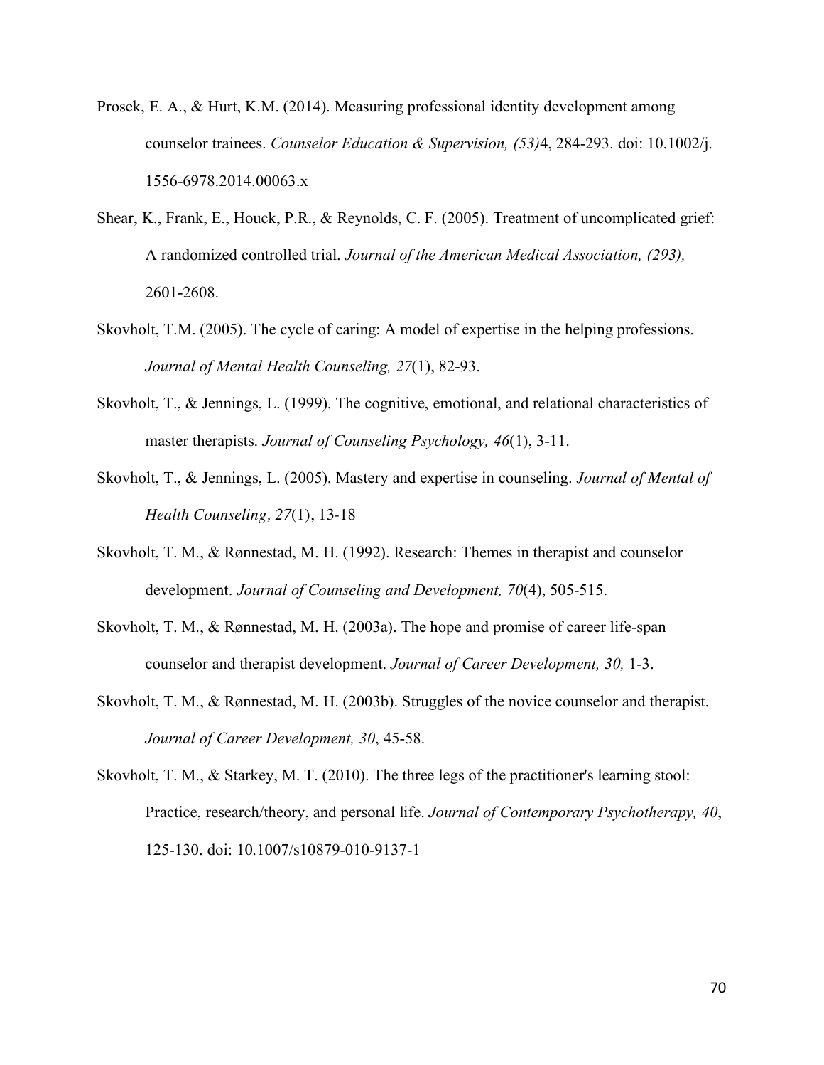Prosek, E. A., & Hurt, K.M. (2014). Measuring professional identity development among counselor trainees. *Counselor Education & Supervision, (53)*4, 284-293. doi: 10.1002/j. 1556-6978.2014.00063.x

Shear, K., Frank, E., Houck, P.R., & Reynolds, C. F. (2005). Treatment of uncomplicated grief: A randomized controlled trial. *Journal of the American Medical Association, (293),* 2601-2608.

Skovholt, T.M. (2005). The cycle of caring: A model of expertise in the helping professions. *Journal of Mental Health Counseling, 27*(1), 82-93.

Skovholt, T., & Jennings, L. (1999). The cognitive, emotional, and relational characteristics of master therapists. *Journal of Counseling Psychology, 46*(1), 3-11.

Skovholt, T., & Jennings, L. (2005). Mastery and expertise in counseling. *Journal of Mental of Health Counseling, 27*(1), 13-18

Skovholt, T. M., & Rønnestad, M. H. (1992). Research: Themes in therapist and counselor development. *Journal of Counseling and Development, 70*(4), 505-515.

Skovholt, T. M., & Rønnestad, M. H. (2003a). The hope and promise of career life-span counselor and therapist development. *Journal of Career Development, 30,* 1-3.

Skovholt, T. M., & Rønnestad, M. H. (2003b). Struggles of the novice counselor and therapist. *Journal of Career Development, 30*, 45-58.

Skovholt, T. M., & Starkey, M. T. (2010). The three legs of the practitioner's learning stool: Practice, research/theory, and personal life. *Journal of Contemporary Psychotherapy, 40*, 125-130. doi: 10.1007/s10879-010-9137-1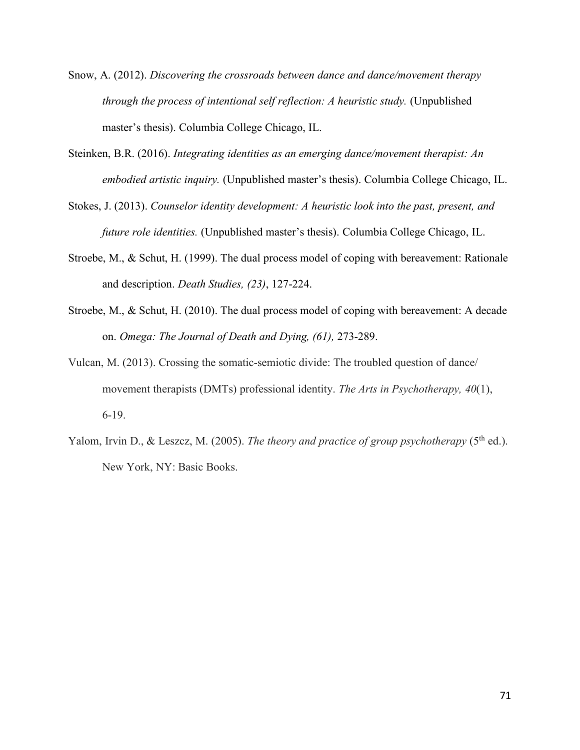Snow, A. (2012). *Discovering the crossroads between dance and dance/movement therapy through the process of intentional self reflection: A heuristic study.* (Unpublished master's thesis). Columbia College Chicago, IL.

Steinken, B.R. (2016). *Integrating identities as an emerging dance/movement therapist: An embodied artistic inquiry.* (Unpublished master's thesis). Columbia College Chicago, IL.

Stokes, J. (2013). *Counselor identity development: A heuristic look into the past, present, and future role identities.* (Unpublished master's thesis). Columbia College Chicago, IL.

Stroebe, M., & Schut, H. (1999). The dual process model of coping with bereavement: Rationale and description. *Death Studies, (23)*, 127-224.

Stroebe, M., & Schut, H. (2010). The dual process model of coping with bereavement: A decade on. *Omega: The Journal of Death and Dying, (61),* 273-289.

Vulcan, M. (2013). Crossing the somatic-semiotic divide: The troubled question of dance/ movement therapists (DMTs) professional identity. *The Arts in Psychotherapy, 40*(1), 6-19.

Yalom, Irvin D., & Leszcz, M. (2005). *The theory and practice of group psychotherapy* (5th ed.). New York, NY: Basic Books.